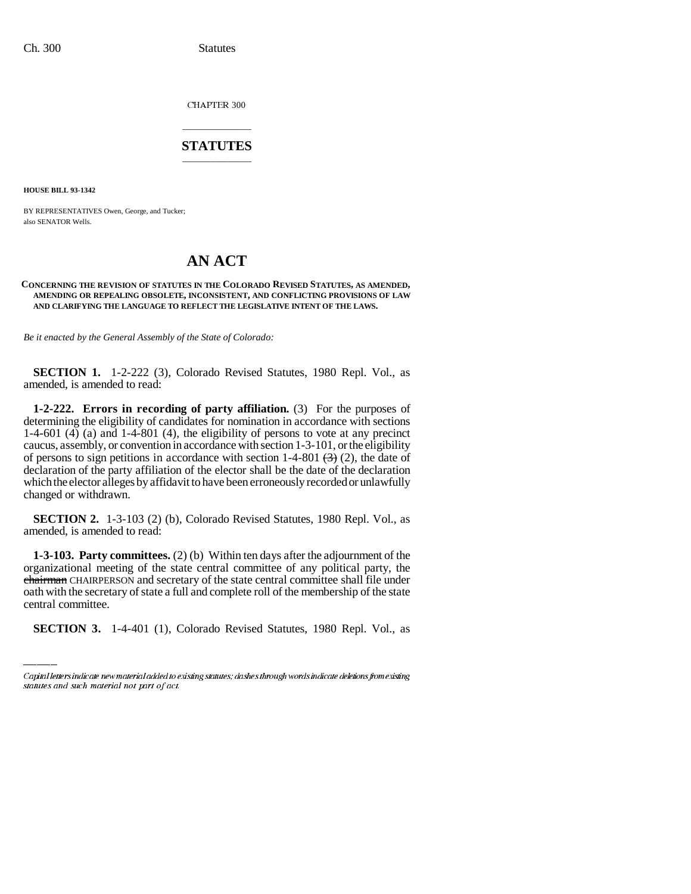CHAPTER 300

## STATUTES

**HOUSE BILL 93-1342**

BY REPRESENTATIVES Owen, George, and Tucker;
also SENATOR Wells.

# AN ACT

**CONCERNING THE REVISION OF STATUTES IN THE COLORADO REVISED STATUTES, AS AMENDED, AMENDING OR REPEALING OBSOLETE, INCONSISTENT, AND CONFLICTING PROVISIONS OF LAW AND CLARIFYING THE LANGUAGE TO REFLECT THE LEGISLATIVE INTENT OF THE LAWS.**

*Be it enacted by the General Assembly of the State of Colorado:*

**SECTION 1.** 1-2-222 (3), Colorado Revised Statutes, 1980 Repl. Vol., as amended, is amended to read:

**1-2-222. Errors in recording of party affiliation.** (3) For the purposes of determining the eligibility of candidates for nomination in accordance with sections 1-4-601 (4) (a) and 1-4-801 (4), the eligibility of persons to vote at any precinct caucus, assembly, or convention in accordance with section 1-3-101, or the eligibility of persons to sign petitions in accordance with section 1-4-801 ~~(3)~~ (2), the date of declaration of the party affiliation of the elector shall be the date of the declaration which the elector alleges by affidavit to have been erroneously recorded or unlawfully changed or withdrawn.

**SECTION 2.** 1-3-103 (2) (b), Colorado Revised Statutes, 1980 Repl. Vol., as amended, is amended to read:

**1-3-103. Party committees.** (2) (b) Within ten days after the adjournment of the organizational meeting of the state central committee of any political party, the ~~chairman~~ CHAIRPERSON and secretary of the state central committee shall file under oath with the secretary of state a full and complete roll of the membership of the state central committee.

**SECTION 3.** 1-4-401 (1), Colorado Revised Statutes, 1980 Repl. Vol., as

Capital letters indicate new material added to existing statutes; dashes through words indicate deletions from existing statutes and such material not part of act.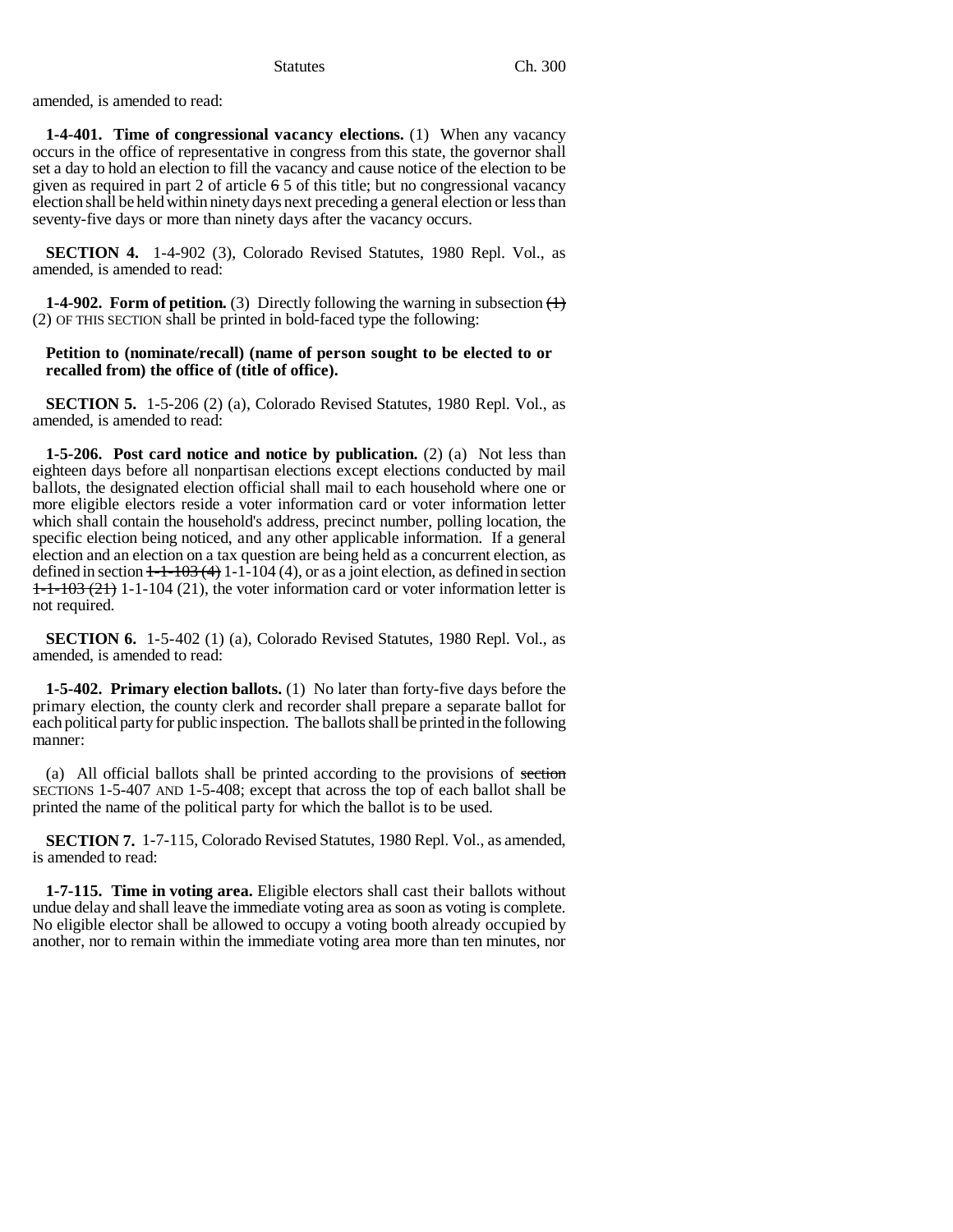amended, is amended to read:

**1-4-401. Time of congressional vacancy elections.** (1) When any vacancy occurs in the office of representative in congress from this state, the governor shall set a day to hold an election to fill the vacancy and cause notice of the election to be given as required in part 2 of article ~~6~~ 5 of this title; but no congressional vacancy election shall be held within ninety days next preceding a general election or less than seventy-five days or more than ninety days after the vacancy occurs.

**SECTION 4.** 1-4-902 (3), Colorado Revised Statutes, 1980 Repl. Vol., as amended, is amended to read:

**1-4-902. Form of petition.** (3) Directly following the warning in subsection ~~(1)~~ (2) OF THIS SECTION shall be printed in bold-faced type the following:

**Petition to (nominate/recall) (name of person sought to be elected to or recalled from) the office of (title of office).**

**SECTION 5.** 1-5-206 (2) (a), Colorado Revised Statutes, 1980 Repl. Vol., as amended, is amended to read:

**1-5-206. Post card notice and notice by publication.** (2) (a) Not less than eighteen days before all nonpartisan elections except elections conducted by mail ballots, the designated election official shall mail to each household where one or more eligible electors reside a voter information card or voter information letter which shall contain the household's address, precinct number, polling location, the specific election being noticed, and any other applicable information. If a general election and an election on a tax question are being held as a concurrent election, as defined in section ~~1-1-103 (4)~~ 1-1-104 (4), or as a joint election, as defined in section ~~1-1-103 (21)~~ 1-1-104 (21), the voter information card or voter information letter is not required.

**SECTION 6.** 1-5-402 (1) (a), Colorado Revised Statutes, 1980 Repl. Vol., as amended, is amended to read:

**1-5-402. Primary election ballots.** (1) No later than forty-five days before the primary election, the county clerk and recorder shall prepare a separate ballot for each political party for public inspection. The ballots shall be printed in the following manner:

(a) All official ballots shall be printed according to the provisions of ~~section~~ SECTIONS 1-5-407 AND 1-5-408; except that across the top of each ballot shall be printed the name of the political party for which the ballot is to be used.

**SECTION 7.** 1-7-115, Colorado Revised Statutes, 1980 Repl. Vol., as amended, is amended to read:

**1-7-115. Time in voting area.** Eligible electors shall cast their ballots without undue delay and shall leave the immediate voting area as soon as voting is complete. No eligible elector shall be allowed to occupy a voting booth already occupied by another, nor to remain within the immediate voting area more than ten minutes, nor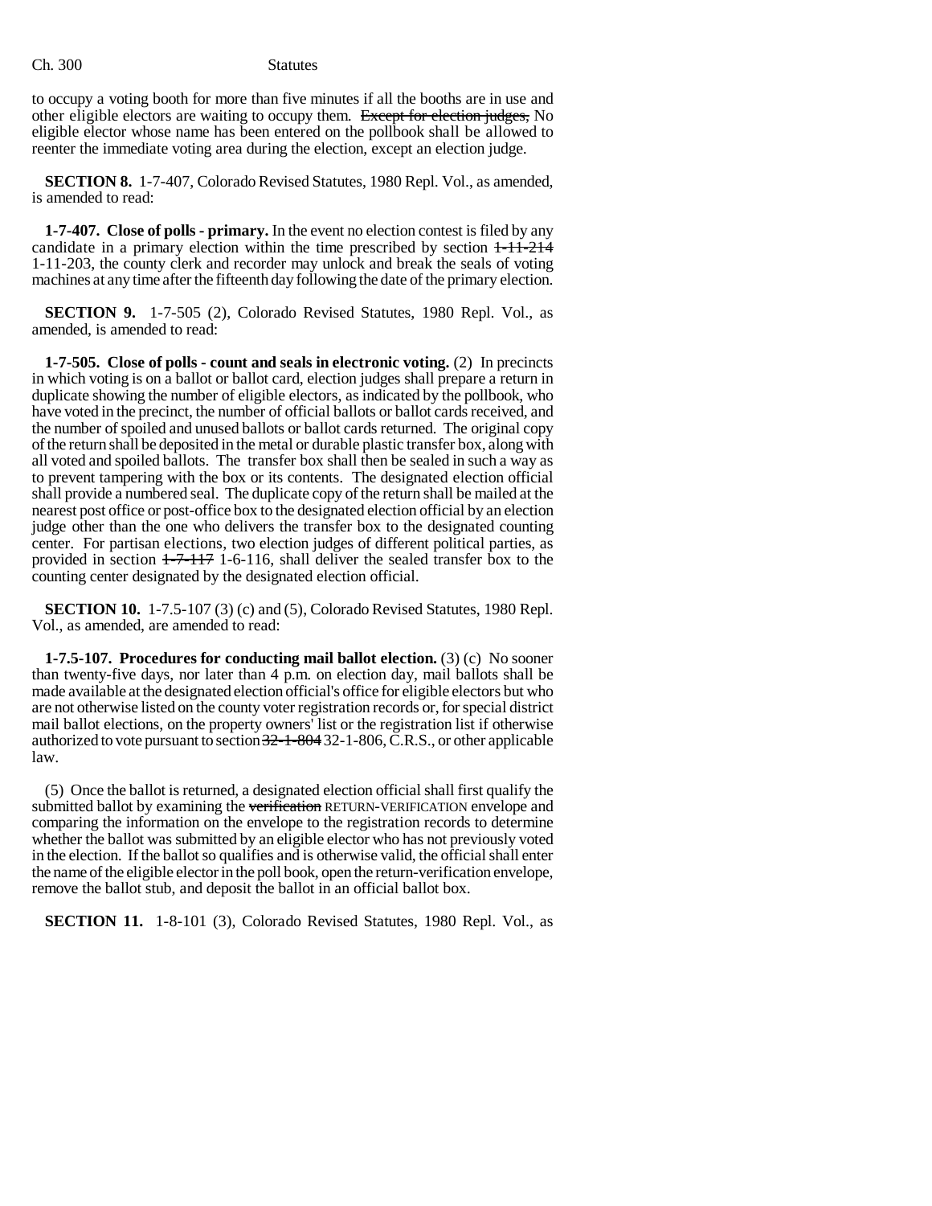to occupy a voting booth for more than five minutes if all the booths are in use and other eligible electors are waiting to occupy them. ~~Except for election judges,~~ No eligible elector whose name has been entered on the pollbook shall be allowed to reenter the immediate voting area during the election, except an election judge.

**SECTION 8.** 1-7-407, Colorado Revised Statutes, 1980 Repl. Vol., as amended, is amended to read:

**1-7-407. Close of polls - primary.** In the event no election contest is filed by any candidate in a primary election within the time prescribed by section ~~1-11-214~~ 1-11-203, the county clerk and recorder may unlock and break the seals of voting machines at any time after the fifteenth day following the date of the primary election.

**SECTION 9.** 1-7-505 (2), Colorado Revised Statutes, 1980 Repl. Vol., as amended, is amended to read:

**1-7-505. Close of polls - count and seals in electronic voting.** (2) In precincts in which voting is on a ballot or ballot card, election judges shall prepare a return in duplicate showing the number of eligible electors, as indicated by the pollbook, who have voted in the precinct, the number of official ballots or ballot cards received, and the number of spoiled and unused ballots or ballot cards returned. The original copy of the return shall be deposited in the metal or durable plastic transfer box, along with all voted and spoiled ballots. The transfer box shall then be sealed in such a way as to prevent tampering with the box or its contents. The designated election official shall provide a numbered seal. The duplicate copy of the return shall be mailed at the nearest post office or post-office box to the designated election official by an election judge other than the one who delivers the transfer box to the designated counting center. For partisan elections, two election judges of different political parties, as provided in section ~~1-7-117~~ 1-6-116, shall deliver the sealed transfer box to the counting center designated by the designated election official.

**SECTION 10.** 1-7.5-107 (3) (c) and (5), Colorado Revised Statutes, 1980 Repl. Vol., as amended, are amended to read:

**1-7.5-107. Procedures for conducting mail ballot election.** (3) (c) No sooner than twenty-five days, nor later than 4 p.m. on election day, mail ballots shall be made available at the designated election official's office for eligible electors but who are not otherwise listed on the county voter registration records or, for special district mail ballot elections, on the property owners' list or the registration list if otherwise authorized to vote pursuant to section ~~32-1-804~~ 32-1-806, C.R.S., or other applicable law.

(5) Once the ballot is returned, a designated election official shall first qualify the submitted ballot by examining the ~~verification~~ RETURN-VERIFICATION envelope and comparing the information on the envelope to the registration records to determine whether the ballot was submitted by an eligible elector who has not previously voted in the election. If the ballot so qualifies and is otherwise valid, the official shall enter the name of the eligible elector in the poll book, open the return-verification envelope, remove the ballot stub, and deposit the ballot in an official ballot box.

**SECTION 11.** 1-8-101 (3), Colorado Revised Statutes, 1980 Repl. Vol., as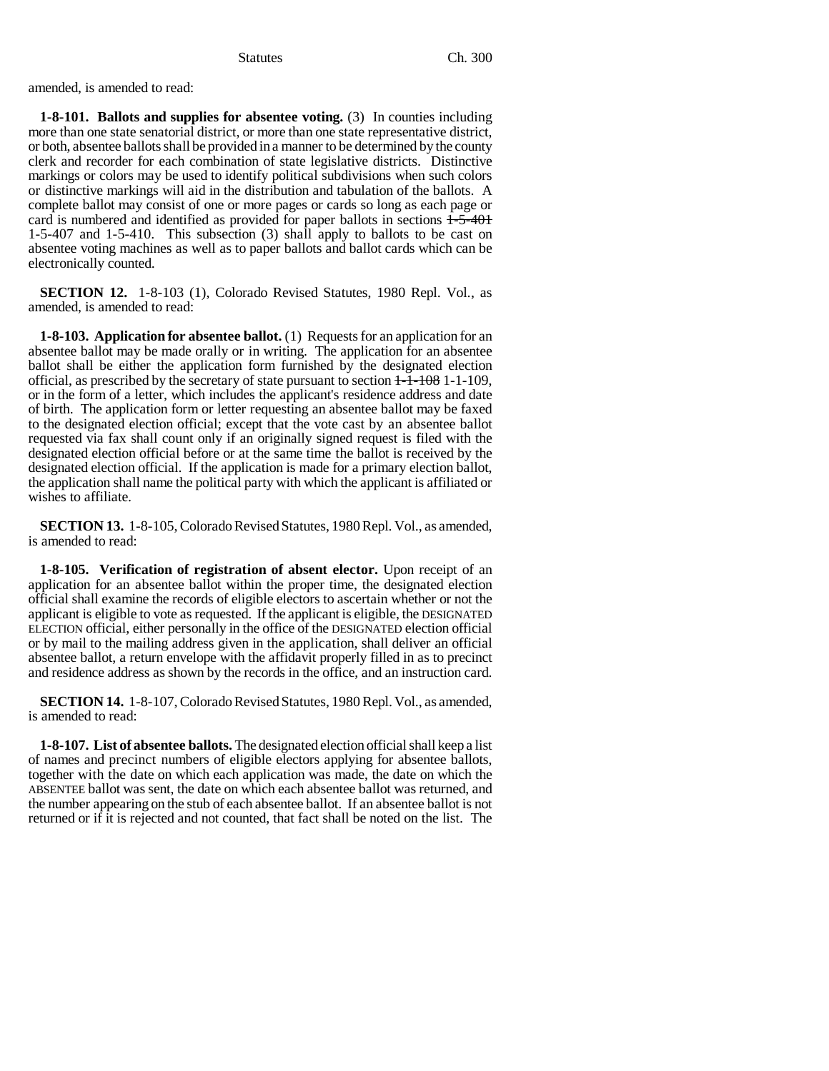amended, is amended to read:

**1-8-101. Ballots and supplies for absentee voting.** (3) In counties including more than one state senatorial district, or more than one state representative district, or both, absentee ballots shall be provided in a manner to be determined by the county clerk and recorder for each combination of state legislative districts. Distinctive markings or colors may be used to identify political subdivisions when such colors or distinctive markings will aid in the distribution and tabulation of the ballots. A complete ballot may consist of one or more pages or cards so long as each page or card is numbered and identified as provided for paper ballots in sections ~~1-5-401~~ 1-5-407 and 1-5-410. This subsection (3) shall apply to ballots to be cast on absentee voting machines as well as to paper ballots and ballot cards which can be electronically counted.

**SECTION 12.** 1-8-103 (1), Colorado Revised Statutes, 1980 Repl. Vol., as amended, is amended to read:

**1-8-103. Application for absentee ballot.** (1) Requests for an application for an absentee ballot may be made orally or in writing. The application for an absentee ballot shall be either the application form furnished by the designated election official, as prescribed by the secretary of state pursuant to section ~~1-1-108~~ 1-1-109, or in the form of a letter, which includes the applicant's residence address and date of birth. The application form or letter requesting an absentee ballot may be faxed to the designated election official; except that the vote cast by an absentee ballot requested via fax shall count only if an originally signed request is filed with the designated election official before or at the same time the ballot is received by the designated election official. If the application is made for a primary election ballot, the application shall name the political party with which the applicant is affiliated or wishes to affiliate.

**SECTION 13.** 1-8-105, Colorado Revised Statutes, 1980 Repl. Vol., as amended, is amended to read:

**1-8-105. Verification of registration of absent elector.** Upon receipt of an application for an absentee ballot within the proper time, the designated election official shall examine the records of eligible electors to ascertain whether or not the applicant is eligible to vote as requested. If the applicant is eligible, the DESIGNATED ELECTION official, either personally in the office of the DESIGNATED election official or by mail to the mailing address given in the application, shall deliver an official absentee ballot, a return envelope with the affidavit properly filled in as to precinct and residence address as shown by the records in the office, and an instruction card.

**SECTION 14.** 1-8-107, Colorado Revised Statutes, 1980 Repl. Vol., as amended, is amended to read:

**1-8-107. List of absentee ballots.** The designated election official shall keep a list of names and precinct numbers of eligible electors applying for absentee ballots, together with the date on which each application was made, the date on which the ABSENTEE ballot was sent, the date on which each absentee ballot was returned, and the number appearing on the stub of each absentee ballot. If an absentee ballot is not returned or if it is rejected and not counted, that fact shall be noted on the list. The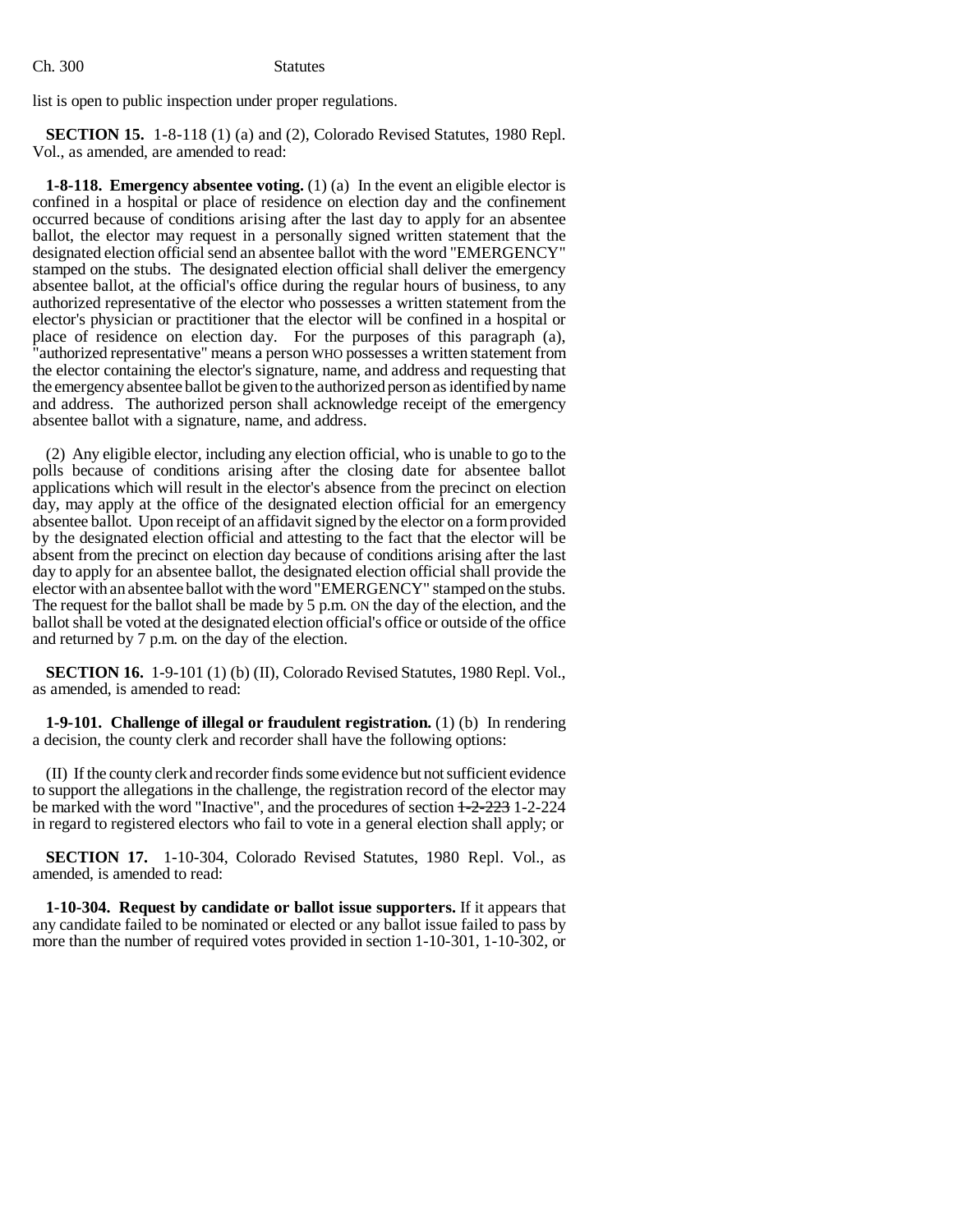list is open to public inspection under proper regulations.

**SECTION 15.** 1-8-118 (1) (a) and (2), Colorado Revised Statutes, 1980 Repl. Vol., as amended, are amended to read:

**1-8-118. Emergency absentee voting.** (1) (a) In the event an eligible elector is confined in a hospital or place of residence on election day and the confinement occurred because of conditions arising after the last day to apply for an absentee ballot, the elector may request in a personally signed written statement that the designated election official send an absentee ballot with the word "EMERGENCY" stamped on the stubs. The designated election official shall deliver the emergency absentee ballot, at the official's office during the regular hours of business, to any authorized representative of the elector who possesses a written statement from the elector's physician or practitioner that the elector will be confined in a hospital or place of residence on election day. For the purposes of this paragraph (a), "authorized representative" means a person WHO possesses a written statement from the elector containing the elector's signature, name, and address and requesting that the emergency absentee ballot be given to the authorized person as identified by name and address. The authorized person shall acknowledge receipt of the emergency absentee ballot with a signature, name, and address.

(2) Any eligible elector, including any election official, who is unable to go to the polls because of conditions arising after the closing date for absentee ballot applications which will result in the elector's absence from the precinct on election day, may apply at the office of the designated election official for an emergency absentee ballot. Upon receipt of an affidavit signed by the elector on a form provided by the designated election official and attesting to the fact that the elector will be absent from the precinct on election day because of conditions arising after the last day to apply for an absentee ballot, the designated election official shall provide the elector with an absentee ballot with the word "EMERGENCY" stamped on the stubs. The request for the ballot shall be made by 5 p.m. ON the day of the election, and the ballot shall be voted at the designated election official's office or outside of the office and returned by 7 p.m. on the day of the election.

**SECTION 16.** 1-9-101 (1) (b) (II), Colorado Revised Statutes, 1980 Repl. Vol., as amended, is amended to read:

**1-9-101. Challenge of illegal or fraudulent registration.** (1) (b) In rendering a decision, the county clerk and recorder shall have the following options:

(II) If the county clerk and recorder finds some evidence but not sufficient evidence to support the allegations in the challenge, the registration record of the elector may be marked with the word "Inactive", and the procedures of section ~~1-2-223~~ 1-2-224 in regard to registered electors who fail to vote in a general election shall apply; or

**SECTION 17.** 1-10-304, Colorado Revised Statutes, 1980 Repl. Vol., as amended, is amended to read:

**1-10-304. Request by candidate or ballot issue supporters.** If it appears that any candidate failed to be nominated or elected or any ballot issue failed to pass by more than the number of required votes provided in section 1-10-301, 1-10-302, or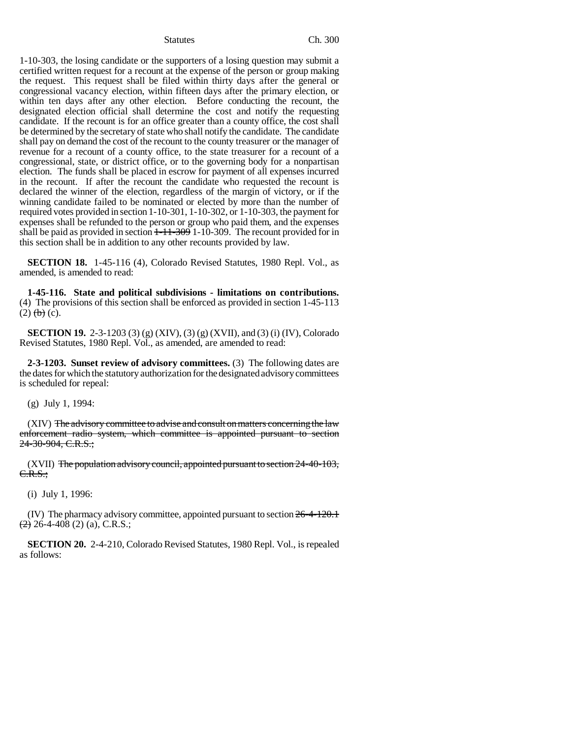1-10-303, the losing candidate or the supporters of a losing question may submit a certified written request for a recount at the expense of the person or group making the request. This request shall be filed within thirty days after the general or congressional vacancy election, within fifteen days after the primary election, or within ten days after any other election. Before conducting the recount, the designated election official shall determine the cost and notify the requesting candidate. If the recount is for an office greater than a county office, the cost shall be determined by the secretary of state who shall notify the candidate. The candidate shall pay on demand the cost of the recount to the county treasurer or the manager of revenue for a recount of a county office, to the state treasurer for a recount of a congressional, state, or district office, or to the governing body for a nonpartisan election. The funds shall be placed in escrow for payment of all expenses incurred in the recount. If after the recount the candidate who requested the recount is declared the winner of the election, regardless of the margin of victory, or if the winning candidate failed to be nominated or elected by more than the number of required votes provided in section 1-10-301, 1-10-302, or 1-10-303, the payment for expenses shall be refunded to the person or group who paid them, and the expenses shall be paid as provided in section ~~1-11-309~~ 1-10-309. The recount provided for in this section shall be in addition to any other recounts provided by law.

**SECTION 18.** 1-45-116 (4), Colorado Revised Statutes, 1980 Repl. Vol., as amended, is amended to read:

**1-45-116. State and political subdivisions - limitations on contributions.** (4) The provisions of this section shall be enforced as provided in section 1-45-113 (2) ~~(b)~~ (c).

**SECTION 19.** 2-3-1203 (3) (g) (XIV), (3) (g) (XVII), and (3) (i) (IV), Colorado Revised Statutes, 1980 Repl. Vol., as amended, are amended to read:

**2-3-1203. Sunset review of advisory committees.** (3) The following dates are the dates for which the statutory authorization for the designated advisory committees is scheduled for repeal:

(g) July 1, 1994:

(XIV) ~~The advisory committee to advise and consult on matters concerning the law enforcement radio system, which committee is appointed pursuant to section 24-30-904, C.R.S.;~~

(XVII) ~~The population advisory council, appointed pursuant to section 24-40-103, C.R.S.;~~

(i) July 1, 1996:

(IV) The pharmacy advisory committee, appointed pursuant to section ~~26-4-120.1 (2)~~ 26-4-408 (2) (a), C.R.S.;

**SECTION 20.** 2-4-210, Colorado Revised Statutes, 1980 Repl. Vol., is repealed as follows: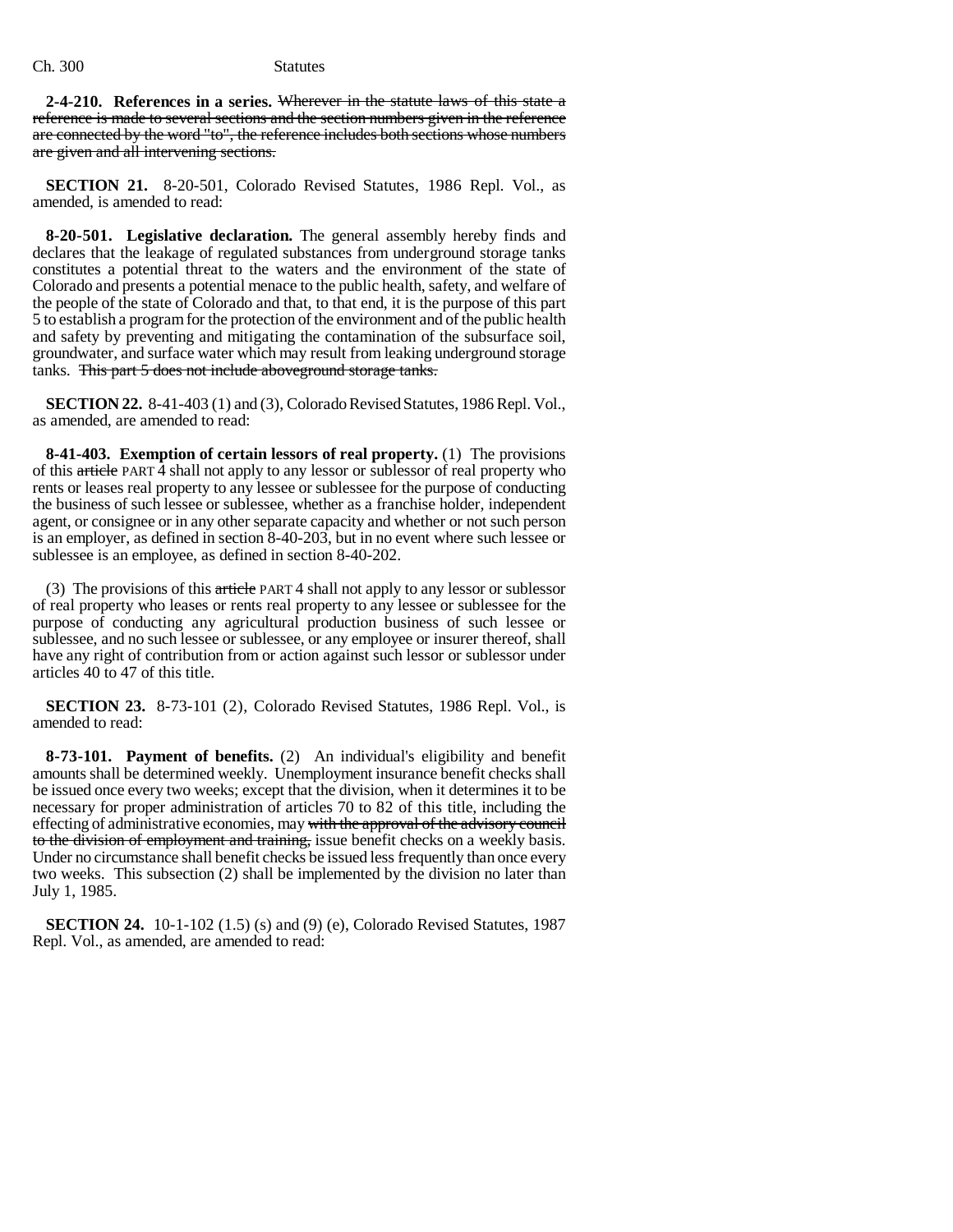**2-4-210. References in a series.** ~~Wherever in the statute laws of this state a reference is made to several sections and the section numbers given in the reference are connected by the word "to", the reference includes both sections whose numbers are given and all intervening sections.~~

**SECTION 21.** 8-20-501, Colorado Revised Statutes, 1986 Repl. Vol., as amended, is amended to read:

**8-20-501. Legislative declaration.** The general assembly hereby finds and declares that the leakage of regulated substances from underground storage tanks constitutes a potential threat to the waters and the environment of the state of Colorado and presents a potential menace to the public health, safety, and welfare of the people of the state of Colorado and that, to that end, it is the purpose of this part 5 to establish a program for the protection of the environment and of the public health and safety by preventing and mitigating the contamination of the subsurface soil, groundwater, and surface water which may result from leaking underground storage tanks. ~~This part 5 does not include aboveground storage tanks.~~

**SECTION 22.** 8-41-403 (1) and (3), Colorado Revised Statutes, 1986 Repl. Vol., as amended, are amended to read:

**8-41-403. Exemption of certain lessors of real property.** (1) The provisions of this ~~article~~ PART 4 shall not apply to any lessor or sublessor of real property who rents or leases real property to any lessee or sublessee for the purpose of conducting the business of such lessee or sublessee, whether as a franchise holder, independent agent, or consignee or in any other separate capacity and whether or not such person is an employer, as defined in section 8-40-203, but in no event where such lessee or sublessee is an employee, as defined in section 8-40-202.

(3) The provisions of this ~~article~~ PART 4 shall not apply to any lessor or sublessor of real property who leases or rents real property to any lessee or sublessee for the purpose of conducting any agricultural production business of such lessee or sublessee, and no such lessee or sublessee, or any employee or insurer thereof, shall have any right of contribution from or action against such lessor or sublessor under articles 40 to 47 of this title.

**SECTION 23.** 8-73-101 (2), Colorado Revised Statutes, 1986 Repl. Vol., is amended to read:

**8-73-101. Payment of benefits.** (2) An individual's eligibility and benefit amounts shall be determined weekly. Unemployment insurance benefit checks shall be issued once every two weeks; except that the division, when it determines it to be necessary for proper administration of articles 70 to 82 of this title, including the effecting of administrative economies, may ~~with the approval of the advisory council to the division of employment and training,~~ issue benefit checks on a weekly basis. Under no circumstance shall benefit checks be issued less frequently than once every two weeks. This subsection (2) shall be implemented by the division no later than July 1, 1985.

**SECTION 24.** 10-1-102 (1.5) (s) and (9) (e), Colorado Revised Statutes, 1987 Repl. Vol., as amended, are amended to read: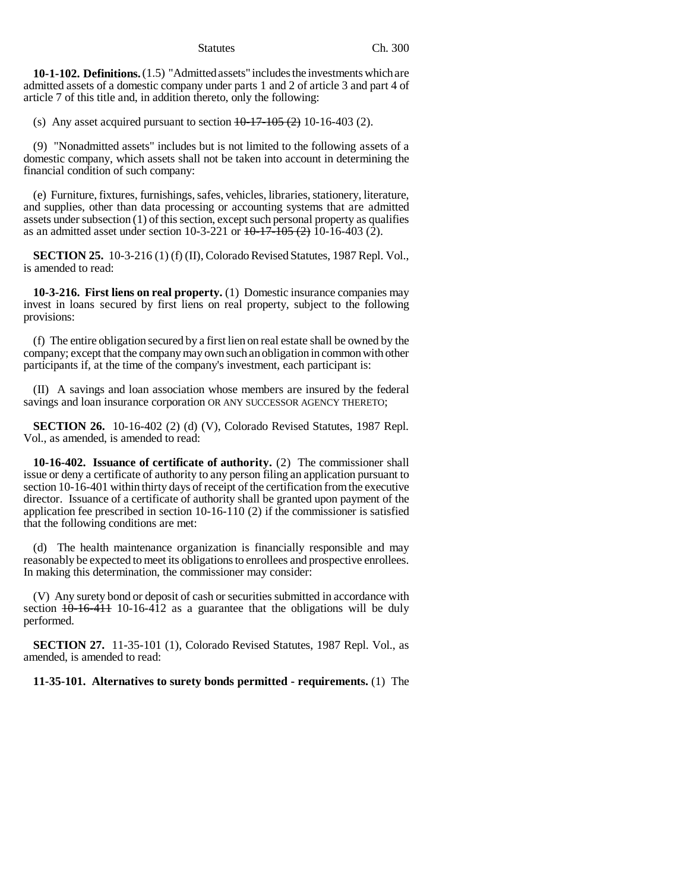**10-1-102. Definitions.** (1.5) "Admitted assets" includes the investments which are admitted assets of a domestic company under parts 1 and 2 of article 3 and part 4 of article 7 of this title and, in addition thereto, only the following:

(s) Any asset acquired pursuant to section ~~10-17-105 (2)~~ 10-16-403 (2).

(9) "Nonadmitted assets" includes but is not limited to the following assets of a domestic company, which assets shall not be taken into account in determining the financial condition of such company:

(e) Furniture, fixtures, furnishings, safes, vehicles, libraries, stationery, literature, and supplies, other than data processing or accounting systems that are admitted assets under subsection (1) of this section, except such personal property as qualifies as an admitted asset under section 10-3-221 or ~~10-17-105 (2)~~ 10-16-403 (2).

**SECTION 25.** 10-3-216 (1) (f) (II), Colorado Revised Statutes, 1987 Repl. Vol., is amended to read:

**10-3-216. First liens on real property.** (1) Domestic insurance companies may invest in loans secured by first liens on real property, subject to the following provisions:

(f) The entire obligation secured by a first lien on real estate shall be owned by the company; except that the company may own such an obligation in common with other participants if, at the time of the company's investment, each participant is:

(II) A savings and loan association whose members are insured by the federal savings and loan insurance corporation OR ANY SUCCESSOR AGENCY THERETO;

**SECTION 26.** 10-16-402 (2) (d) (V), Colorado Revised Statutes, 1987 Repl. Vol., as amended, is amended to read:

**10-16-402. Issuance of certificate of authority.** (2) The commissioner shall issue or deny a certificate of authority to any person filing an application pursuant to section 10-16-401 within thirty days of receipt of the certification from the executive director. Issuance of a certificate of authority shall be granted upon payment of the application fee prescribed in section 10-16-110 (2) if the commissioner is satisfied that the following conditions are met:

(d) The health maintenance organization is financially responsible and may reasonably be expected to meet its obligations to enrollees and prospective enrollees. In making this determination, the commissioner may consider:

(V) Any surety bond or deposit of cash or securities submitted in accordance with section ~~10-16-411~~ 10-16-412 as a guarantee that the obligations will be duly performed.

**SECTION 27.** 11-35-101 (1), Colorado Revised Statutes, 1987 Repl. Vol., as amended, is amended to read:

**11-35-101. Alternatives to surety bonds permitted - requirements.** (1) The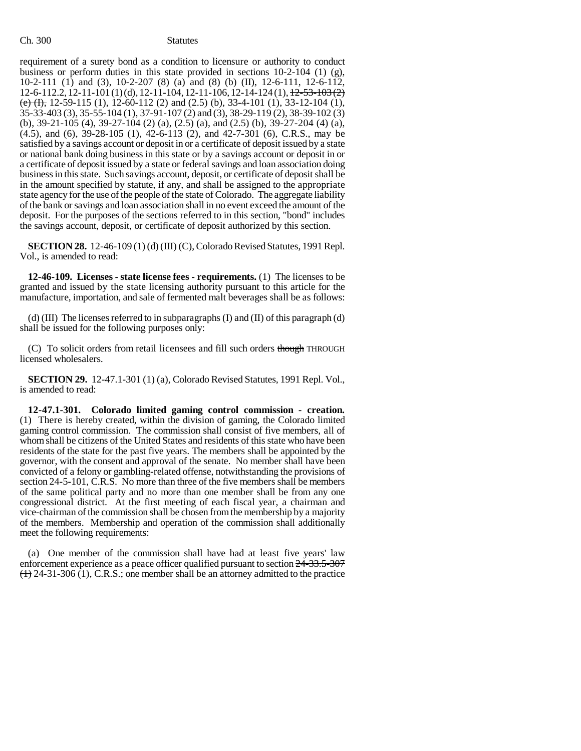requirement of a surety bond as a condition to licensure or authority to conduct business or perform duties in this state provided in sections 10-2-104 (1) (g), 10-2-111 (1) and (3), 10-2-207 (8) (a) and (8) (b) (II), 12-6-111, 12-6-112, 12-6-112.2, 12-11-101 (1) (d), 12-11-104, 12-11-106, 12-14-124 (1), ~~12-53-103 (2) (e) (I),~~ 12-59-115 (1), 12-60-112 (2) and (2.5) (b), 33-4-101 (1), 33-12-104 (1), 35-33-403 (3), 35-55-104 (1), 37-91-107 (2) and (3), 38-29-119 (2), 38-39-102 (3) (b), 39-21-105 (4), 39-27-104 (2) (a), (2.5) (a), and (2.5) (b), 39-27-204 (4) (a), (4.5), and (6), 39-28-105 (1), 42-6-113 (2), and 42-7-301 (6), C.R.S., may be satisfied by a savings account or deposit in or a certificate of deposit issued by a state or national bank doing business in this state or by a savings account or deposit in or a certificate of deposit issued by a state or federal savings and loan association doing business in this state. Such savings account, deposit, or certificate of deposit shall be in the amount specified by statute, if any, and shall be assigned to the appropriate state agency for the use of the people of the state of Colorado. The aggregate liability of the bank or savings and loan association shall in no event exceed the amount of the deposit. For the purposes of the sections referred to in this section, "bond" includes the savings account, deposit, or certificate of deposit authorized by this section.

**SECTION 28.** 12-46-109 (1) (d) (III) (C), Colorado Revised Statutes, 1991 Repl. Vol., is amended to read:

**12-46-109. Licenses - state license fees - requirements.** (1) The licenses to be granted and issued by the state licensing authority pursuant to this article for the manufacture, importation, and sale of fermented malt beverages shall be as follows:

(d) (III) The licenses referred to in subparagraphs (I) and (II) of this paragraph (d) shall be issued for the following purposes only:

(C) To solicit orders from retail licensees and fill such orders ~~though~~ THROUGH licensed wholesalers.

**SECTION 29.** 12-47.1-301 (1) (a), Colorado Revised Statutes, 1991 Repl. Vol., is amended to read:

**12-47.1-301. Colorado limited gaming control commission - creation.** (1) There is hereby created, within the division of gaming, the Colorado limited gaming control commission. The commission shall consist of five members, all of whom shall be citizens of the United States and residents of this state who have been residents of the state for the past five years. The members shall be appointed by the governor, with the consent and approval of the senate. No member shall have been convicted of a felony or gambling-related offense, notwithstanding the provisions of section 24-5-101, C.R.S. No more than three of the five members shall be members of the same political party and no more than one member shall be from any one congressional district. At the first meeting of each fiscal year, a chairman and vice-chairman of the commission shall be chosen from the membership by a majority of the members. Membership and operation of the commission shall additionally meet the following requirements:

(a) One member of the commission shall have had at least five years' law enforcement experience as a peace officer qualified pursuant to section ~~24-33.5-307 (1)~~ 24-31-306 (1), C.R.S.; one member shall be an attorney admitted to the practice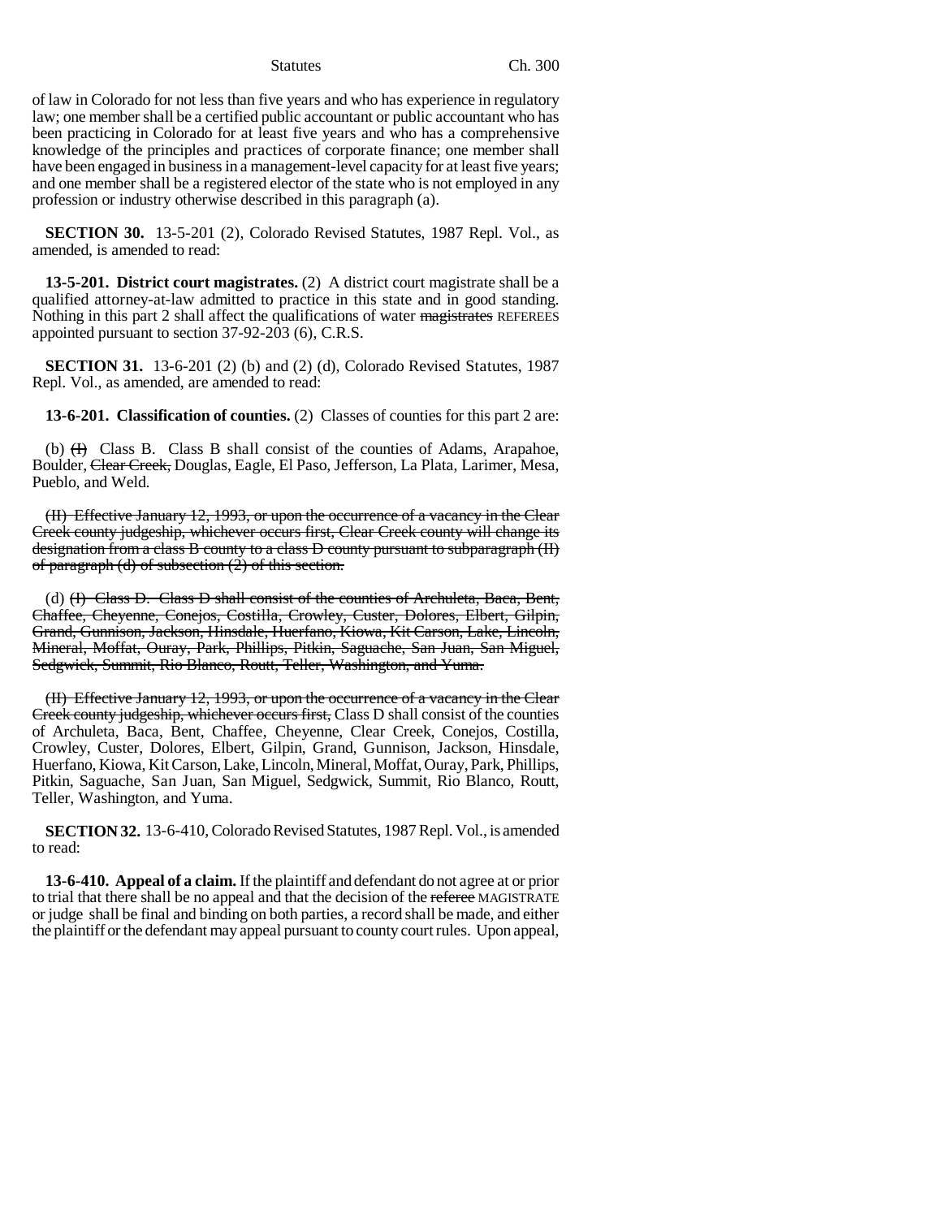of law in Colorado for not less than five years and who has experience in regulatory law; one member shall be a certified public accountant or public accountant who has been practicing in Colorado for at least five years and who has a comprehensive knowledge of the principles and practices of corporate finance; one member shall have been engaged in business in a management-level capacity for at least five years; and one member shall be a registered elector of the state who is not employed in any profession or industry otherwise described in this paragraph (a).

**SECTION 30.** 13-5-201 (2), Colorado Revised Statutes, 1987 Repl. Vol., as amended, is amended to read:

**13-5-201. District court magistrates.** (2) A district court magistrate shall be a qualified attorney-at-law admitted to practice in this state and in good standing. Nothing in this part 2 shall affect the qualifications of water ~~magistrates~~ REFEREES appointed pursuant to section 37-92-203 (6), C.R.S.

**SECTION 31.** 13-6-201 (2) (b) and (2) (d), Colorado Revised Statutes, 1987 Repl. Vol., as amended, are amended to read:

**13-6-201. Classification of counties.** (2) Classes of counties for this part 2 are:

(b) ~~(I)~~ Class B. Class B shall consist of the counties of Adams, Arapahoe, Boulder, ~~Clear Creek,~~ Douglas, Eagle, El Paso, Jefferson, La Plata, Larimer, Mesa, Pueblo, and Weld.

~~(II) Effective January 12, 1993, or upon the occurrence of a vacancy in the Clear Creek county judgeship, whichever occurs first, Clear Creek county will change its designation from a class B county to a class D county pursuant to subparagraph (II) of paragraph (d) of subsection (2) of this section.~~

(d) ~~(I) Class D. Class D shall consist of the counties of Archuleta, Baca, Bent, Chaffee, Cheyenne, Conejos, Costilla, Crowley, Custer, Dolores, Elbert, Gilpin, Grand, Gunnison, Jackson, Hinsdale, Huerfano, Kiowa, Kit Carson, Lake, Lincoln, Mineral, Moffat, Ouray, Park, Phillips, Pitkin, Saguache, San Juan, San Miguel, Sedgwick, Summit, Rio Blanco, Routt, Teller, Washington, and Yuma.~~

~~(II) Effective January 12, 1993, or upon the occurrence of a vacancy in the Clear Creek county judgeship, whichever occurs first,~~ Class D shall consist of the counties of Archuleta, Baca, Bent, Chaffee, Cheyenne, Clear Creek, Conejos, Costilla, Crowley, Custer, Dolores, Elbert, Gilpin, Grand, Gunnison, Jackson, Hinsdale, Huerfano, Kiowa, Kit Carson, Lake, Lincoln, Mineral, Moffat, Ouray, Park, Phillips, Pitkin, Saguache, San Juan, San Miguel, Sedgwick, Summit, Rio Blanco, Routt, Teller, Washington, and Yuma.

**SECTION 32.** 13-6-410, Colorado Revised Statutes, 1987 Repl. Vol., is amended to read:

**13-6-410. Appeal of a claim.** If the plaintiff and defendant do not agree at or prior to trial that there shall be no appeal and that the decision of the ~~referee~~ MAGISTRATE or judge shall be final and binding on both parties, a record shall be made, and either the plaintiff or the defendant may appeal pursuant to county court rules. Upon appeal,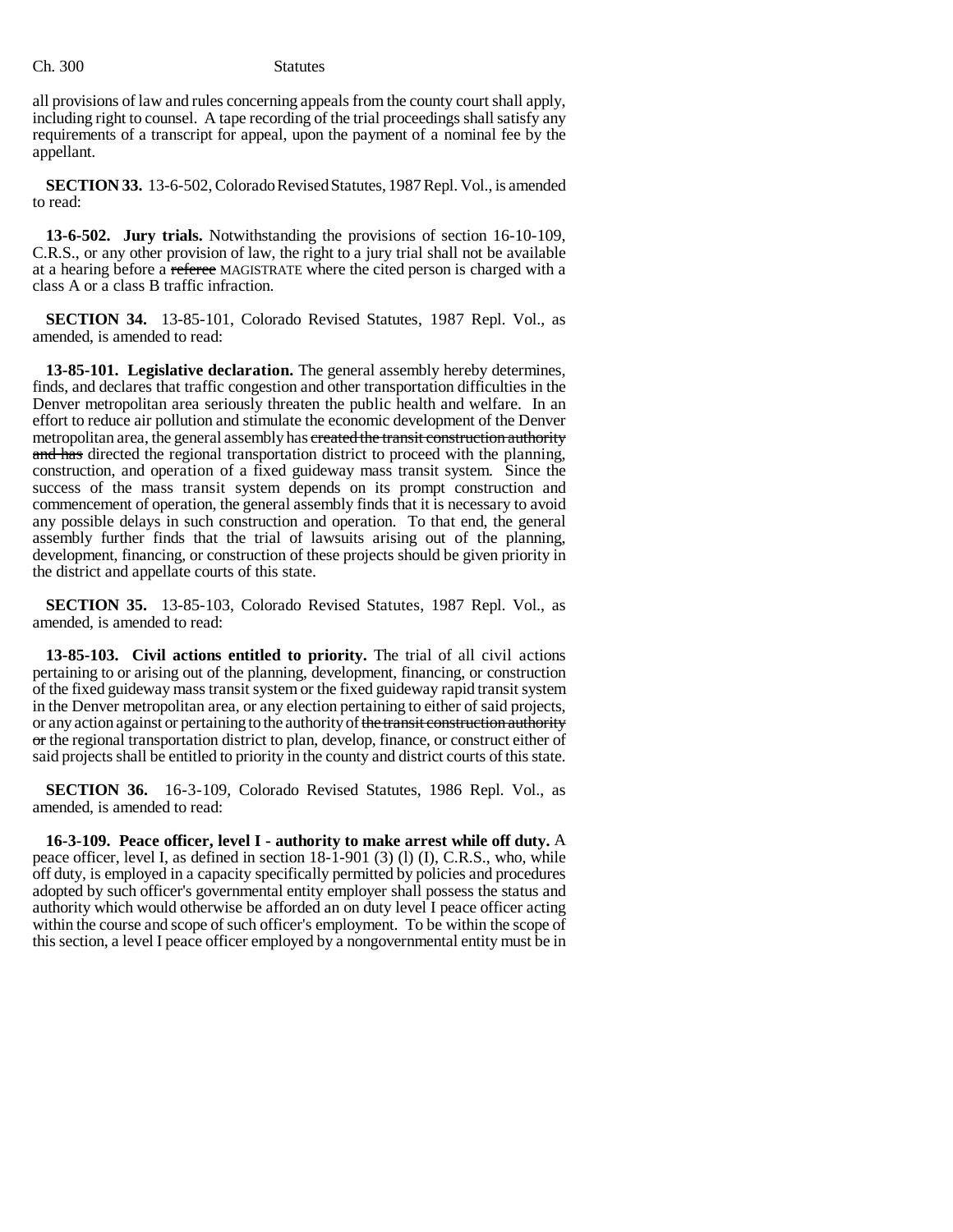all provisions of law and rules concerning appeals from the county court shall apply, including right to counsel. A tape recording of the trial proceedings shall satisfy any requirements of a transcript for appeal, upon the payment of a nominal fee by the appellant.

**SECTION 33.** 13-6-502, Colorado Revised Statutes, 1987 Repl. Vol., is amended to read:

**13-6-502. Jury trials.** Notwithstanding the provisions of section 16-10-109, C.R.S., or any other provision of law, the right to a jury trial shall not be available at a hearing before a ~~referee~~ MAGISTRATE where the cited person is charged with a class A or a class B traffic infraction.

**SECTION 34.** 13-85-101, Colorado Revised Statutes, 1987 Repl. Vol., as amended, is amended to read:

**13-85-101. Legislative declaration.** The general assembly hereby determines, finds, and declares that traffic congestion and other transportation difficulties in the Denver metropolitan area seriously threaten the public health and welfare. In an effort to reduce air pollution and stimulate the economic development of the Denver metropolitan area, the general assembly has ~~created the transit construction authority and has~~ directed the regional transportation district to proceed with the planning, construction, and operation of a fixed guideway mass transit system. Since the success of the mass transit system depends on its prompt construction and commencement of operation, the general assembly finds that it is necessary to avoid any possible delays in such construction and operation. To that end, the general assembly further finds that the trial of lawsuits arising out of the planning, development, financing, or construction of these projects should be given priority in the district and appellate courts of this state.

**SECTION 35.** 13-85-103, Colorado Revised Statutes, 1987 Repl. Vol., as amended, is amended to read:

**13-85-103. Civil actions entitled to priority.** The trial of all civil actions pertaining to or arising out of the planning, development, financing, or construction of the fixed guideway mass transit system or the fixed guideway rapid transit system in the Denver metropolitan area, or any election pertaining to either of said projects, or any action against or pertaining to the authority of ~~the transit construction authority or~~ the regional transportation district to plan, develop, finance, or construct either of said projects shall be entitled to priority in the county and district courts of this state.

**SECTION 36.** 16-3-109, Colorado Revised Statutes, 1986 Repl. Vol., as amended, is amended to read:

**16-3-109. Peace officer, level I - authority to make arrest while off duty.** A peace officer, level I, as defined in section 18-1-901 (3) (l) (I), C.R.S., who, while off duty, is employed in a capacity specifically permitted by policies and procedures adopted by such officer's governmental entity employer shall possess the status and authority which would otherwise be afforded an on duty level I peace officer acting within the course and scope of such officer's employment. To be within the scope of this section, a level I peace officer employed by a nongovernmental entity must be in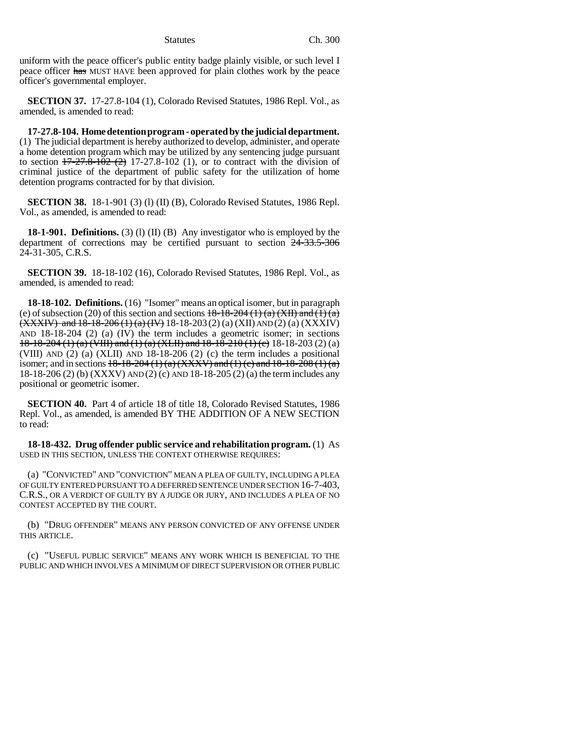uniform with the peace officer's public entity badge plainly visible, or such level I peace officer ~~has~~ MUST HAVE been approved for plain clothes work by the peace officer's governmental employer.

**SECTION 37.** 17-27.8-104 (1), Colorado Revised Statutes, 1986 Repl. Vol., as amended, is amended to read:

**17-27.8-104. Home detention program - operated by the judicial department.** (1) The judicial department is hereby authorized to develop, administer, and operate a home detention program which may be utilized by any sentencing judge pursuant to section ~~17-27.8-102 (2)~~ 17-27.8-102 (1), or to contract with the division of criminal justice of the department of public safety for the utilization of home detention programs contracted for by that division.

**SECTION 38.** 18-1-901 (3) (l) (II) (B), Colorado Revised Statutes, 1986 Repl. Vol., as amended, is amended to read:

**18-1-901. Definitions.** (3) (l) (II) (B) Any investigator who is employed by the department of corrections may be certified pursuant to section ~~24-33.5-306~~ 24-31-305, C.R.S.

**SECTION 39.** 18-18-102 (16), Colorado Revised Statutes, 1986 Repl. Vol., as amended, is amended to read:

**18-18-102. Definitions.** (16) "Isomer" means an optical isomer, but in paragraph (e) of subsection (20) of this section and sections ~~18-18-204 (1) (a) (XII) and (1) (a) (XXXIV) and 18-18-206 (1) (a) (IV)~~ 18-18-203 (2) (a) (XII) AND (2) (a) (XXXIV) AND 18-18-204 (2) (a) (IV) the term includes a geometric isomer; in sections ~~18-18-204 (1) (a) (VIII) and (1) (a) (XLII) and 18-18-210 (1) (c)~~ 18-18-203 (2) (a) (VIII) AND (2) (a) (XLII) AND 18-18-206 (2) (c) the term includes a positional isomer; and in sections ~~18-18-204 (1) (a) (XXXV) and (1) (c) and 18-18-208 (1) (a)~~ 18-18-206 (2) (b) (XXXV) AND (2) (c) AND 18-18-205 (2) (a) the term includes any positional or geometric isomer.

**SECTION 40.** Part 4 of article 18 of title 18, Colorado Revised Statutes, 1986 Repl. Vol., as amended, is amended BY THE ADDITION OF A NEW SECTION to read:

**18-18-432. Drug offender public service and rehabilitation program.** (1) AS USED IN THIS SECTION, UNLESS THE CONTEXT OTHERWISE REQUIRES:

(a) "CONVICTED" AND "CONVICTION" MEAN A PLEA OF GUILTY, INCLUDING A PLEA OF GUILTY ENTERED PURSUANT TO A DEFERRED SENTENCE UNDER SECTION 16-7-403, C.R.S., OR A VERDICT OF GUILTY BY A JUDGE OR JURY, AND INCLUDES A PLEA OF NO CONTEST ACCEPTED BY THE COURT.

(b) "DRUG OFFENDER" MEANS ANY PERSON CONVICTED OF ANY OFFENSE UNDER THIS ARTICLE.

(c) "USEFUL PUBLIC SERVICE" MEANS ANY WORK WHICH IS BENEFICIAL TO THE PUBLIC AND WHICH INVOLVES A MINIMUM OF DIRECT SUPERVISION OR OTHER PUBLIC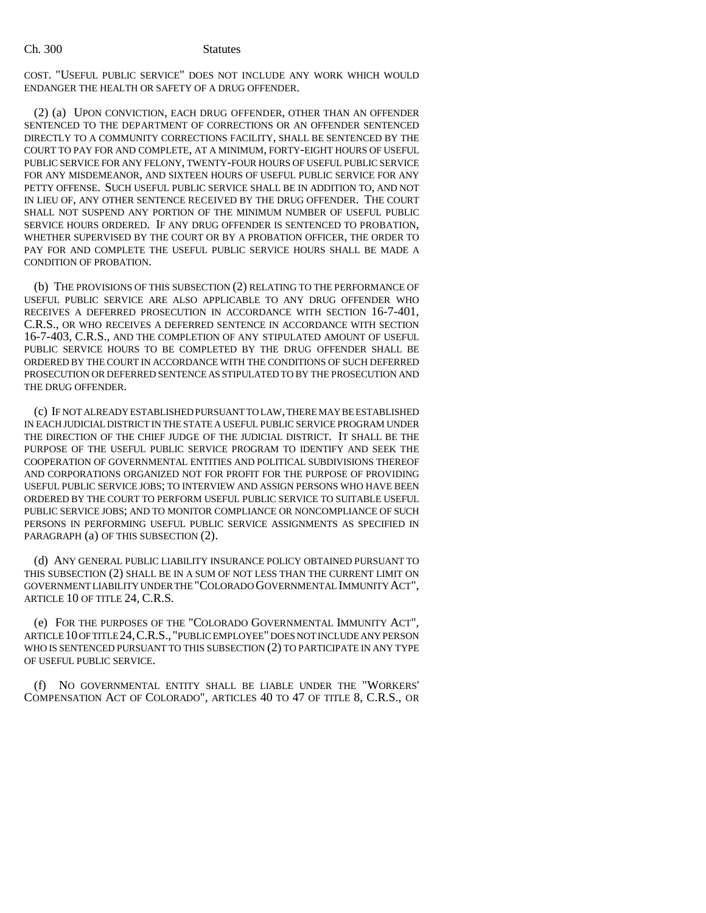COST. "USEFUL PUBLIC SERVICE" DOES NOT INCLUDE ANY WORK WHICH WOULD ENDANGER THE HEALTH OR SAFETY OF A DRUG OFFENDER.

(2) (a) UPON CONVICTION, EACH DRUG OFFENDER, OTHER THAN AN OFFENDER SENTENCED TO THE DEPARTMENT OF CORRECTIONS OR AN OFFENDER SENTENCED DIRECTLY TO A COMMUNITY CORRECTIONS FACILITY, SHALL BE SENTENCED BY THE COURT TO PAY FOR AND COMPLETE, AT A MINIMUM, FORTY-EIGHT HOURS OF USEFUL PUBLIC SERVICE FOR ANY FELONY, TWENTY-FOUR HOURS OF USEFUL PUBLIC SERVICE FOR ANY MISDEMEANOR, AND SIXTEEN HOURS OF USEFUL PUBLIC SERVICE FOR ANY PETTY OFFENSE. SUCH USEFUL PUBLIC SERVICE SHALL BE IN ADDITION TO, AND NOT IN LIEU OF, ANY OTHER SENTENCE RECEIVED BY THE DRUG OFFENDER. THE COURT SHALL NOT SUSPEND ANY PORTION OF THE MINIMUM NUMBER OF USEFUL PUBLIC SERVICE HOURS ORDERED. IF ANY DRUG OFFENDER IS SENTENCED TO PROBATION, WHETHER SUPERVISED BY THE COURT OR BY A PROBATION OFFICER, THE ORDER TO PAY FOR AND COMPLETE THE USEFUL PUBLIC SERVICE HOURS SHALL BE MADE A CONDITION OF PROBATION.

(b) THE PROVISIONS OF THIS SUBSECTION (2) RELATING TO THE PERFORMANCE OF USEFUL PUBLIC SERVICE ARE ALSO APPLICABLE TO ANY DRUG OFFENDER WHO RECEIVES A DEFERRED PROSECUTION IN ACCORDANCE WITH SECTION 16-7-401, C.R.S., OR WHO RECEIVES A DEFERRED SENTENCE IN ACCORDANCE WITH SECTION 16-7-403, C.R.S., AND THE COMPLETION OF ANY STIPULATED AMOUNT OF USEFUL PUBLIC SERVICE HOURS TO BE COMPLETED BY THE DRUG OFFENDER SHALL BE ORDERED BY THE COURT IN ACCORDANCE WITH THE CONDITIONS OF SUCH DEFERRED PROSECUTION OR DEFERRED SENTENCE AS STIPULATED TO BY THE PROSECUTION AND THE DRUG OFFENDER.

(c) IF NOT ALREADY ESTABLISHED PURSUANT TO LAW, THERE MAY BE ESTABLISHED IN EACH JUDICIAL DISTRICT IN THE STATE A USEFUL PUBLIC SERVICE PROGRAM UNDER THE DIRECTION OF THE CHIEF JUDGE OF THE JUDICIAL DISTRICT. IT SHALL BE THE PURPOSE OF THE USEFUL PUBLIC SERVICE PROGRAM TO IDENTIFY AND SEEK THE COOPERATION OF GOVERNMENTAL ENTITIES AND POLITICAL SUBDIVISIONS THEREOF AND CORPORATIONS ORGANIZED NOT FOR PROFIT FOR THE PURPOSE OF PROVIDING USEFUL PUBLIC SERVICE JOBS; TO INTERVIEW AND ASSIGN PERSONS WHO HAVE BEEN ORDERED BY THE COURT TO PERFORM USEFUL PUBLIC SERVICE TO SUITABLE USEFUL PUBLIC SERVICE JOBS; AND TO MONITOR COMPLIANCE OR NONCOMPLIANCE OF SUCH PERSONS IN PERFORMING USEFUL PUBLIC SERVICE ASSIGNMENTS AS SPECIFIED IN PARAGRAPH (a) OF THIS SUBSECTION (2).

(d) ANY GENERAL PUBLIC LIABILITY INSURANCE POLICY OBTAINED PURSUANT TO THIS SUBSECTION (2) SHALL BE IN A SUM OF NOT LESS THAN THE CURRENT LIMIT ON GOVERNMENT LIABILITY UNDER THE "COLORADO GOVERNMENTAL IMMUNITY ACT", ARTICLE 10 OF TITLE 24, C.R.S.

(e) FOR THE PURPOSES OF THE "COLORADO GOVERNMENTAL IMMUNITY ACT", ARTICLE 10 OF TITLE 24, C.R.S., "PUBLIC EMPLOYEE" DOES NOT INCLUDE ANY PERSON WHO IS SENTENCED PURSUANT TO THIS SUBSECTION (2) TO PARTICIPATE IN ANY TYPE OF USEFUL PUBLIC SERVICE.

(f) NO GOVERNMENTAL ENTITY SHALL BE LIABLE UNDER THE "WORKERS' COMPENSATION ACT OF COLORADO", ARTICLES 40 TO 47 OF TITLE 8, C.R.S., OR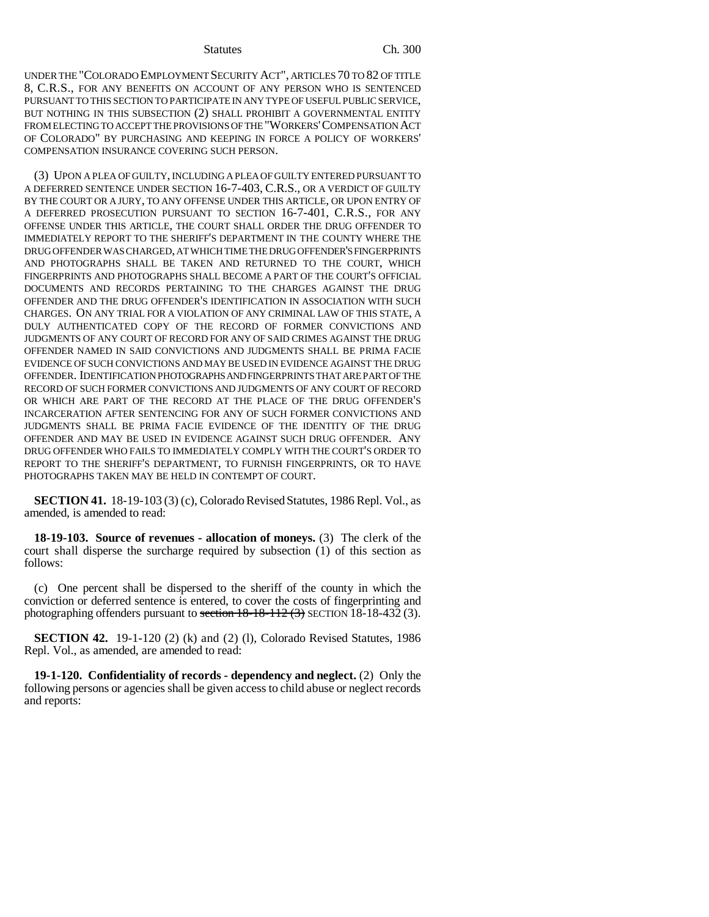UNDER THE "COLORADO EMPLOYMENT SECURITY ACT", ARTICLES 70 TO 82 OF TITLE 8, C.R.S., FOR ANY BENEFITS ON ACCOUNT OF ANY PERSON WHO IS SENTENCED PURSUANT TO THIS SECTION TO PARTICIPATE IN ANY TYPE OF USEFUL PUBLIC SERVICE, BUT NOTHING IN THIS SUBSECTION (2) SHALL PROHIBIT A GOVERNMENTAL ENTITY FROM ELECTING TO ACCEPT THE PROVISIONS OF THE "WORKERS' COMPENSATION ACT OF COLORADO" BY PURCHASING AND KEEPING IN FORCE A POLICY OF WORKERS' COMPENSATION INSURANCE COVERING SUCH PERSON.

(3) UPON A PLEA OF GUILTY, INCLUDING A PLEA OF GUILTY ENTERED PURSUANT TO A DEFERRED SENTENCE UNDER SECTION 16-7-403, C.R.S., OR A VERDICT OF GUILTY BY THE COURT OR A JURY, TO ANY OFFENSE UNDER THIS ARTICLE, OR UPON ENTRY OF A DEFERRED PROSECUTION PURSUANT TO SECTION 16-7-401, C.R.S., FOR ANY OFFENSE UNDER THIS ARTICLE, THE COURT SHALL ORDER THE DRUG OFFENDER TO IMMEDIATELY REPORT TO THE SHERIFF'S DEPARTMENT IN THE COUNTY WHERE THE DRUG OFFENDER WAS CHARGED, AT WHICH TIME THE DRUG OFFENDER'S FINGERPRINTS AND PHOTOGRAPHS SHALL BE TAKEN AND RETURNED TO THE COURT, WHICH FINGERPRINTS AND PHOTOGRAPHS SHALL BECOME A PART OF THE COURT'S OFFICIAL DOCUMENTS AND RECORDS PERTAINING TO THE CHARGES AGAINST THE DRUG OFFENDER AND THE DRUG OFFENDER'S IDENTIFICATION IN ASSOCIATION WITH SUCH CHARGES. ON ANY TRIAL FOR A VIOLATION OF ANY CRIMINAL LAW OF THIS STATE, A DULY AUTHENTICATED COPY OF THE RECORD OF FORMER CONVICTIONS AND JUDGMENTS OF ANY COURT OF RECORD FOR ANY OF SAID CRIMES AGAINST THE DRUG OFFENDER NAMED IN SAID CONVICTIONS AND JUDGMENTS SHALL BE PRIMA FACIE EVIDENCE OF SUCH CONVICTIONS AND MAY BE USED IN EVIDENCE AGAINST THE DRUG OFFENDER. IDENTIFICATION PHOTOGRAPHS AND FINGERPRINTS THAT ARE PART OF THE RECORD OF SUCH FORMER CONVICTIONS AND JUDGMENTS OF ANY COURT OF RECORD OR WHICH ARE PART OF THE RECORD AT THE PLACE OF THE DRUG OFFENDER'S INCARCERATION AFTER SENTENCING FOR ANY OF SUCH FORMER CONVICTIONS AND JUDGMENTS SHALL BE PRIMA FACIE EVIDENCE OF THE IDENTITY OF THE DRUG OFFENDER AND MAY BE USED IN EVIDENCE AGAINST SUCH DRUG OFFENDER. ANY DRUG OFFENDER WHO FAILS TO IMMEDIATELY COMPLY WITH THE COURT'S ORDER TO REPORT TO THE SHERIFF'S DEPARTMENT, TO FURNISH FINGERPRINTS, OR TO HAVE PHOTOGRAPHS TAKEN MAY BE HELD IN CONTEMPT OF COURT.

**SECTION 41.** 18-19-103 (3) (c), Colorado Revised Statutes, 1986 Repl. Vol., as amended, is amended to read:

**18-19-103. Source of revenues - allocation of moneys.** (3) The clerk of the court shall disperse the surcharge required by subsection (1) of this section as follows:

(c) One percent shall be dispersed to the sheriff of the county in which the conviction or deferred sentence is entered, to cover the costs of fingerprinting and photographing offenders pursuant to ~~section 18-18-112 (3)~~ SECTION 18-18-432 (3).

**SECTION 42.** 19-1-120 (2) (k) and (2) (l), Colorado Revised Statutes, 1986 Repl. Vol., as amended, are amended to read:

**19-1-120. Confidentiality of records - dependency and neglect.** (2) Only the following persons or agencies shall be given access to child abuse or neglect records and reports: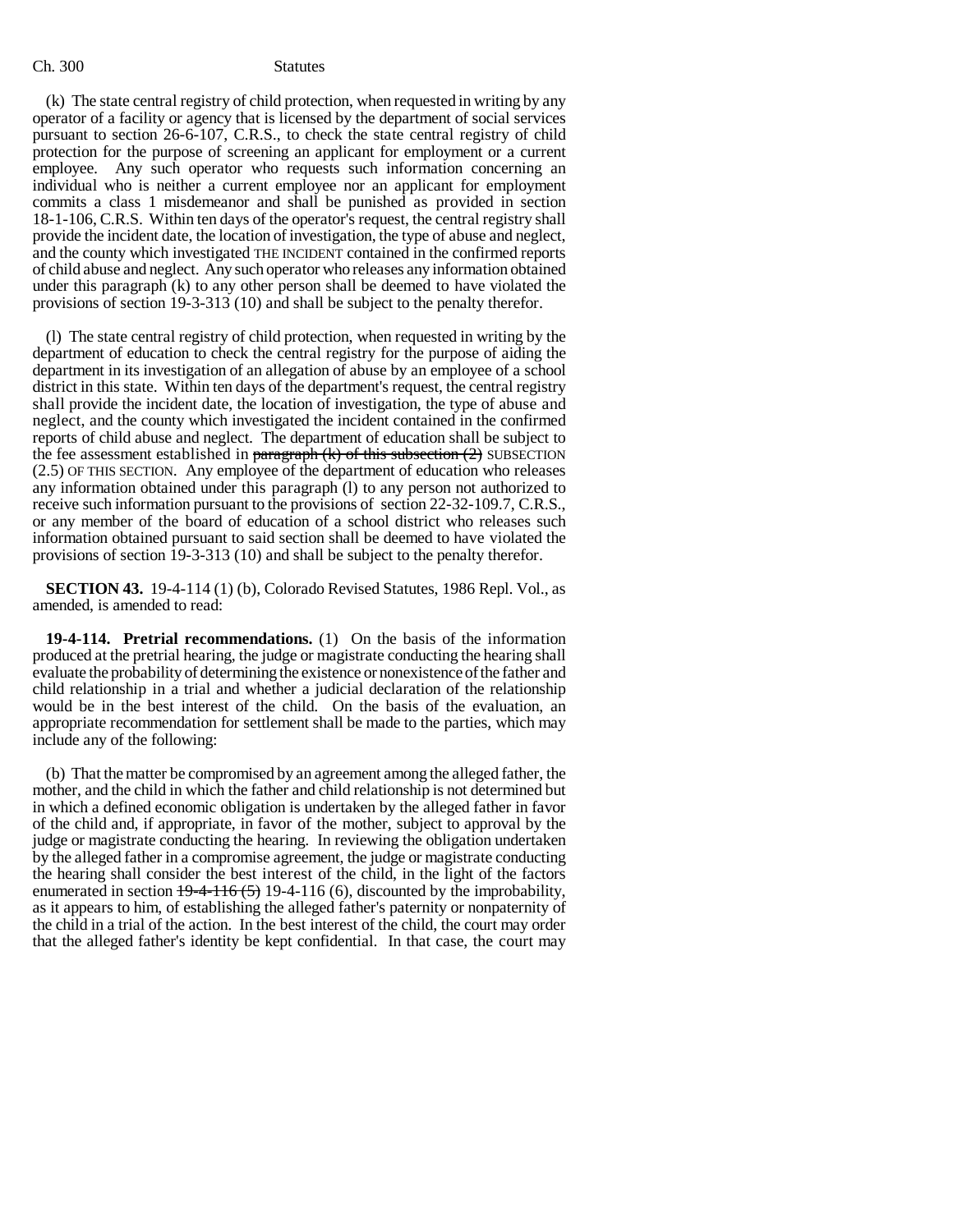(k) The state central registry of child protection, when requested in writing by any operator of a facility or agency that is licensed by the department of social services pursuant to section 26-6-107, C.R.S., to check the state central registry of child protection for the purpose of screening an applicant for employment or a current employee. Any such operator who requests such information concerning an individual who is neither a current employee nor an applicant for employment commits a class 1 misdemeanor and shall be punished as provided in section 18-1-106, C.R.S. Within ten days of the operator's request, the central registry shall provide the incident date, the location of investigation, the type of abuse and neglect, and the county which investigated THE INCIDENT contained in the confirmed reports of child abuse and neglect. Any such operator who releases any information obtained under this paragraph (k) to any other person shall be deemed to have violated the provisions of section 19-3-313 (10) and shall be subject to the penalty therefor.

(l) The state central registry of child protection, when requested in writing by the department of education to check the central registry for the purpose of aiding the department in its investigation of an allegation of abuse by an employee of a school district in this state. Within ten days of the department's request, the central registry shall provide the incident date, the location of investigation, the type of abuse and neglect, and the county which investigated the incident contained in the confirmed reports of child abuse and neglect. The department of education shall be subject to the fee assessment established in ~~paragraph (k) of this subsection (2)~~ SUBSECTION (2.5) OF THIS SECTION. Any employee of the department of education who releases any information obtained under this paragraph (l) to any person not authorized to receive such information pursuant to the provisions of section 22-32-109.7, C.R.S., or any member of the board of education of a school district who releases such information obtained pursuant to said section shall be deemed to have violated the provisions of section 19-3-313 (10) and shall be subject to the penalty therefor.

**SECTION 43.** 19-4-114 (1) (b), Colorado Revised Statutes, 1986 Repl. Vol., as amended, is amended to read:

**19-4-114. Pretrial recommendations.** (1) On the basis of the information produced at the pretrial hearing, the judge or magistrate conducting the hearing shall evaluate the probability of determining the existence or nonexistence of the father and child relationship in a trial and whether a judicial declaration of the relationship would be in the best interest of the child. On the basis of the evaluation, an appropriate recommendation for settlement shall be made to the parties, which may include any of the following:

(b) That the matter be compromised by an agreement among the alleged father, the mother, and the child in which the father and child relationship is not determined but in which a defined economic obligation is undertaken by the alleged father in favor of the child and, if appropriate, in favor of the mother, subject to approval by the judge or magistrate conducting the hearing. In reviewing the obligation undertaken by the alleged father in a compromise agreement, the judge or magistrate conducting the hearing shall consider the best interest of the child, in the light of the factors enumerated in section ~~19-4-116 (5)~~ 19-4-116 (6), discounted by the improbability, as it appears to him, of establishing the alleged father's paternity or nonpaternity of the child in a trial of the action. In the best interest of the child, the court may order that the alleged father's identity be kept confidential. In that case, the court may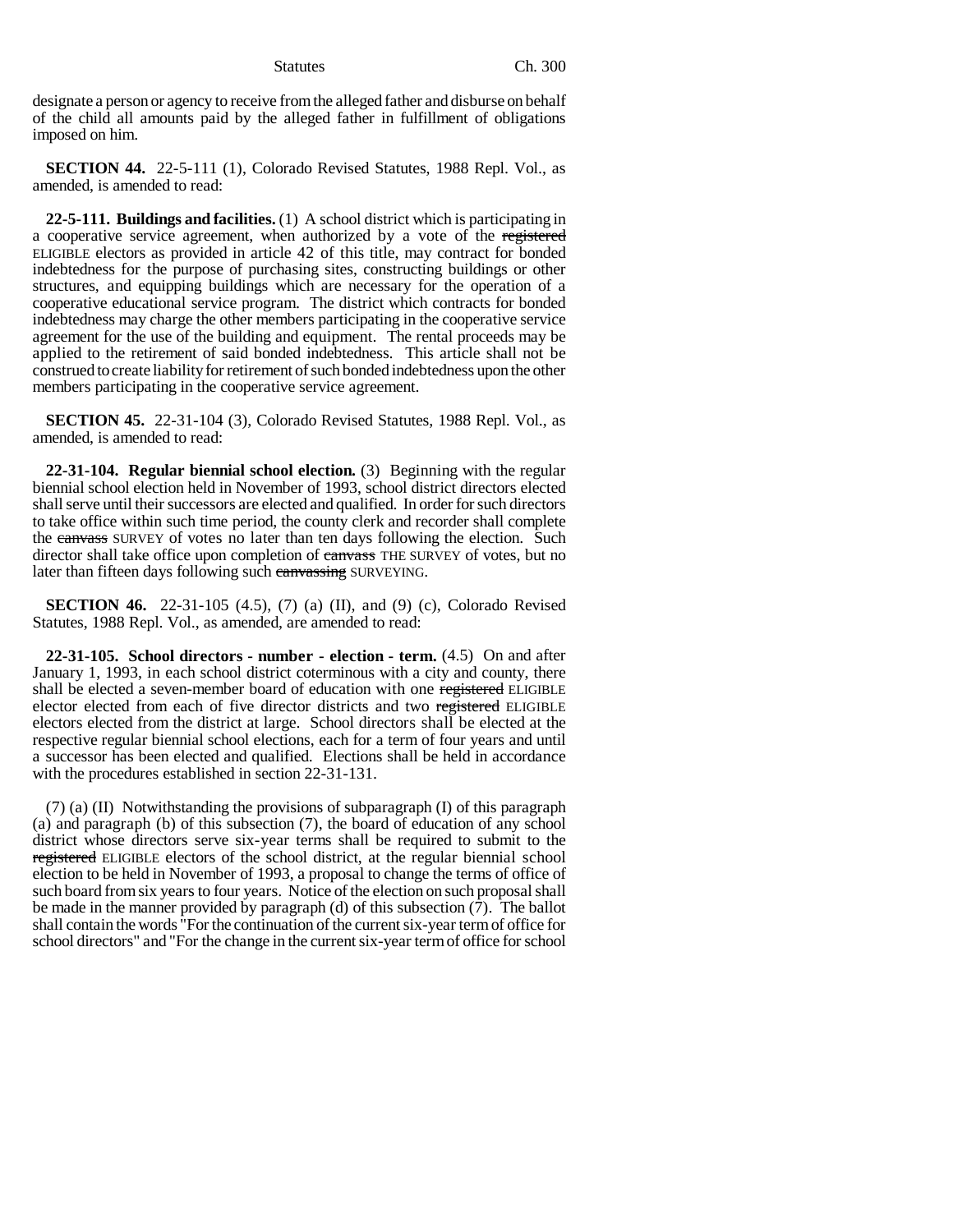designate a person or agency to receive from the alleged father and disburse on behalf of the child all amounts paid by the alleged father in fulfillment of obligations imposed on him.

**SECTION 44.** 22-5-111 (1), Colorado Revised Statutes, 1988 Repl. Vol., as amended, is amended to read:

**22-5-111. Buildings and facilities.** (1) A school district which is participating in a cooperative service agreement, when authorized by a vote of the ~~registered~~ ELIGIBLE electors as provided in article 42 of this title, may contract for bonded indebtedness for the purpose of purchasing sites, constructing buildings or other structures, and equipping buildings which are necessary for the operation of a cooperative educational service program. The district which contracts for bonded indebtedness may charge the other members participating in the cooperative service agreement for the use of the building and equipment. The rental proceeds may be applied to the retirement of said bonded indebtedness. This article shall not be construed to create liability for retirement of such bonded indebtedness upon the other members participating in the cooperative service agreement.

**SECTION 45.** 22-31-104 (3), Colorado Revised Statutes, 1988 Repl. Vol., as amended, is amended to read:

**22-31-104. Regular biennial school election.** (3) Beginning with the regular biennial school election held in November of 1993, school district directors elected shall serve until their successors are elected and qualified. In order for such directors to take office within such time period, the county clerk and recorder shall complete the ~~canvass~~ SURVEY of votes no later than ten days following the election. Such director shall take office upon completion of ~~canvass~~ THE SURVEY of votes, but no later than fifteen days following such ~~canvassing~~ SURVEYING.

**SECTION 46.** 22-31-105 (4.5), (7) (a) (II), and (9) (c), Colorado Revised Statutes, 1988 Repl. Vol., as amended, are amended to read:

**22-31-105. School directors - number - election - term.** (4.5) On and after January 1, 1993, in each school district coterminous with a city and county, there shall be elected a seven-member board of education with one ~~registered~~ ELIGIBLE elector elected from each of five director districts and two ~~registered~~ ELIGIBLE electors elected from the district at large. School directors shall be elected at the respective regular biennial school elections, each for a term of four years and until a successor has been elected and qualified. Elections shall be held in accordance with the procedures established in section 22-31-131.

(7) (a) (II) Notwithstanding the provisions of subparagraph (I) of this paragraph (a) and paragraph (b) of this subsection (7), the board of education of any school district whose directors serve six-year terms shall be required to submit to the ~~registered~~ ELIGIBLE electors of the school district, at the regular biennial school election to be held in November of 1993, a proposal to change the terms of office of such board from six years to four years. Notice of the election on such proposal shall be made in the manner provided by paragraph (d) of this subsection (7). The ballot shall contain the words "For the continuation of the current six-year term of office for school directors" and "For the change in the current six-year term of office for school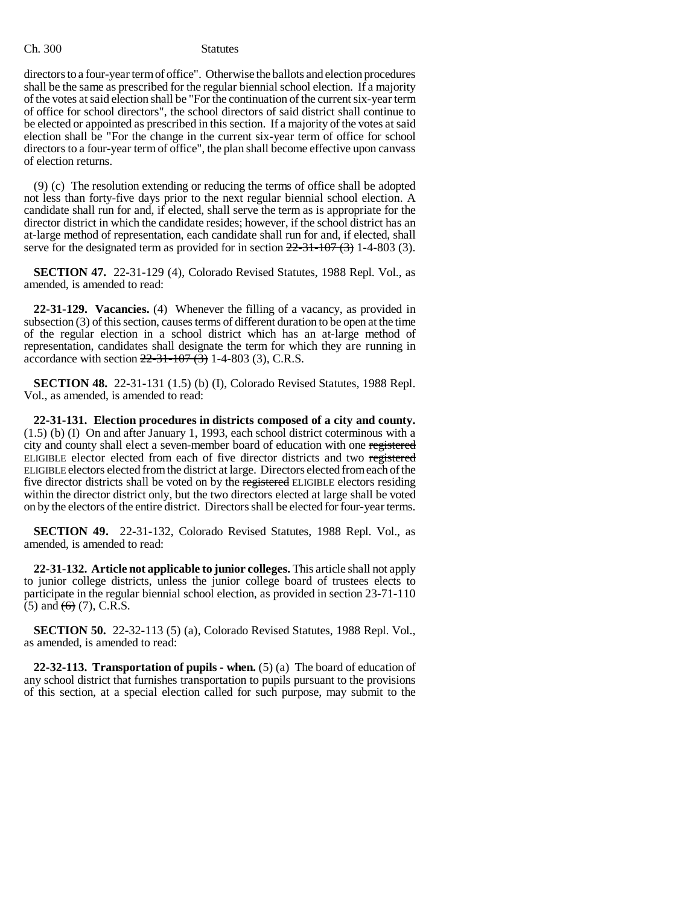directors to a four-year term of office". Otherwise the ballots and election procedures shall be the same as prescribed for the regular biennial school election. If a majority of the votes at said election shall be "For the continuation of the current six-year term of office for school directors", the school directors of said district shall continue to be elected or appointed as prescribed in this section. If a majority of the votes at said election shall be "For the change in the current six-year term of office for school directors to a four-year term of office", the plan shall become effective upon canvass of election returns.

(9) (c) The resolution extending or reducing the terms of office shall be adopted not less than forty-five days prior to the next regular biennial school election. A candidate shall run for and, if elected, shall serve the term as is appropriate for the director district in which the candidate resides; however, if the school district has an at-large method of representation, each candidate shall run for and, if elected, shall serve for the designated term as provided for in section ~~22-31-107 (3)~~ 1-4-803 (3).

**SECTION 47.** 22-31-129 (4), Colorado Revised Statutes, 1988 Repl. Vol., as amended, is amended to read:

**22-31-129. Vacancies.** (4) Whenever the filling of a vacancy, as provided in subsection (3) of this section, causes terms of different duration to be open at the time of the regular election in a school district which has an at-large method of representation, candidates shall designate the term for which they are running in accordance with section ~~22-31-107 (3)~~ 1-4-803 (3), C.R.S.

**SECTION 48.** 22-31-131 (1.5) (b) (I), Colorado Revised Statutes, 1988 Repl. Vol., as amended, is amended to read:

**22-31-131. Election procedures in districts composed of a city and county.** (1.5) (b) (I) On and after January 1, 1993, each school district coterminous with a city and county shall elect a seven-member board of education with one ~~registered~~ ELIGIBLE elector elected from each of five director districts and two ~~registered~~ ELIGIBLE electors elected from the district at large. Directors elected from each of the five director districts shall be voted on by the ~~registered~~ ELIGIBLE electors residing within the director district only, but the two directors elected at large shall be voted on by the electors of the entire district. Directors shall be elected for four-year terms.

**SECTION 49.** 22-31-132, Colorado Revised Statutes, 1988 Repl. Vol., as amended, is amended to read:

**22-31-132. Article not applicable to junior colleges.** This article shall not apply to junior college districts, unless the junior college board of trustees elects to participate in the regular biennial school election, as provided in section 23-71-110 (5) and ~~(6)~~ (7), C.R.S.

**SECTION 50.** 22-32-113 (5) (a), Colorado Revised Statutes, 1988 Repl. Vol., as amended, is amended to read:

**22-32-113. Transportation of pupils - when.** (5) (a) The board of education of any school district that furnishes transportation to pupils pursuant to the provisions of this section, at a special election called for such purpose, may submit to the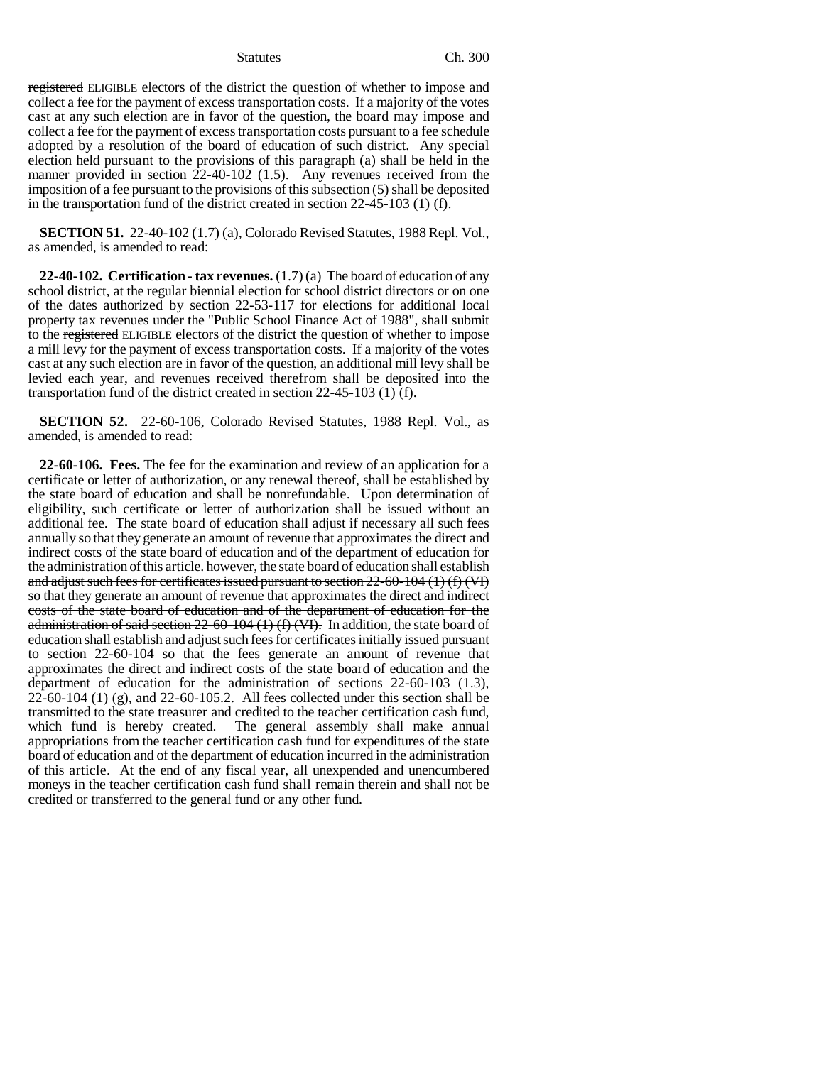registered ELIGIBLE electors of the district the question of whether to impose and collect a fee for the payment of excess transportation costs. If a majority of the votes cast at any such election are in favor of the question, the board may impose and collect a fee for the payment of excess transportation costs pursuant to a fee schedule adopted by a resolution of the board of education of such district. Any special election held pursuant to the provisions of this paragraph (a) shall be held in the manner provided in section 22-40-102 (1.5). Any revenues received from the imposition of a fee pursuant to the provisions of this subsection (5) shall be deposited in the transportation fund of the district created in section 22-45-103 (1) (f).

**SECTION 51.** 22-40-102 (1.7) (a), Colorado Revised Statutes, 1988 Repl. Vol., as amended, is amended to read:

**22-40-102. Certification - tax revenues.** (1.7) (a) The board of education of any school district, at the regular biennial election for school district directors or on one of the dates authorized by section 22-53-117 for elections for additional local property tax revenues under the "Public School Finance Act of 1988", shall submit to the registered ELIGIBLE electors of the district the question of whether to impose a mill levy for the payment of excess transportation costs. If a majority of the votes cast at any such election are in favor of the question, an additional mill levy shall be levied each year, and revenues received therefrom shall be deposited into the transportation fund of the district created in section 22-45-103 (1) (f).

**SECTION 52.** 22-60-106, Colorado Revised Statutes, 1988 Repl. Vol., as amended, is amended to read:

**22-60-106. Fees.** The fee for the examination and review of an application for a certificate or letter of authorization, or any renewal thereof, shall be established by the state board of education and shall be nonrefundable. Upon determination of eligibility, such certificate or letter of authorization shall be issued without an additional fee. The state board of education shall adjust if necessary all such fees annually so that they generate an amount of revenue that approximates the direct and indirect costs of the state board of education and of the department of education for the administration of this article. however, the state board of education shall establish and adjust such fees for certificates issued pursuant to section 22-60-104 (1) (f) (VI) so that they generate an amount of revenue that approximates the direct and indirect costs of the state board of education and of the department of education for the administration of said section 22-60-104 (1) (f) (VI). In addition, the state board of education shall establish and adjust such fees for certificates initially issued pursuant to section 22-60-104 so that the fees generate an amount of revenue that approximates the direct and indirect costs of the state board of education and the department of education for the administration of sections 22-60-103 (1.3), 22-60-104 (1) (g), and 22-60-105.2. All fees collected under this section shall be transmitted to the state treasurer and credited to the teacher certification cash fund, which fund is hereby created. The general assembly shall make annual appropriations from the teacher certification cash fund for expenditures of the state board of education and of the department of education incurred in the administration of this article. At the end of any fiscal year, all unexpended and unencumbered moneys in the teacher certification cash fund shall remain therein and shall not be credited or transferred to the general fund or any other fund.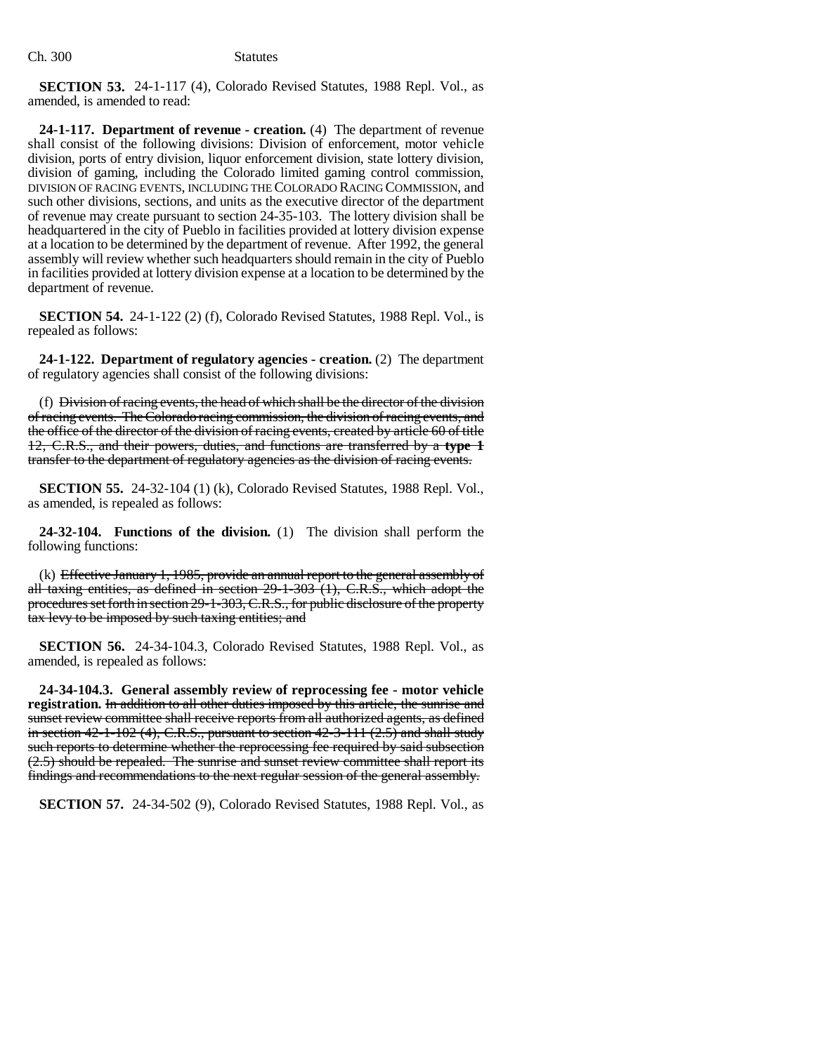**SECTION 53.** 24-1-117 (4), Colorado Revised Statutes, 1988 Repl. Vol., as amended, is amended to read:

**24-1-117. Department of revenue - creation.** (4) The department of revenue shall consist of the following divisions: Division of enforcement, motor vehicle division, ports of entry division, liquor enforcement division, state lottery division, division of gaming, including the Colorado limited gaming control commission, DIVISION OF RACING EVENTS, INCLUDING THE COLORADO RACING COMMISSION, and such other divisions, sections, and units as the executive director of the department of revenue may create pursuant to section 24-35-103. The lottery division shall be headquartered in the city of Pueblo in facilities provided at lottery division expense at a location to be determined by the department of revenue. After 1992, the general assembly will review whether such headquarters should remain in the city of Pueblo in facilities provided at lottery division expense at a location to be determined by the department of revenue.

**SECTION 54.** 24-1-122 (2) (f), Colorado Revised Statutes, 1988 Repl. Vol., is repealed as follows:

**24-1-122. Department of regulatory agencies - creation.** (2) The department of regulatory agencies shall consist of the following divisions:

(f) ~~Division of racing events, the head of which shall be the director of the division of racing events. The Colorado racing commission, the division of racing events, and the office of the director of the division of racing events, created by article 60 of title 12, C.R.S., and their powers, duties, and functions are transferred by a **type 1** transfer to the department of regulatory agencies as the division of racing events.~~

**SECTION 55.** 24-32-104 (1) (k), Colorado Revised Statutes, 1988 Repl. Vol., as amended, is repealed as follows:

**24-32-104. Functions of the division.** (1) The division shall perform the following functions:

(k) ~~Effective January 1, 1985, provide an annual report to the general assembly of all taxing entities, as defined in section 29-1-303 (1), C.R.S., which adopt the procedures set forth in section 29-1-303, C.R.S., for public disclosure of the property tax levy to be imposed by such taxing entities; and~~

**SECTION 56.** 24-34-104.3, Colorado Revised Statutes, 1988 Repl. Vol., as amended, is repealed as follows:

**24-34-104.3. General assembly review of reprocessing fee - motor vehicle registration.** ~~In addition to all other duties imposed by this article, the sunrise and sunset review committee shall receive reports from all authorized agents, as defined in section 42-1-102 (4), C.R.S., pursuant to section 42-3-111 (2.5) and shall study such reports to determine whether the reprocessing fee required by said subsection (2.5) should be repealed. The sunrise and sunset review committee shall report its findings and recommendations to the next regular session of the general assembly.~~

**SECTION 57.** 24-34-502 (9), Colorado Revised Statutes, 1988 Repl. Vol., as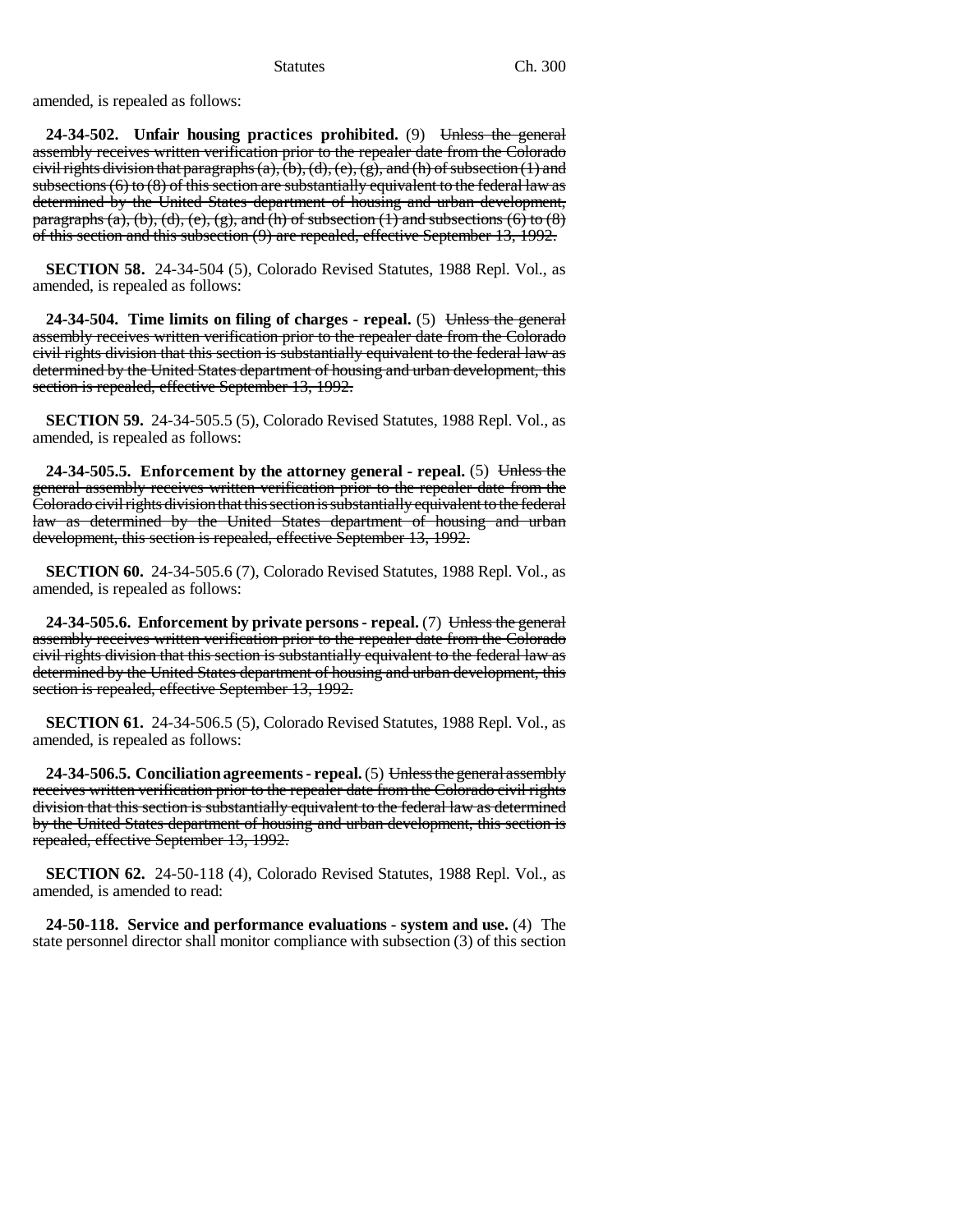amended, is repealed as follows:

**24-34-502. Unfair housing practices prohibited.** (9) ~~Unless the general assembly receives written verification prior to the repealer date from the Colorado civil rights division that paragraphs (a), (b), (d), (e), (g), and (h) of subsection (1) and subsections (6) to (8) of this section are substantially equivalent to the federal law as determined by the United States department of housing and urban development, paragraphs (a), (b), (d), (e), (g), and (h) of subsection (1) and subsections (6) to (8) of this section and this subsection (9) are repealed, effective September 13, 1992.~~

**SECTION 58.** 24-34-504 (5), Colorado Revised Statutes, 1988 Repl. Vol., as amended, is repealed as follows:

**24-34-504. Time limits on filing of charges - repeal.** (5) ~~Unless the general assembly receives written verification prior to the repealer date from the Colorado civil rights division that this section is substantially equivalent to the federal law as determined by the United States department of housing and urban development, this section is repealed, effective September 13, 1992.~~

**SECTION 59.** 24-34-505.5 (5), Colorado Revised Statutes, 1988 Repl. Vol., as amended, is repealed as follows:

**24-34-505.5. Enforcement by the attorney general - repeal.** (5) ~~Unless the general assembly receives written verification prior to the repealer date from the Colorado civil rights division that this section is substantially equivalent to the federal law as determined by the United States department of housing and urban development, this section is repealed, effective September 13, 1992.~~

**SECTION 60.** 24-34-505.6 (7), Colorado Revised Statutes, 1988 Repl. Vol., as amended, is repealed as follows:

**24-34-505.6. Enforcement by private persons - repeal.** (7) ~~Unless the general assembly receives written verification prior to the repealer date from the Colorado civil rights division that this section is substantially equivalent to the federal law as determined by the United States department of housing and urban development, this section is repealed, effective September 13, 1992.~~

**SECTION 61.** 24-34-506.5 (5), Colorado Revised Statutes, 1988 Repl. Vol., as amended, is repealed as follows:

**24-34-506.5. Conciliation agreements - repeal.** (5) ~~Unless the general assembly receives written verification prior to the repealer date from the Colorado civil rights division that this section is substantially equivalent to the federal law as determined by the United States department of housing and urban development, this section is repealed, effective September 13, 1992.~~

**SECTION 62.** 24-50-118 (4), Colorado Revised Statutes, 1988 Repl. Vol., as amended, is amended to read:

**24-50-118. Service and performance evaluations - system and use.** (4) The state personnel director shall monitor compliance with subsection (3) of this section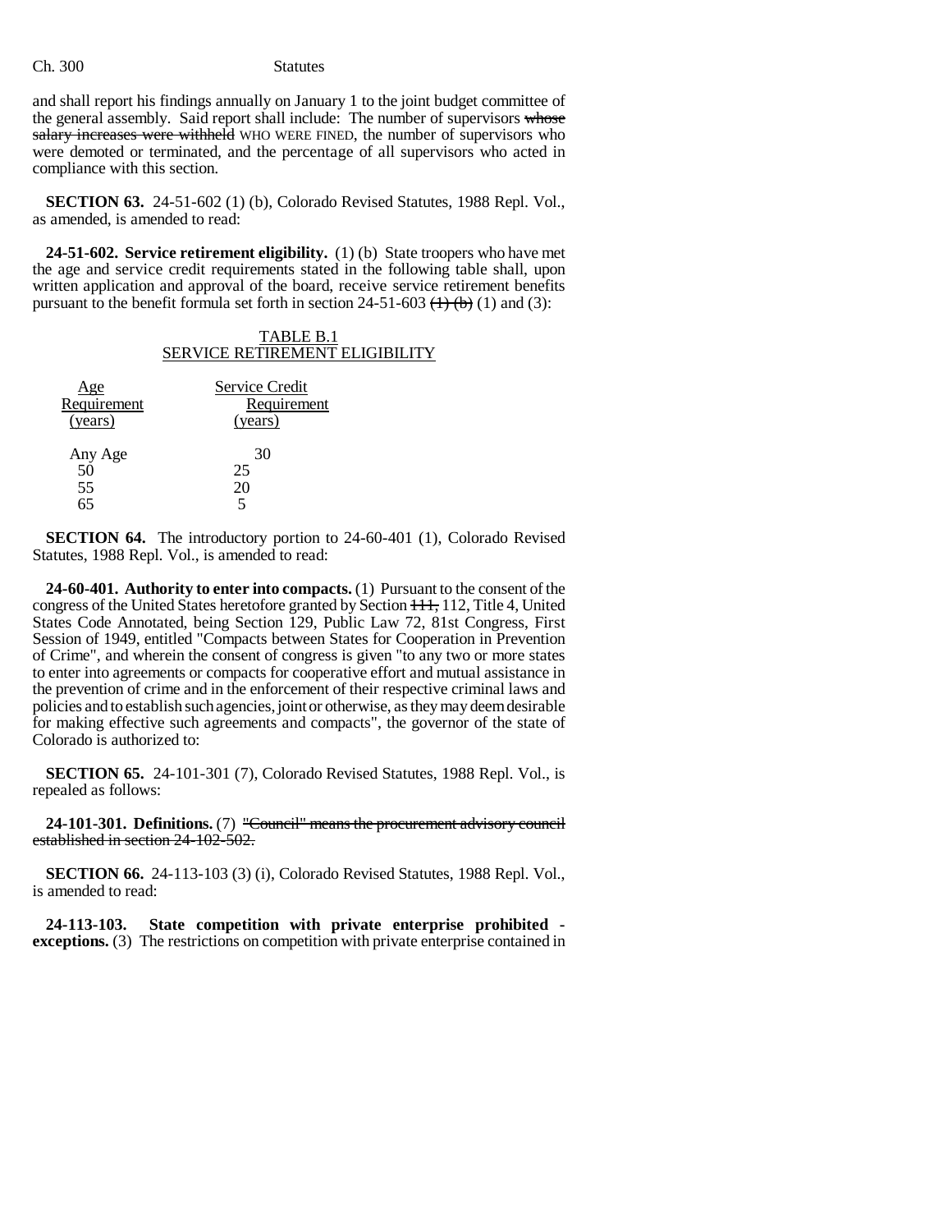and shall report his findings annually on January 1 to the joint budget committee of the general assembly. Said report shall include: The number of supervisors ~~whose salary increases were withheld~~ WHO WERE FINED, the number of supervisors who were demoted or terminated, and the percentage of all supervisors who acted in compliance with this section.

**SECTION 63.** 24-51-602 (1) (b), Colorado Revised Statutes, 1988 Repl. Vol., as amended, is amended to read:

**24-51-602. Service retirement eligibility.** (1) (b) State troopers who have met the age and service credit requirements stated in the following table shall, upon written application and approval of the board, receive service retirement benefits pursuant to the benefit formula set forth in section 24-51-603 ~~(1) (b)~~ (1) and (3):

TABLE B.1
SERVICE RETIREMENT ELIGIBILITY

| Age Requirement (years) | Service Credit Requirement (years) |
|---|---|
| Any Age | 30 |
| 50 | 25 |
| 55 | 20 |
| 65 | 5 |

**SECTION 64.** The introductory portion to 24-60-401 (1), Colorado Revised Statutes, 1988 Repl. Vol., is amended to read:

**24-60-401. Authority to enter into compacts.** (1) Pursuant to the consent of the congress of the United States heretofore granted by Section ~~111,~~ 112, Title 4, United States Code Annotated, being Section 129, Public Law 72, 81st Congress, First Session of 1949, entitled "Compacts between States for Cooperation in Prevention of Crime", and wherein the consent of congress is given "to any two or more states to enter into agreements or compacts for cooperative effort and mutual assistance in the prevention of crime and in the enforcement of their respective criminal laws and policies and to establish such agencies, joint or otherwise, as they may deem desirable for making effective such agreements and compacts", the governor of the state of Colorado is authorized to:

**SECTION 65.** 24-101-301 (7), Colorado Revised Statutes, 1988 Repl. Vol., is repealed as follows:

**24-101-301. Definitions.** (7) ~~"Council" means the procurement advisory council established in section 24-102-502.~~

**SECTION 66.** 24-113-103 (3) (i), Colorado Revised Statutes, 1988 Repl. Vol., is amended to read:

**24-113-103. State competition with private enterprise prohibited - exceptions.** (3) The restrictions on competition with private enterprise contained in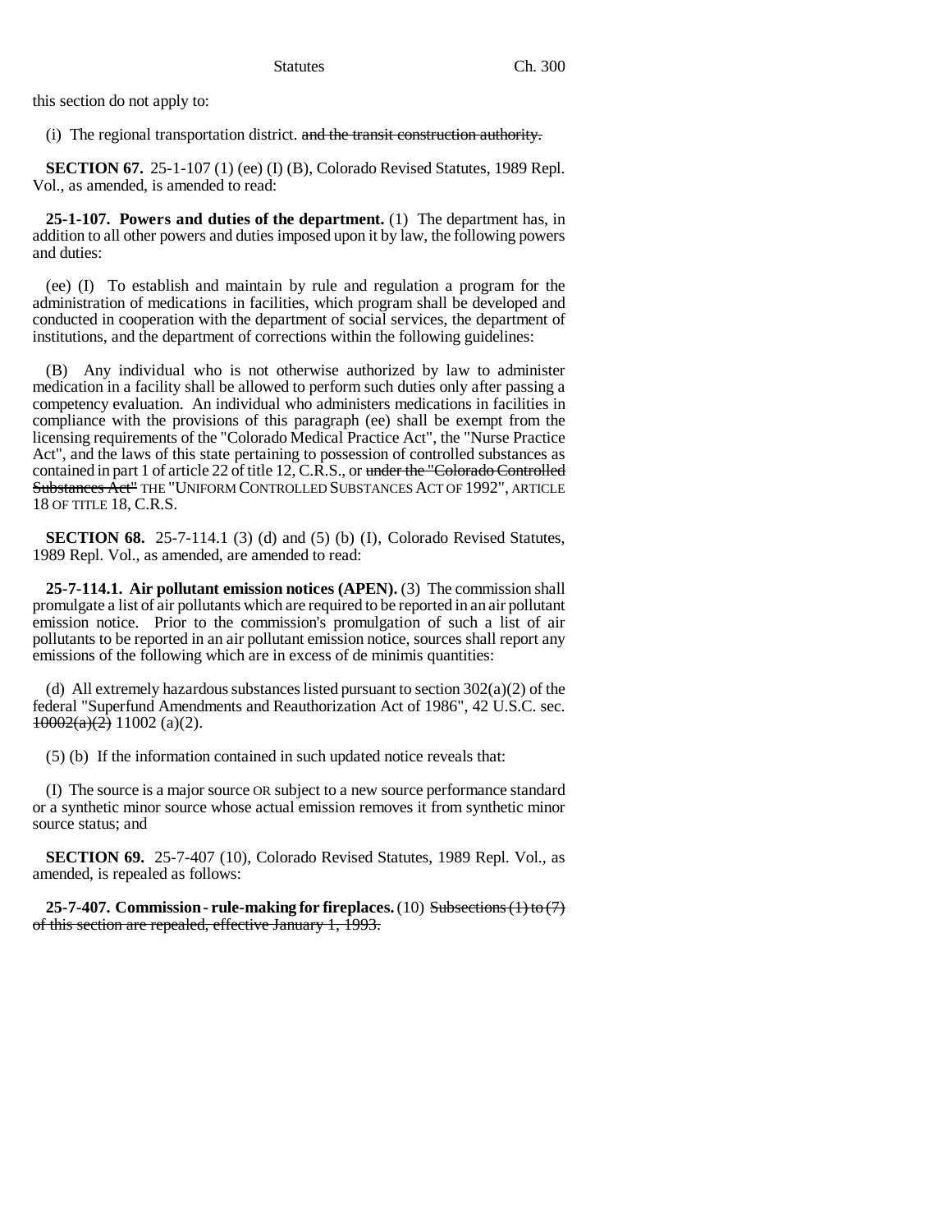this section do not apply to:

(i) The regional transportation district. ~~and the transit construction authority.~~

**SECTION 67.** 25-1-107 (1) (ee) (I) (B), Colorado Revised Statutes, 1989 Repl. Vol., as amended, is amended to read:

**25-1-107. Powers and duties of the department.** (1) The department has, in addition to all other powers and duties imposed upon it by law, the following powers and duties:

(ee) (I) To establish and maintain by rule and regulation a program for the administration of medications in facilities, which program shall be developed and conducted in cooperation with the department of social services, the department of institutions, and the department of corrections within the following guidelines:

(B) Any individual who is not otherwise authorized by law to administer medication in a facility shall be allowed to perform such duties only after passing a competency evaluation. An individual who administers medications in facilities in compliance with the provisions of this paragraph (ee) shall be exempt from the licensing requirements of the "Colorado Medical Practice Act", the "Nurse Practice Act", and the laws of this state pertaining to possession of controlled substances as contained in part 1 of article 22 of title 12, C.R.S., or ~~under the "Colorado Controlled Substances Act"~~ THE "UNIFORM CONTROLLED SUBSTANCES ACT OF 1992", ARTICLE 18 OF TITLE 18, C.R.S.

**SECTION 68.** 25-7-114.1 (3) (d) and (5) (b) (I), Colorado Revised Statutes, 1989 Repl. Vol., as amended, are amended to read:

**25-7-114.1. Air pollutant emission notices (APEN).** (3) The commission shall promulgate a list of air pollutants which are required to be reported in an air pollutant emission notice. Prior to the commission's promulgation of such a list of air pollutants to be reported in an air pollutant emission notice, sources shall report any emissions of the following which are in excess of de minimis quantities:

(d) All extremely hazardous substances listed pursuant to section 302(a)(2) of the federal "Superfund Amendments and Reauthorization Act of 1986", 42 U.S.C. sec. ~~10002(a)(2)~~ 11002 (a)(2).

(5) (b) If the information contained in such updated notice reveals that:

(I) The source is a major source OR subject to a new source performance standard or a synthetic minor source whose actual emission removes it from synthetic minor source status; and

**SECTION 69.** 25-7-407 (10), Colorado Revised Statutes, 1989 Repl. Vol., as amended, is repealed as follows:

**25-7-407. Commission - rule-making for fireplaces.** (10) ~~Subsections (1) to (7) of this section are repealed, effective January 1, 1993.~~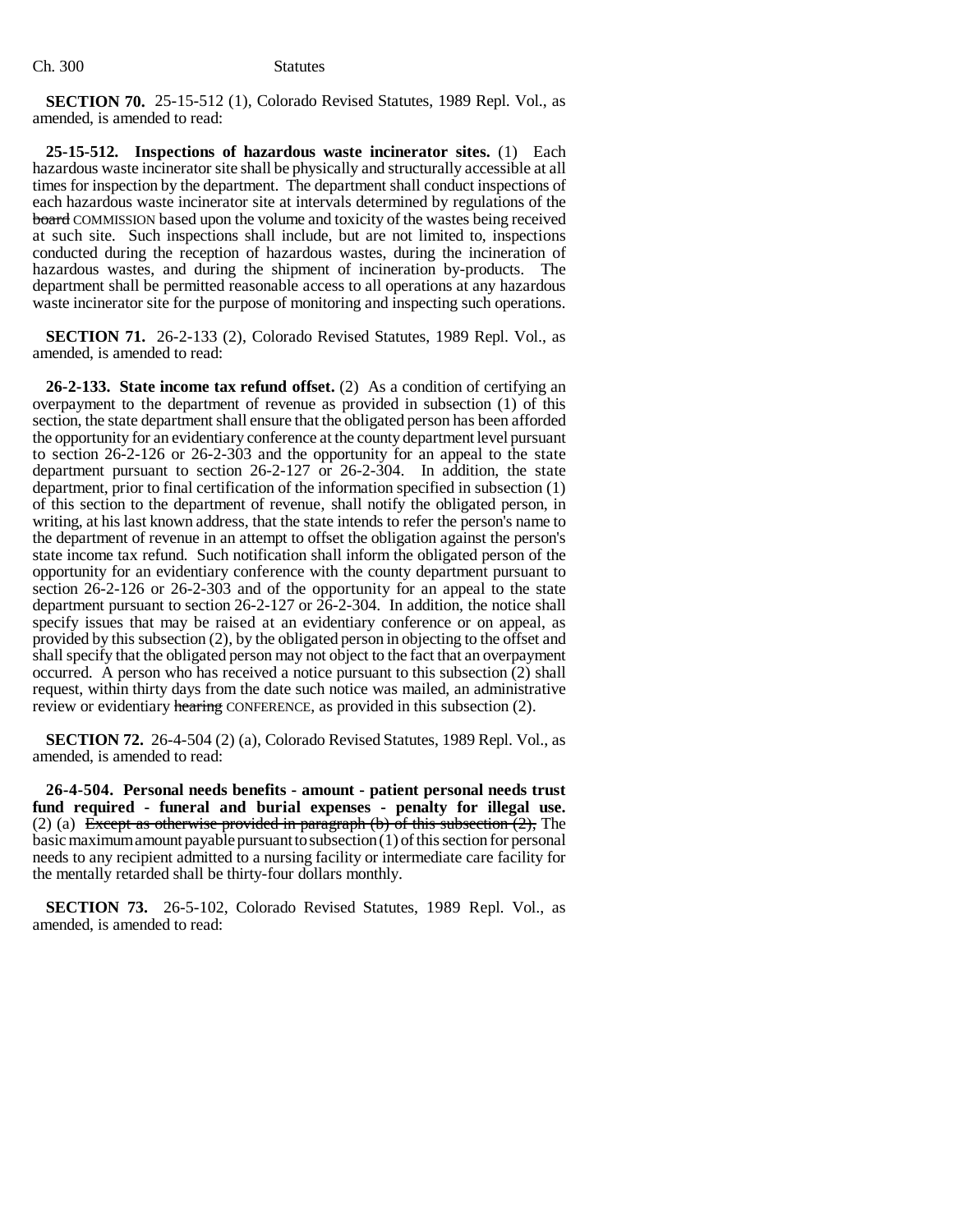**SECTION 70.** 25-15-512 (1), Colorado Revised Statutes, 1989 Repl. Vol., as amended, is amended to read:

**25-15-512. Inspections of hazardous waste incinerator sites.** (1) Each hazardous waste incinerator site shall be physically and structurally accessible at all times for inspection by the department. The department shall conduct inspections of each hazardous waste incinerator site at intervals determined by regulations of the ~~board~~ COMMISSION based upon the volume and toxicity of the wastes being received at such site. Such inspections shall include, but are not limited to, inspections conducted during the reception of hazardous wastes, during the incineration of hazardous wastes, and during the shipment of incineration by-products. The department shall be permitted reasonable access to all operations at any hazardous waste incinerator site for the purpose of monitoring and inspecting such operations.

**SECTION 71.** 26-2-133 (2), Colorado Revised Statutes, 1989 Repl. Vol., as amended, is amended to read:

**26-2-133. State income tax refund offset.** (2) As a condition of certifying an overpayment to the department of revenue as provided in subsection (1) of this section, the state department shall ensure that the obligated person has been afforded the opportunity for an evidentiary conference at the county department level pursuant to section 26-2-126 or 26-2-303 and the opportunity for an appeal to the state department pursuant to section 26-2-127 or 26-2-304. In addition, the state department, prior to final certification of the information specified in subsection (1) of this section to the department of revenue, shall notify the obligated person, in writing, at his last known address, that the state intends to refer the person's name to the department of revenue in an attempt to offset the obligation against the person's state income tax refund. Such notification shall inform the obligated person of the opportunity for an evidentiary conference with the county department pursuant to section 26-2-126 or 26-2-303 and of the opportunity for an appeal to the state department pursuant to section 26-2-127 or 26-2-304. In addition, the notice shall specify issues that may be raised at an evidentiary conference or on appeal, as provided by this subsection (2), by the obligated person in objecting to the offset and shall specify that the obligated person may not object to the fact that an overpayment occurred. A person who has received a notice pursuant to this subsection (2) shall request, within thirty days from the date such notice was mailed, an administrative review or evidentiary ~~hearing~~ CONFERENCE, as provided in this subsection (2).

**SECTION 72.** 26-4-504 (2) (a), Colorado Revised Statutes, 1989 Repl. Vol., as amended, is amended to read:

**26-4-504. Personal needs benefits - amount - patient personal needs trust fund required - funeral and burial expenses - penalty for illegal use.** (2) (a) ~~Except as otherwise provided in paragraph (b) of this subsection (2),~~ The basic maximum amount payable pursuant to subsection (1) of this section for personal needs to any recipient admitted to a nursing facility or intermediate care facility for the mentally retarded shall be thirty-four dollars monthly.

**SECTION 73.** 26-5-102, Colorado Revised Statutes, 1989 Repl. Vol., as amended, is amended to read: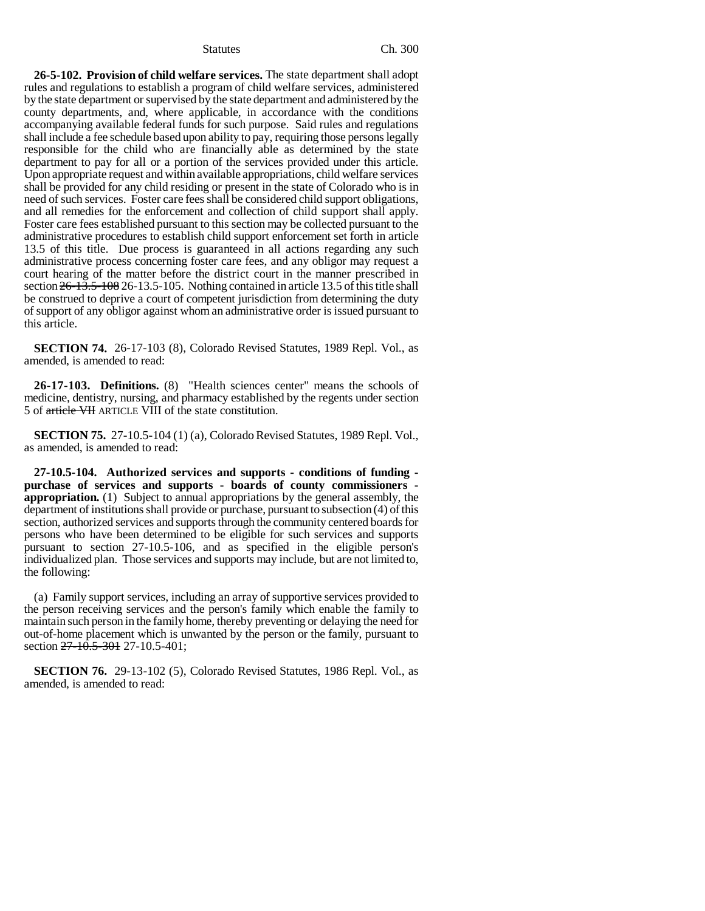**26-5-102. Provision of child welfare services.** The state department shall adopt rules and regulations to establish a program of child welfare services, administered by the state department or supervised by the state department and administered by the county departments, and, where applicable, in accordance with the conditions accompanying available federal funds for such purpose. Said rules and regulations shall include a fee schedule based upon ability to pay, requiring those persons legally responsible for the child who are financially able as determined by the state department to pay for all or a portion of the services provided under this article. Upon appropriate request and within available appropriations, child welfare services shall be provided for any child residing or present in the state of Colorado who is in need of such services. Foster care fees shall be considered child support obligations, and all remedies for the enforcement and collection of child support shall apply. Foster care fees established pursuant to this section may be collected pursuant to the administrative procedures to establish child support enforcement set forth in article 13.5 of this title. Due process is guaranteed in all actions regarding any such administrative process concerning foster care fees, and any obligor may request a court hearing of the matter before the district court in the manner prescribed in section ~~26-13.5-108~~ 26-13.5-105. Nothing contained in article 13.5 of this title shall be construed to deprive a court of competent jurisdiction from determining the duty of support of any obligor against whom an administrative order is issued pursuant to this article.

**SECTION 74.** 26-17-103 (8), Colorado Revised Statutes, 1989 Repl. Vol., as amended, is amended to read:

**26-17-103. Definitions.** (8) "Health sciences center" means the schools of medicine, dentistry, nursing, and pharmacy established by the regents under section 5 of ~~article VII~~ ARTICLE VIII of the state constitution.

**SECTION 75.** 27-10.5-104 (1) (a), Colorado Revised Statutes, 1989 Repl. Vol., as amended, is amended to read:

**27-10.5-104. Authorized services and supports - conditions of funding - purchase of services and supports - boards of county commissioners - appropriation.** (1) Subject to annual appropriations by the general assembly, the department of institutions shall provide or purchase, pursuant to subsection (4) of this section, authorized services and supports through the community centered boards for persons who have been determined to be eligible for such services and supports pursuant to section 27-10.5-106, and as specified in the eligible person's individualized plan. Those services and supports may include, but are not limited to, the following:

(a) Family support services, including an array of supportive services provided to the person receiving services and the person's family which enable the family to maintain such person in the family home, thereby preventing or delaying the need for out-of-home placement which is unwanted by the person or the family, pursuant to section ~~27-10.5-301~~ 27-10.5-401;

**SECTION 76.** 29-13-102 (5), Colorado Revised Statutes, 1986 Repl. Vol., as amended, is amended to read: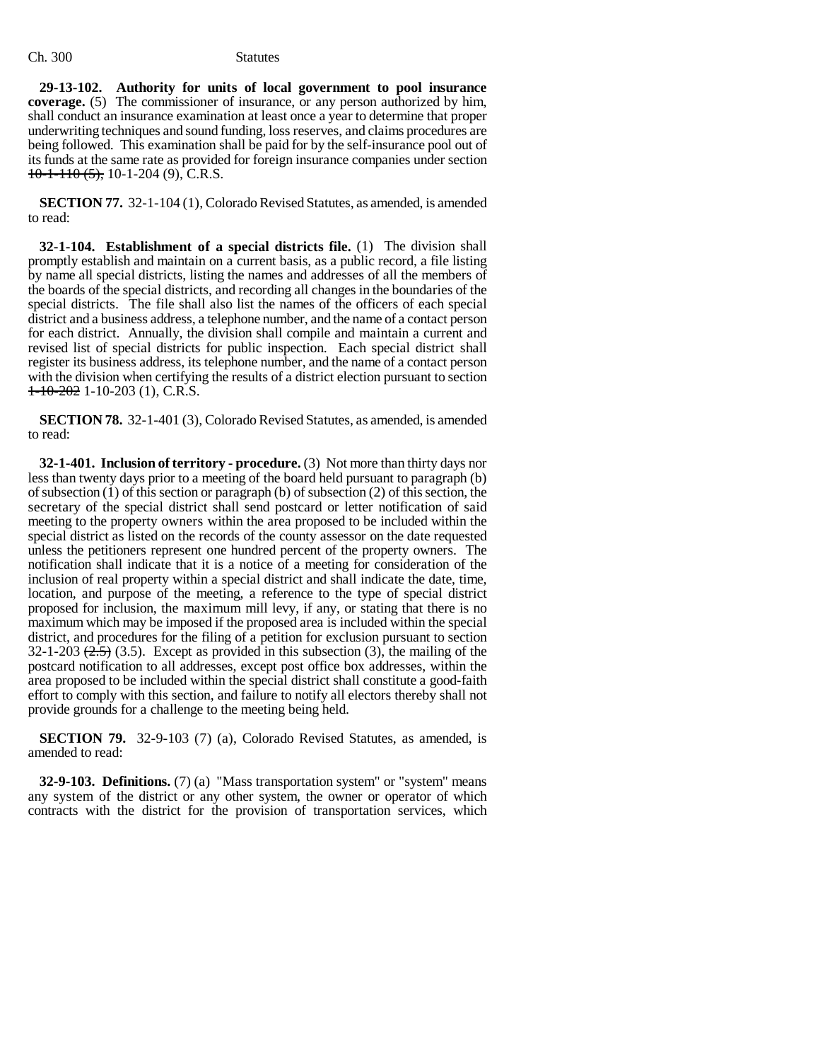**29-13-102. Authority for units of local government to pool insurance coverage.** (5) The commissioner of insurance, or any person authorized by him, shall conduct an insurance examination at least once a year to determine that proper underwriting techniques and sound funding, loss reserves, and claims procedures are being followed. This examination shall be paid for by the self-insurance pool out of its funds at the same rate as provided for foreign insurance companies under section ~~10-1-110 (5),~~ 10-1-204 (9), C.R.S.

**SECTION 77.** 32-1-104 (1), Colorado Revised Statutes, as amended, is amended to read:

**32-1-104. Establishment of a special districts file.** (1) The division shall promptly establish and maintain on a current basis, as a public record, a file listing by name all special districts, listing the names and addresses of all the members of the boards of the special districts, and recording all changes in the boundaries of the special districts. The file shall also list the names of the officers of each special district and a business address, a telephone number, and the name of a contact person for each district. Annually, the division shall compile and maintain a current and revised list of special districts for public inspection. Each special district shall register its business address, its telephone number, and the name of a contact person with the division when certifying the results of a district election pursuant to section ~~1-10-202~~ 1-10-203 (1), C.R.S.

**SECTION 78.** 32-1-401 (3), Colorado Revised Statutes, as amended, is amended to read:

**32-1-401. Inclusion of territory - procedure.** (3) Not more than thirty days nor less than twenty days prior to a meeting of the board held pursuant to paragraph (b) of subsection (1) of this section or paragraph (b) of subsection (2) of this section, the secretary of the special district shall send postcard or letter notification of said meeting to the property owners within the area proposed to be included within the special district as listed on the records of the county assessor on the date requested unless the petitioners represent one hundred percent of the property owners. The notification shall indicate that it is a notice of a meeting for consideration of the inclusion of real property within a special district and shall indicate the date, time, location, and purpose of the meeting, a reference to the type of special district proposed for inclusion, the maximum mill levy, if any, or stating that there is no maximum which may be imposed if the proposed area is included within the special district, and procedures for the filing of a petition for exclusion pursuant to section 32-1-203 ~~(2.5)~~ (3.5). Except as provided in this subsection (3), the mailing of the postcard notification to all addresses, except post office box addresses, within the area proposed to be included within the special district shall constitute a good-faith effort to comply with this section, and failure to notify all electors thereby shall not provide grounds for a challenge to the meeting being held.

**SECTION 79.** 32-9-103 (7) (a), Colorado Revised Statutes, as amended, is amended to read:

**32-9-103. Definitions.** (7) (a) "Mass transportation system" or "system" means any system of the district or any other system, the owner or operator of which contracts with the district for the provision of transportation services, which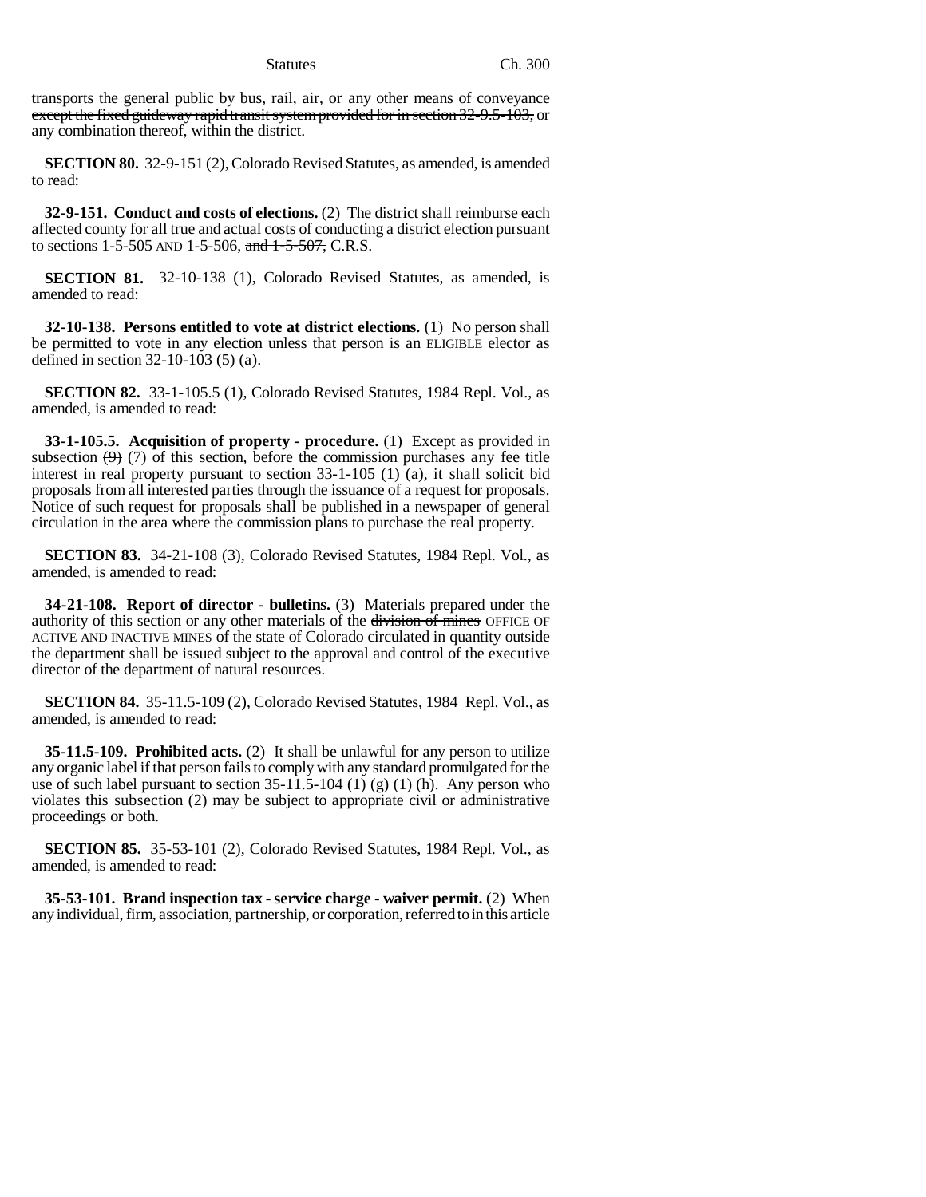transports the general public by bus, rail, air, or any other means of conveyance ~~except the fixed guideway rapid transit system provided for in section 32-9.5-103,~~ or any combination thereof, within the district.

**SECTION 80.** 32-9-151 (2), Colorado Revised Statutes, as amended, is amended to read:

**32-9-151. Conduct and costs of elections.** (2) The district shall reimburse each affected county for all true and actual costs of conducting a district election pursuant to sections 1-5-505 AND 1-5-506, ~~and 1-5-507,~~ C.R.S.

**SECTION 81.** 32-10-138 (1), Colorado Revised Statutes, as amended, is amended to read:

**32-10-138. Persons entitled to vote at district elections.** (1) No person shall be permitted to vote in any election unless that person is an ELIGIBLE elector as defined in section 32-10-103 (5) (a).

**SECTION 82.** 33-1-105.5 (1), Colorado Revised Statutes, 1984 Repl. Vol., as amended, is amended to read:

**33-1-105.5. Acquisition of property - procedure.** (1) Except as provided in subsection ~~(9)~~ (7) of this section, before the commission purchases any fee title interest in real property pursuant to section 33-1-105 (1) (a), it shall solicit bid proposals from all interested parties through the issuance of a request for proposals. Notice of such request for proposals shall be published in a newspaper of general circulation in the area where the commission plans to purchase the real property.

**SECTION 83.** 34-21-108 (3), Colorado Revised Statutes, 1984 Repl. Vol., as amended, is amended to read:

**34-21-108. Report of director - bulletins.** (3) Materials prepared under the authority of this section or any other materials of the ~~division of mines~~ OFFICE OF ACTIVE AND INACTIVE MINES of the state of Colorado circulated in quantity outside the department shall be issued subject to the approval and control of the executive director of the department of natural resources.

**SECTION 84.** 35-11.5-109 (2), Colorado Revised Statutes, 1984 Repl. Vol., as amended, is amended to read:

**35-11.5-109. Prohibited acts.** (2) It shall be unlawful for any person to utilize any organic label if that person fails to comply with any standard promulgated for the use of such label pursuant to section 35-11.5-104 ~~(1) (g)~~ (1) (h). Any person who violates this subsection (2) may be subject to appropriate civil or administrative proceedings or both.

**SECTION 85.** 35-53-101 (2), Colorado Revised Statutes, 1984 Repl. Vol., as amended, is amended to read:

**35-53-101. Brand inspection tax - service charge - waiver permit.** (2) When any individual, firm, association, partnership, or corporation, referred to in this article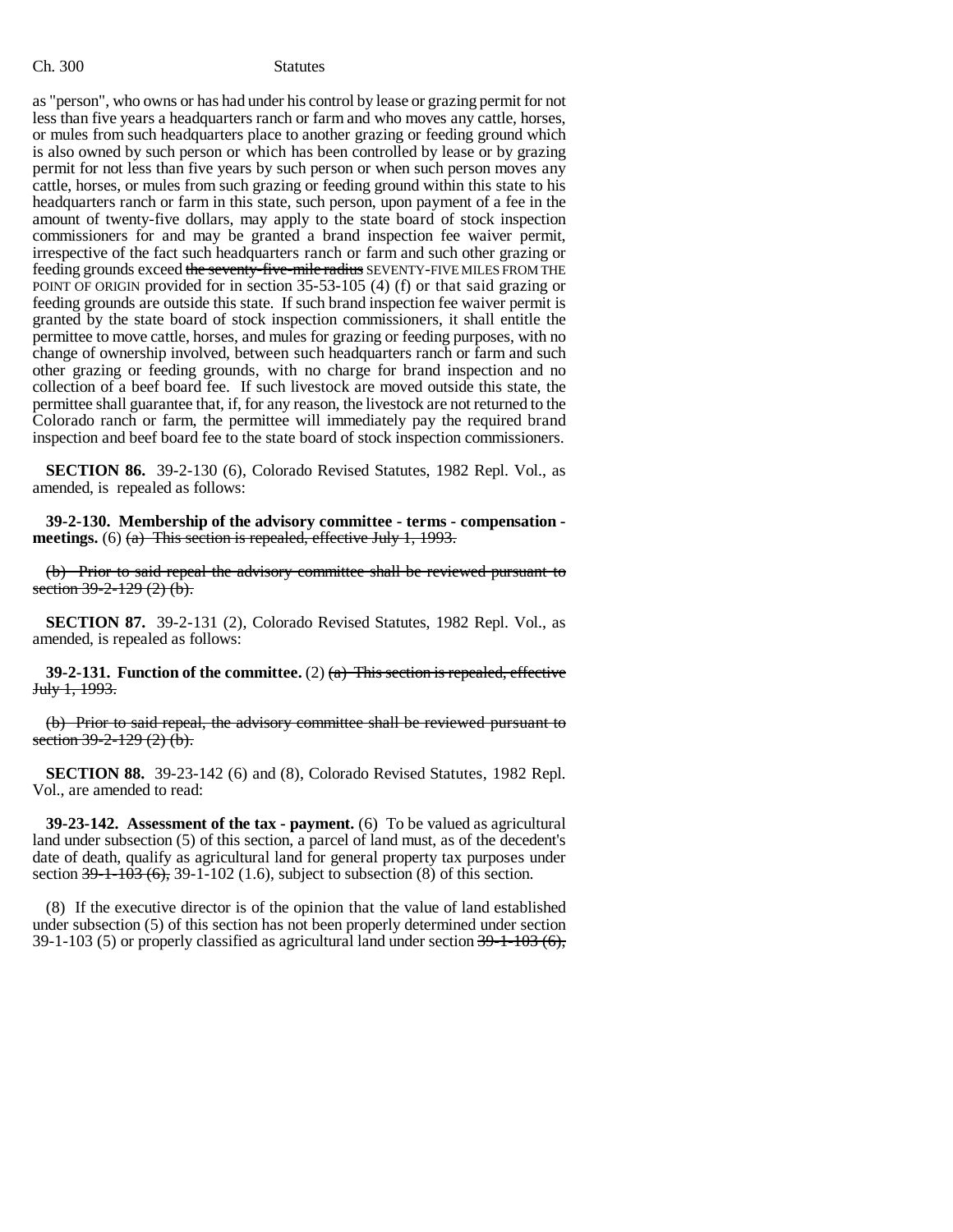as "person", who owns or has had under his control by lease or grazing permit for not less than five years a headquarters ranch or farm and who moves any cattle, horses, or mules from such headquarters place to another grazing or feeding ground which is also owned by such person or which has been controlled by lease or by grazing permit for not less than five years by such person or when such person moves any cattle, horses, or mules from such grazing or feeding ground within this state to his headquarters ranch or farm in this state, such person, upon payment of a fee in the amount of twenty-five dollars, may apply to the state board of stock inspection commissioners for and may be granted a brand inspection fee waiver permit, irrespective of the fact such headquarters ranch or farm and such other grazing or feeding grounds exceed ~~the seventy-five-mile radius~~ SEVENTY-FIVE MILES FROM THE POINT OF ORIGIN provided for in section 35-53-105 (4) (f) or that said grazing or feeding grounds are outside this state. If such brand inspection fee waiver permit is granted by the state board of stock inspection commissioners, it shall entitle the permittee to move cattle, horses, and mules for grazing or feeding purposes, with no change of ownership involved, between such headquarters ranch or farm and such other grazing or feeding grounds, with no charge for brand inspection and no collection of a beef board fee. If such livestock are moved outside this state, the permittee shall guarantee that, if, for any reason, the livestock are not returned to the Colorado ranch or farm, the permittee will immediately pay the required brand inspection and beef board fee to the state board of stock inspection commissioners.

**SECTION 86.** 39-2-130 (6), Colorado Revised Statutes, 1982 Repl. Vol., as amended, is repealed as follows:

**39-2-130. Membership of the advisory committee - terms - compensation - meetings.** (6) ~~(a) This section is repealed, effective July 1, 1993.~~

~~(b) Prior to said repeal the advisory committee shall be reviewed pursuant to section 39-2-129 (2) (b).~~

**SECTION 87.** 39-2-131 (2), Colorado Revised Statutes, 1982 Repl. Vol., as amended, is repealed as follows:

**39-2-131. Function of the committee.** (2) ~~(a) This section is repealed, effective July 1, 1993.~~

~~(b) Prior to said repeal, the advisory committee shall be reviewed pursuant to section 39-2-129 (2) (b).~~

**SECTION 88.** 39-23-142 (6) and (8), Colorado Revised Statutes, 1982 Repl. Vol., are amended to read:

**39-23-142. Assessment of the tax - payment.** (6) To be valued as agricultural land under subsection (5) of this section, a parcel of land must, as of the decedent's date of death, qualify as agricultural land for general property tax purposes under section ~~39-1-103 (6),~~ 39-1-102 (1.6), subject to subsection (8) of this section.

(8) If the executive director is of the opinion that the value of land established under subsection (5) of this section has not been properly determined under section 39-1-103 (5) or properly classified as agricultural land under section ~~39-1-103 (6),~~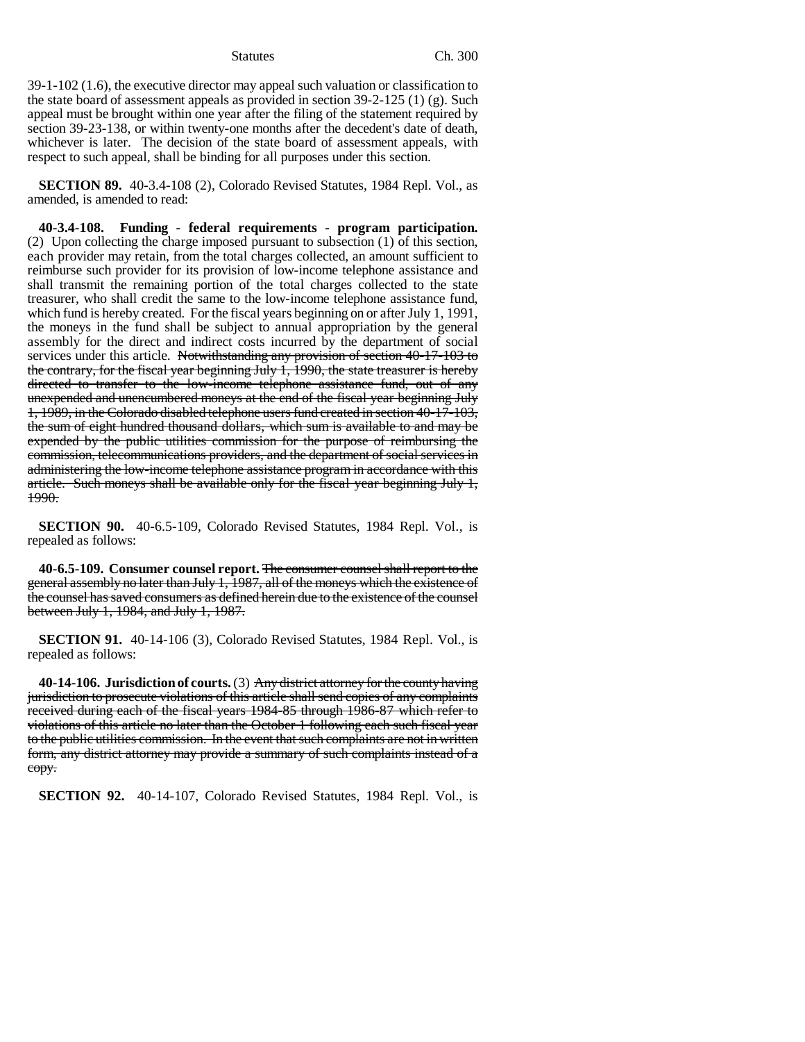39-1-102 (1.6), the executive director may appeal such valuation or classification to the state board of assessment appeals as provided in section 39-2-125 (1) (g). Such appeal must be brought within one year after the filing of the statement required by section 39-23-138, or within twenty-one months after the decedent's date of death, whichever is later. The decision of the state board of assessment appeals, with respect to such appeal, shall be binding for all purposes under this section.

**SECTION 89.** 40-3.4-108 (2), Colorado Revised Statutes, 1984 Repl. Vol., as amended, is amended to read:

**40-3.4-108. Funding - federal requirements - program participation.** (2) Upon collecting the charge imposed pursuant to subsection (1) of this section, each provider may retain, from the total charges collected, an amount sufficient to reimburse such provider for its provision of low-income telephone assistance and shall transmit the remaining portion of the total charges collected to the state treasurer, who shall credit the same to the low-income telephone assistance fund, which fund is hereby created. For the fiscal years beginning on or after July 1, 1991, the moneys in the fund shall be subject to annual appropriation by the general assembly for the direct and indirect costs incurred by the department of social services under this article. ~~Notwithstanding any provision of section 40-17-103 to the contrary, for the fiscal year beginning July 1, 1990, the state treasurer is hereby directed to transfer to the low-income telephone assistance fund, out of any unexpended and unencumbered moneys at the end of the fiscal year beginning July 1, 1989, in the Colorado disabled telephone users fund created in section 40-17-103, the sum of eight hundred thousand dollars, which sum is available to and may be expended by the public utilities commission for the purpose of reimbursing the commission, telecommunications providers, and the department of social services in administering the low-income telephone assistance program in accordance with this article. Such moneys shall be available only for the fiscal year beginning July 1, 1990.~~

**SECTION 90.** 40-6.5-109, Colorado Revised Statutes, 1984 Repl. Vol., is repealed as follows:

**40-6.5-109. Consumer counsel report.** ~~The consumer counsel shall report to the general assembly no later than July 1, 1987, all of the moneys which the existence of the counsel has saved consumers as defined herein due to the existence of the counsel between July 1, 1984, and July 1, 1987.~~

**SECTION 91.** 40-14-106 (3), Colorado Revised Statutes, 1984 Repl. Vol., is repealed as follows:

**40-14-106. Jurisdiction of courts.** (3) ~~Any district attorney for the county having jurisdiction to prosecute violations of this article shall send copies of any complaints received during each of the fiscal years 1984-85 through 1986-87 which refer to violations of this article no later than the October 1 following each such fiscal year to the public utilities commission. In the event that such complaints are not in written form, any district attorney may provide a summary of such complaints instead of a copy.~~

**SECTION 92.** 40-14-107, Colorado Revised Statutes, 1984 Repl. Vol., is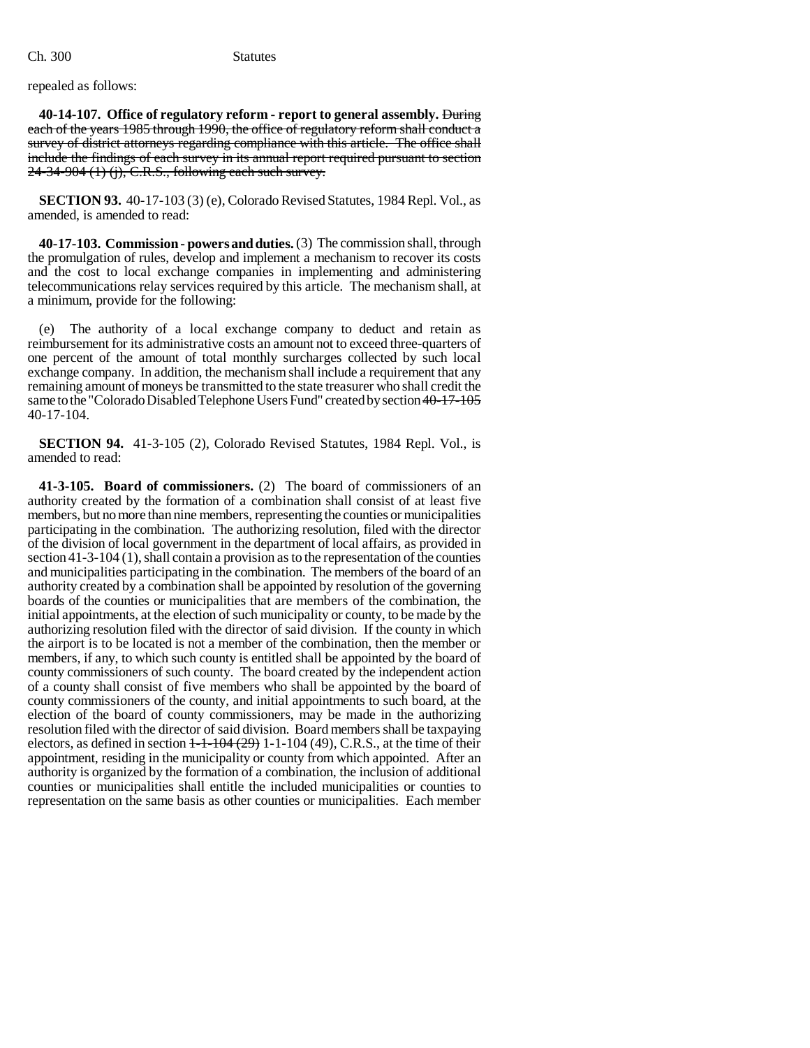repealed as follows:

**40-14-107. Office of regulatory reform - report to general assembly.** ~~During each of the years 1985 through 1990, the office of regulatory reform shall conduct a survey of district attorneys regarding compliance with this article. The office shall include the findings of each survey in its annual report required pursuant to section 24-34-904 (1) (j), C.R.S., following each such survey.~~

**SECTION 93.** 40-17-103 (3) (e), Colorado Revised Statutes, 1984 Repl. Vol., as amended, is amended to read:

**40-17-103. Commission - powers and duties.** (3) The commission shall, through the promulgation of rules, develop and implement a mechanism to recover its costs and the cost to local exchange companies in implementing and administering telecommunications relay services required by this article. The mechanism shall, at a minimum, provide for the following:

(e) The authority of a local exchange company to deduct and retain as reimbursement for its administrative costs an amount not to exceed three-quarters of one percent of the amount of total monthly surcharges collected by such local exchange company. In addition, the mechanism shall include a requirement that any remaining amount of moneys be transmitted to the state treasurer who shall credit the same to the "Colorado Disabled Telephone Users Fund" created by section ~~40-17-105~~ 40-17-104.

**SECTION 94.** 41-3-105 (2), Colorado Revised Statutes, 1984 Repl. Vol., is amended to read:

**41-3-105. Board of commissioners.** (2) The board of commissioners of an authority created by the formation of a combination shall consist of at least five members, but no more than nine members, representing the counties or municipalities participating in the combination. The authorizing resolution, filed with the director of the division of local government in the department of local affairs, as provided in section 41-3-104 (1), shall contain a provision as to the representation of the counties and municipalities participating in the combination. The members of the board of an authority created by a combination shall be appointed by resolution of the governing boards of the counties or municipalities that are members of the combination, the initial appointments, at the election of such municipality or county, to be made by the authorizing resolution filed with the director of said division. If the county in which the airport is to be located is not a member of the combination, then the member or members, if any, to which such county is entitled shall be appointed by the board of county commissioners of such county. The board created by the independent action of a county shall consist of five members who shall be appointed by the board of county commissioners of the county, and initial appointments to such board, at the election of the board of county commissioners, may be made in the authorizing resolution filed with the director of said division. Board members shall be taxpaying electors, as defined in section ~~1-1-104 (29)~~ 1-1-104 (49), C.R.S., at the time of their appointment, residing in the municipality or county from which appointed. After an authority is organized by the formation of a combination, the inclusion of additional counties or municipalities shall entitle the included municipalities or counties to representation on the same basis as other counties or municipalities. Each member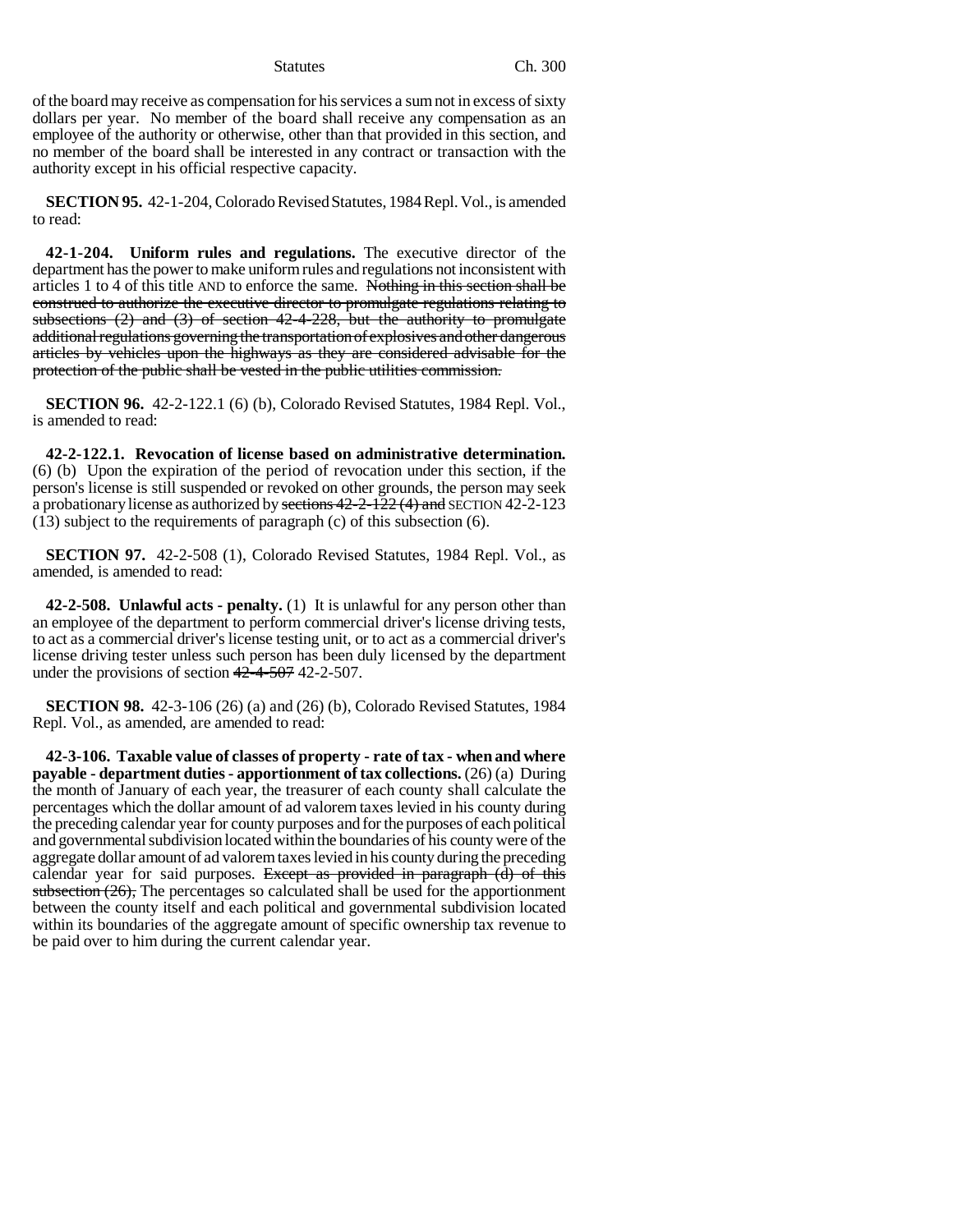of the board may receive as compensation for his services a sum not in excess of sixty dollars per year. No member of the board shall receive any compensation as an employee of the authority or otherwise, other than that provided in this section, and no member of the board shall be interested in any contract or transaction with the authority except in his official respective capacity.

**SECTION 95.** 42-1-204, Colorado Revised Statutes, 1984 Repl. Vol., is amended to read:

**42-1-204. Uniform rules and regulations.** The executive director of the department has the power to make uniform rules and regulations not inconsistent with articles 1 to 4 of this title AND to enforce the same. ~~Nothing in this section shall be construed to authorize the executive director to promulgate regulations relating to subsections (2) and (3) of section 42-4-228, but the authority to promulgate additional regulations governing the transportation of explosives and other dangerous articles by vehicles upon the highways as they are considered advisable for the protection of the public shall be vested in the public utilities commission.~~

**SECTION 96.** 42-2-122.1 (6) (b), Colorado Revised Statutes, 1984 Repl. Vol., is amended to read:

**42-2-122.1. Revocation of license based on administrative determination.** (6) (b) Upon the expiration of the period of revocation under this section, if the person's license is still suspended or revoked on other grounds, the person may seek a probationary license as authorized by ~~sections 42-2-122 (4) and~~ SECTION 42-2-123 (13) subject to the requirements of paragraph (c) of this subsection (6).

**SECTION 97.** 42-2-508 (1), Colorado Revised Statutes, 1984 Repl. Vol., as amended, is amended to read:

**42-2-508. Unlawful acts - penalty.** (1) It is unlawful for any person other than an employee of the department to perform commercial driver's license driving tests, to act as a commercial driver's license testing unit, or to act as a commercial driver's license driving tester unless such person has been duly licensed by the department under the provisions of section ~~42-4-507~~ 42-2-507.

**SECTION 98.** 42-3-106 (26) (a) and (26) (b), Colorado Revised Statutes, 1984 Repl. Vol., as amended, are amended to read:

**42-3-106. Taxable value of classes of property - rate of tax - when and where payable - department duties - apportionment of tax collections.** (26) (a) During the month of January of each year, the treasurer of each county shall calculate the percentages which the dollar amount of ad valorem taxes levied in his county during the preceding calendar year for county purposes and for the purposes of each political and governmental subdivision located within the boundaries of his county were of the aggregate dollar amount of ad valorem taxes levied in his county during the preceding calendar year for said purposes. ~~Except as provided in paragraph (d) of this subsection (26),~~ The percentages so calculated shall be used for the apportionment between the county itself and each political and governmental subdivision located within its boundaries of the aggregate amount of specific ownership tax revenue to be paid over to him during the current calendar year.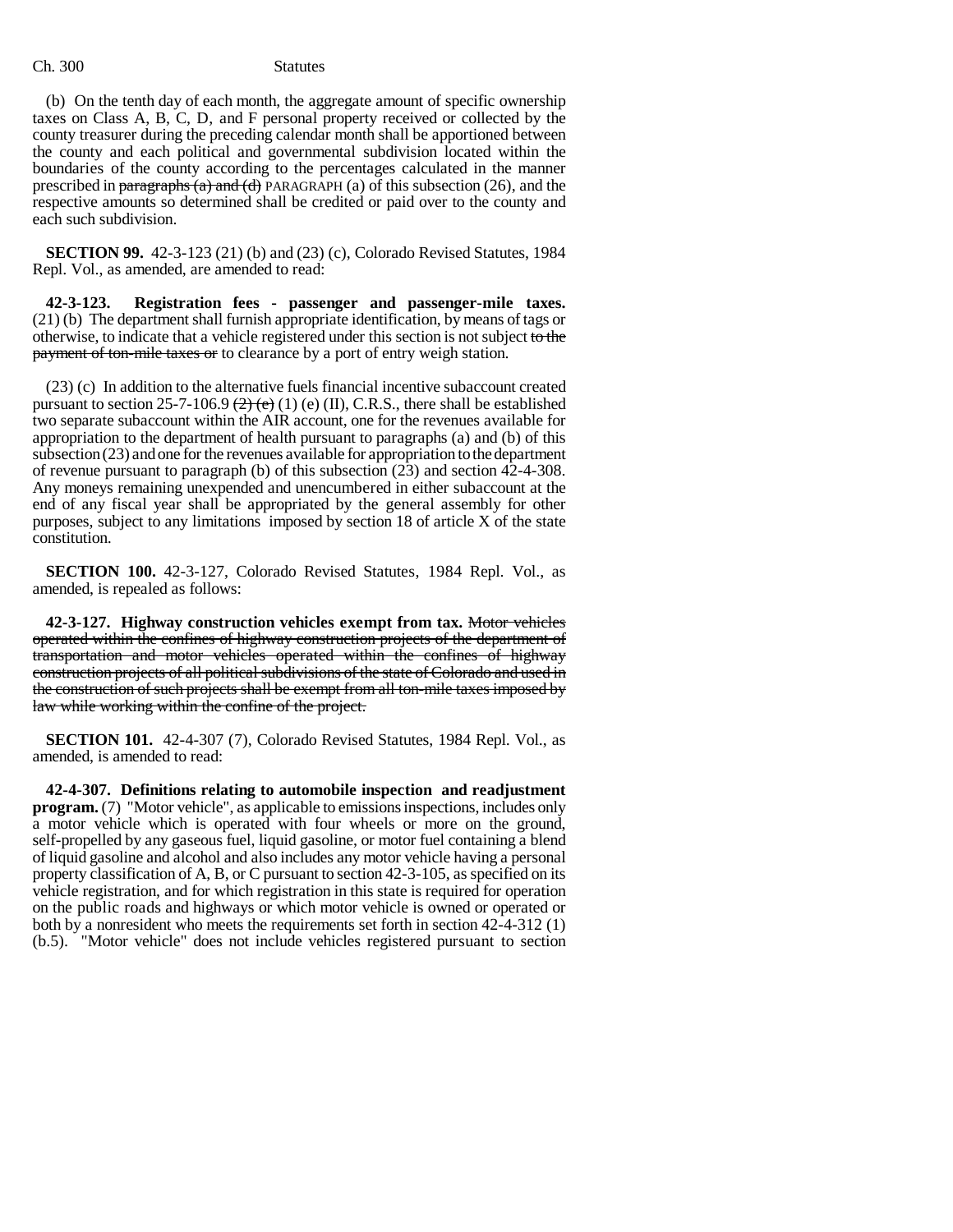(b) On the tenth day of each month, the aggregate amount of specific ownership taxes on Class A, B, C, D, and F personal property received or collected by the county treasurer during the preceding calendar month shall be apportioned between the county and each political and governmental subdivision located within the boundaries of the county according to the percentages calculated in the manner prescribed in ~~paragraphs (a) and (d)~~ PARAGRAPH (a) of this subsection (26), and the respective amounts so determined shall be credited or paid over to the county and each such subdivision.

**SECTION 99.** 42-3-123 (21) (b) and (23) (c), Colorado Revised Statutes, 1984 Repl. Vol., as amended, are amended to read:

**42-3-123. Registration fees - passenger and passenger-mile taxes.** (21) (b) The department shall furnish appropriate identification, by means of tags or otherwise, to indicate that a vehicle registered under this section is not subject ~~to the payment of ton-mile taxes or~~ to clearance by a port of entry weigh station.

(23) (c) In addition to the alternative fuels financial incentive subaccount created pursuant to section 25-7-106.9 ~~(2) (e)~~ (1) (e) (II), C.R.S., there shall be established two separate subaccount within the AIR account, one for the revenues available for appropriation to the department of health pursuant to paragraphs (a) and (b) of this subsection (23) and one for the revenues available for appropriation to the department of revenue pursuant to paragraph (b) of this subsection (23) and section 42-4-308. Any moneys remaining unexpended and unencumbered in either subaccount at the end of any fiscal year shall be appropriated by the general assembly for other purposes, subject to any limitations imposed by section 18 of article X of the state constitution.

**SECTION 100.** 42-3-127, Colorado Revised Statutes, 1984 Repl. Vol., as amended, is repealed as follows:

**42-3-127. Highway construction vehicles exempt from tax.** ~~Motor vehicles operated within the confines of highway construction projects of the department of transportation and motor vehicles operated within the confines of highway construction projects of all political subdivisions of the state of Colorado and used in the construction of such projects shall be exempt from all ton-mile taxes imposed by law while working within the confine of the project.~~

**SECTION 101.** 42-4-307 (7), Colorado Revised Statutes, 1984 Repl. Vol., as amended, is amended to read:

**42-4-307. Definitions relating to automobile inspection and readjustment program.** (7) "Motor vehicle", as applicable to emissions inspections, includes only a motor vehicle which is operated with four wheels or more on the ground, self-propelled by any gaseous fuel, liquid gasoline, or motor fuel containing a blend of liquid gasoline and alcohol and also includes any motor vehicle having a personal property classification of A, B, or C pursuant to section 42-3-105, as specified on its vehicle registration, and for which registration in this state is required for operation on the public roads and highways or which motor vehicle is owned or operated or both by a nonresident who meets the requirements set forth in section 42-4-312 (1) (b.5). "Motor vehicle" does not include vehicles registered pursuant to section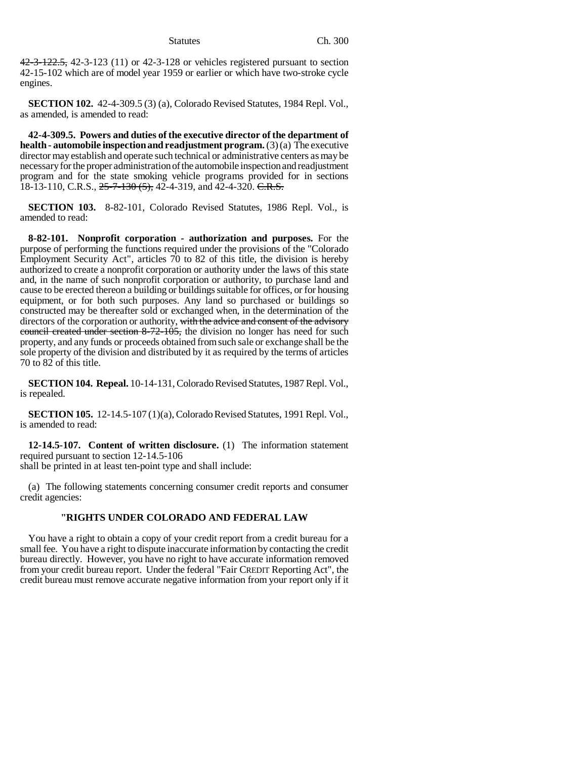42-3-122.5, 42-3-123 (11) or 42-3-128 or vehicles registered pursuant to section 42-15-102 which are of model year 1959 or earlier or which have two-stroke cycle engines.

**SECTION 102.** 42-4-309.5 (3) (a), Colorado Revised Statutes, 1984 Repl. Vol., as amended, is amended to read:

**42-4-309.5. Powers and duties of the executive director of the department of health - automobile inspection and readjustment program.** (3) (a) The executive director may establish and operate such technical or administrative centers as may be necessary for the proper administration of the automobile inspection and readjustment program and for the state smoking vehicle programs provided for in sections 18-13-110, C.R.S., 25-7-130 (5), 42-4-319, and 42-4-320. C.R.S.

**SECTION 103.** 8-82-101, Colorado Revised Statutes, 1986 Repl. Vol., is amended to read:

**8-82-101. Nonprofit corporation - authorization and purposes.** For the purpose of performing the functions required under the provisions of the "Colorado Employment Security Act", articles 70 to 82 of this title, the division is hereby authorized to create a nonprofit corporation or authority under the laws of this state and, in the name of such nonprofit corporation or authority, to purchase land and cause to be erected thereon a building or buildings suitable for offices, or for housing equipment, or for both such purposes. Any land so purchased or buildings so constructed may be thereafter sold or exchanged when, in the determination of the directors of the corporation or authority, with the advice and consent of the advisory council created under section 8-72-105, the division no longer has need for such property, and any funds or proceeds obtained from such sale or exchange shall be the sole property of the division and distributed by it as required by the terms of articles 70 to 82 of this title.

**SECTION 104. Repeal.** 10-14-131, Colorado Revised Statutes, 1987 Repl. Vol., is repealed.

**SECTION 105.** 12-14.5-107 (1)(a), Colorado Revised Statutes, 1991 Repl. Vol., is amended to read:

**12-14.5-107. Content of written disclosure.** (1) The information statement required pursuant to section 12-14.5-106
shall be printed in at least ten-point type and shall include:

(a) The following statements concerning consumer credit reports and consumer credit agencies:

**"RIGHTS UNDER COLORADO AND FEDERAL LAW**

You have a right to obtain a copy of your credit report from a credit bureau for a small fee. You have a right to dispute inaccurate information by contacting the credit bureau directly. However, you have no right to have accurate information removed from your credit bureau report. Under the federal "Fair CREDIT Reporting Act", the credit bureau must remove accurate negative information from your report only if it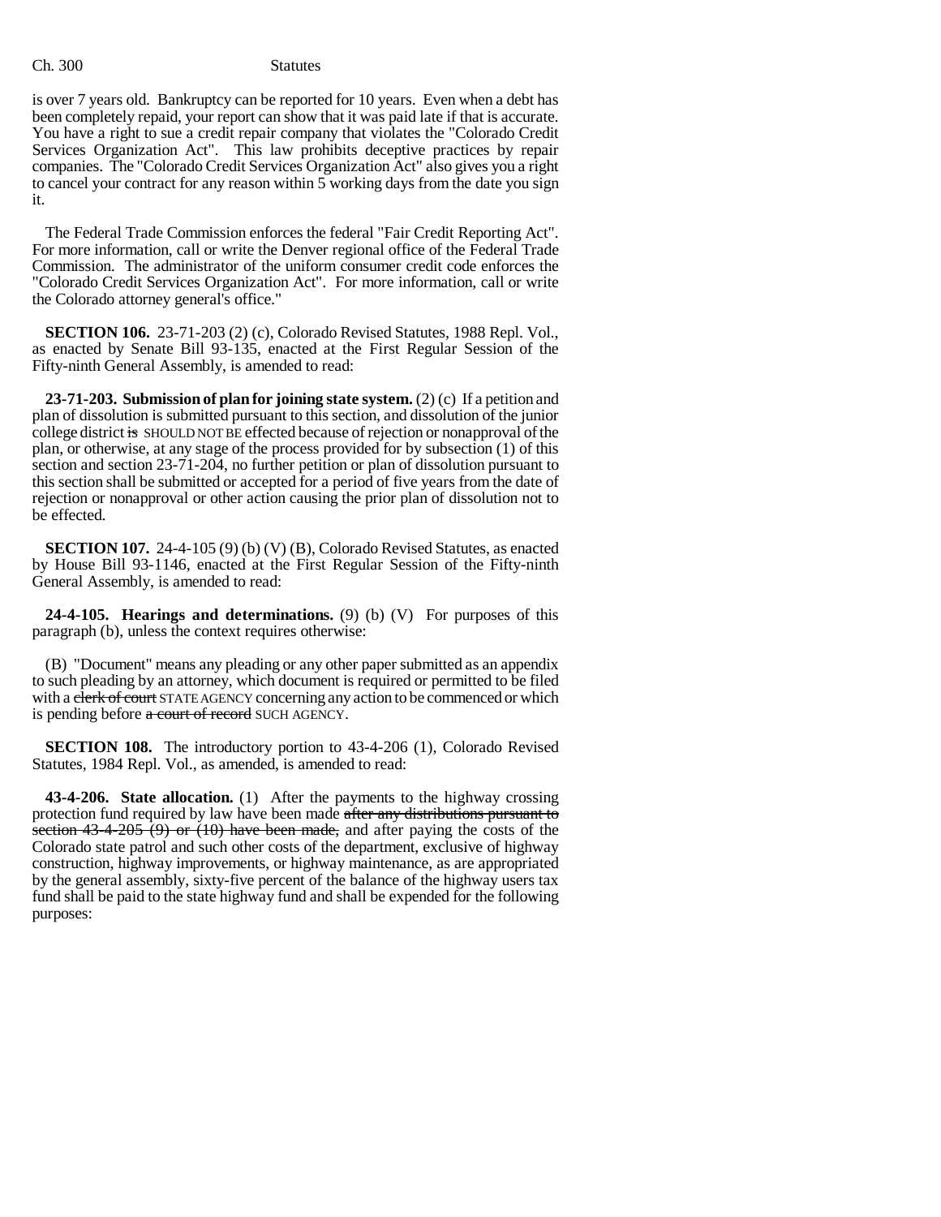is over 7 years old. Bankruptcy can be reported for 10 years. Even when a debt has been completely repaid, your report can show that it was paid late if that is accurate. You have a right to sue a credit repair company that violates the "Colorado Credit Services Organization Act". This law prohibits deceptive practices by repair companies. The "Colorado Credit Services Organization Act" also gives you a right to cancel your contract for any reason within 5 working days from the date you sign it.

The Federal Trade Commission enforces the federal "Fair Credit Reporting Act". For more information, call or write the Denver regional office of the Federal Trade Commission. The administrator of the uniform consumer credit code enforces the "Colorado Credit Services Organization Act". For more information, call or write the Colorado attorney general's office."

**SECTION 106.** 23-71-203 (2) (c), Colorado Revised Statutes, 1988 Repl. Vol., as enacted by Senate Bill 93-135, enacted at the First Regular Session of the Fifty-ninth General Assembly, is amended to read:

**23-71-203. Submission of plan for joining state system.** (2) (c) If a petition and plan of dissolution is submitted pursuant to this section, and dissolution of the junior college district ~~is~~ SHOULD NOT BE effected because of rejection or nonapproval of the plan, or otherwise, at any stage of the process provided for by subsection (1) of this section and section 23-71-204, no further petition or plan of dissolution pursuant to this section shall be submitted or accepted for a period of five years from the date of rejection or nonapproval or other action causing the prior plan of dissolution not to be effected.

**SECTION 107.** 24-4-105 (9) (b) (V) (B), Colorado Revised Statutes, as enacted by House Bill 93-1146, enacted at the First Regular Session of the Fifty-ninth General Assembly, is amended to read:

**24-4-105. Hearings and determinations.** (9) (b) (V) For purposes of this paragraph (b), unless the context requires otherwise:

(B) "Document" means any pleading or any other paper submitted as an appendix to such pleading by an attorney, which document is required or permitted to be filed with a ~~clerk of court~~ STATE AGENCY concerning any action to be commenced or which is pending before ~~a court of record~~ SUCH AGENCY.

**SECTION 108.** The introductory portion to 43-4-206 (1), Colorado Revised Statutes, 1984 Repl. Vol., as amended, is amended to read:

**43-4-206. State allocation.** (1) After the payments to the highway crossing protection fund required by law have been made ~~after any distributions pursuant to section 43-4-205 (9) or (10) have been made,~~ and after paying the costs of the Colorado state patrol and such other costs of the department, exclusive of highway construction, highway improvements, or highway maintenance, as are appropriated by the general assembly, sixty-five percent of the balance of the highway users tax fund shall be paid to the state highway fund and shall be expended for the following purposes: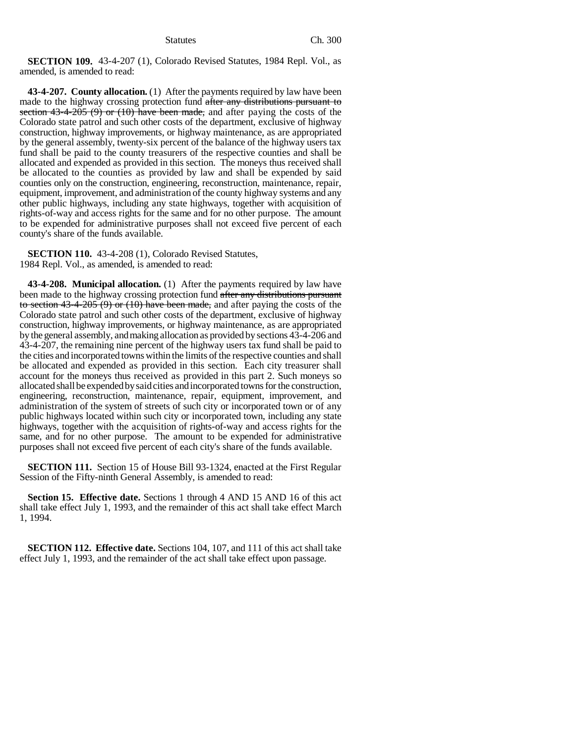**SECTION 109.** 43-4-207 (1), Colorado Revised Statutes, 1984 Repl. Vol., as amended, is amended to read:

**43-4-207. County allocation.** (1) After the payments required by law have been made to the highway crossing protection fund ~~after any distributions pursuant to section 43-4-205 (9) or (10) have been made,~~ and after paying the costs of the Colorado state patrol and such other costs of the department, exclusive of highway construction, highway improvements, or highway maintenance, as are appropriated by the general assembly, twenty-six percent of the balance of the highway users tax fund shall be paid to the county treasurers of the respective counties and shall be allocated and expended as provided in this section. The moneys thus received shall be allocated to the counties as provided by law and shall be expended by said counties only on the construction, engineering, reconstruction, maintenance, repair, equipment, improvement, and administration of the county highway systems and any other public highways, including any state highways, together with acquisition of rights-of-way and access rights for the same and for no other purpose. The amount to be expended for administrative purposes shall not exceed five percent of each county's share of the funds available.

**SECTION 110.** 43-4-208 (1), Colorado Revised Statutes, 1984 Repl. Vol., as amended, is amended to read:

**43-4-208. Municipal allocation.** (1) After the payments required by law have been made to the highway crossing protection fund ~~after any distributions pursuant to section 43-4-205 (9) or (10) have been made,~~ and after paying the costs of the Colorado state patrol and such other costs of the department, exclusive of highway construction, highway improvements, or highway maintenance, as are appropriated by the general assembly, and making allocation as provided by sections 43-4-206 and 43-4-207, the remaining nine percent of the highway users tax fund shall be paid to the cities and incorporated towns within the limits of the respective counties and shall be allocated and expended as provided in this section. Each city treasurer shall account for the moneys thus received as provided in this part 2. Such moneys so allocated shall be expended by said cities and incorporated towns for the construction, engineering, reconstruction, maintenance, repair, equipment, improvement, and administration of the system of streets of such city or incorporated town or of any public highways located within such city or incorporated town, including any state highways, together with the acquisition of rights-of-way and access rights for the same, and for no other purpose. The amount to be expended for administrative purposes shall not exceed five percent of each city's share of the funds available.

**SECTION 111.** Section 15 of House Bill 93-1324, enacted at the First Regular Session of the Fifty-ninth General Assembly, is amended to read:

**Section 15. Effective date.** Sections 1 through 4 AND 15 AND 16 of this act shall take effect July 1, 1993, and the remainder of this act shall take effect March 1, 1994.

**SECTION 112. Effective date.** Sections 104, 107, and 111 of this act shall take effect July 1, 1993, and the remainder of the act shall take effect upon passage.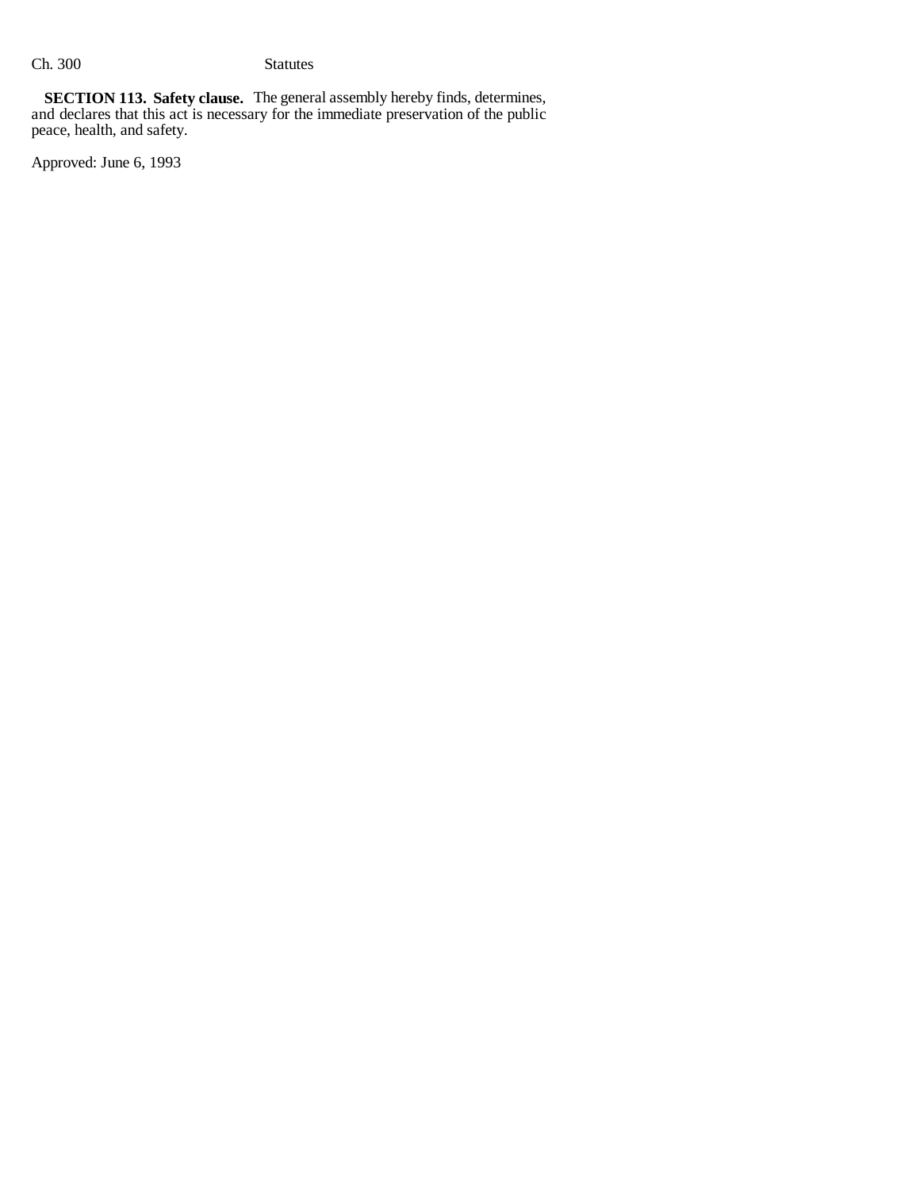**SECTION 113. Safety clause.** The general assembly hereby finds, determines, and declares that this act is necessary for the immediate preservation of the public peace, health, and safety.

Approved: June 6, 1993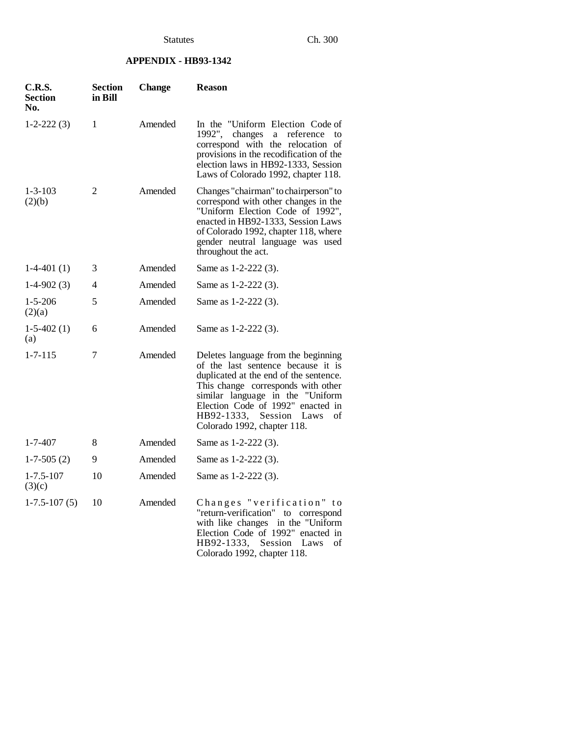## APPENDIX - HB93-1342

| C.R.S. Section No. | Section in Bill | Change | Reason |
|---|---|---|---|
| 1-2-222 (3) | 1 | Amended | In the "Uniform Election Code of 1992", changes a reference to correspond with the relocation of provisions in the recodification of the election laws in HB92-1333, Session Laws of Colorado 1992, chapter 118. |
| 1-3-103 (2)(b) | 2 | Amended | Changes "chairman" to chairperson" to correspond with other changes in the "Uniform Election Code of 1992", enacted in HB92-1333, Session Laws of Colorado 1992, chapter 118, where gender neutral language was used throughout the act. |
| 1-4-401 (1) | 3 | Amended | Same as 1-2-222 (3). |
| 1-4-902 (3) | 4 | Amended | Same as 1-2-222 (3). |
| 1-5-206 (2)(a) | 5 | Amended | Same as 1-2-222 (3). |
| 1-5-402 (1) (a) | 6 | Amended | Same as 1-2-222 (3). |
| 1-7-115 | 7 | Amended | Deletes language from the beginning of the last sentence because it is duplicated at the end of the sentence. This change corresponds with other similar language in the "Uniform Election Code of 1992" enacted in HB92-1333, Session Laws of Colorado 1992, chapter 118. |
| 1-7-407 | 8 | Amended | Same as 1-2-222 (3). |
| 1-7-505 (2) | 9 | Amended | Same as 1-2-222 (3). |
| 1-7.5-107 (3)(c) | 10 | Amended | Same as 1-2-222 (3). |
| 1-7.5-107 (5) | 10 | Amended | Changes "verification" to "return-verification" to correspond with like changes in the "Uniform Election Code of 1992" enacted in HB92-1333, Session Laws of Colorado 1992, chapter 118. |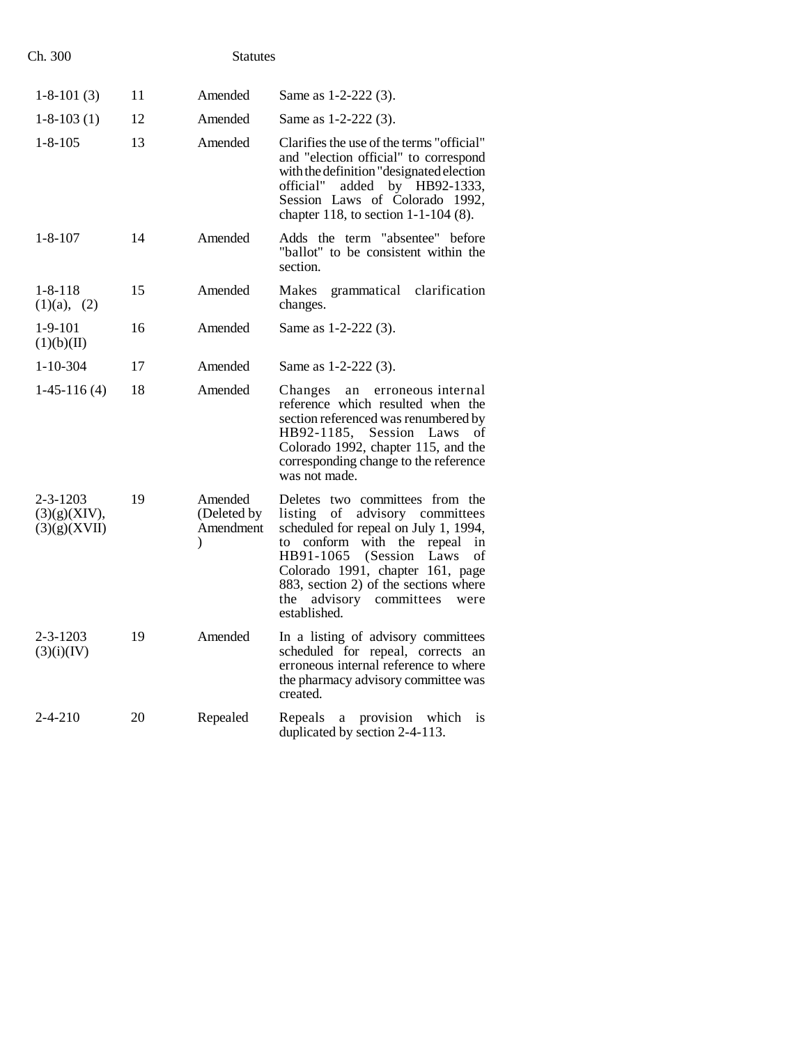| | | | |
|---|---|---|---|
| 1-8-101 (3) | 11 | Amended | Same as 1-2-222 (3). |
| 1-8-103 (1) | 12 | Amended | Same as 1-2-222 (3). |
| 1-8-105 | 13 | Amended | Clarifies the use of the terms "official" and "election official" to correspond with the definition "designated election official" added by HB92-1333, Session Laws of Colorado 1992, chapter 118, to section 1-1-104 (8). |
| 1-8-107 | 14 | Amended | Adds the term "absentee" before "ballot" to be consistent within the section. |
| 1-8-118 (1)(a), (2) | 15 | Amended | Makes grammatical clarification changes. |
| 1-9-101 (1)(b)(II) | 16 | Amended | Same as 1-2-222 (3). |
| 1-10-304 | 17 | Amended | Same as 1-2-222 (3). |
| 1-45-116 (4) | 18 | Amended | Changes an erroneous internal reference which resulted when the section referenced was renumbered by HB92-1185, Session Laws of Colorado 1992, chapter 115, and the corresponding change to the reference was not made. |
| 2-3-1203 (3)(g)(XIV), (3)(g)(XVII) | 19 | Amended (Deleted by Amendment) | Deletes two committees from the listing of advisory committees scheduled for repeal on July 1, 1994, to conform with the repeal in HB91-1065 (Session Laws of Colorado 1991, chapter 161, page 883, section 2) of the sections where the advisory committees were established. |
| 2-3-1203 (3)(i)(IV) | 19 | Amended | In a listing of advisory committees scheduled for repeal, corrects an erroneous internal reference to where the pharmacy advisory committee was created. |
| 2-4-210 | 20 | Repealed | Repeals a provision which is duplicated by section 2-4-113. |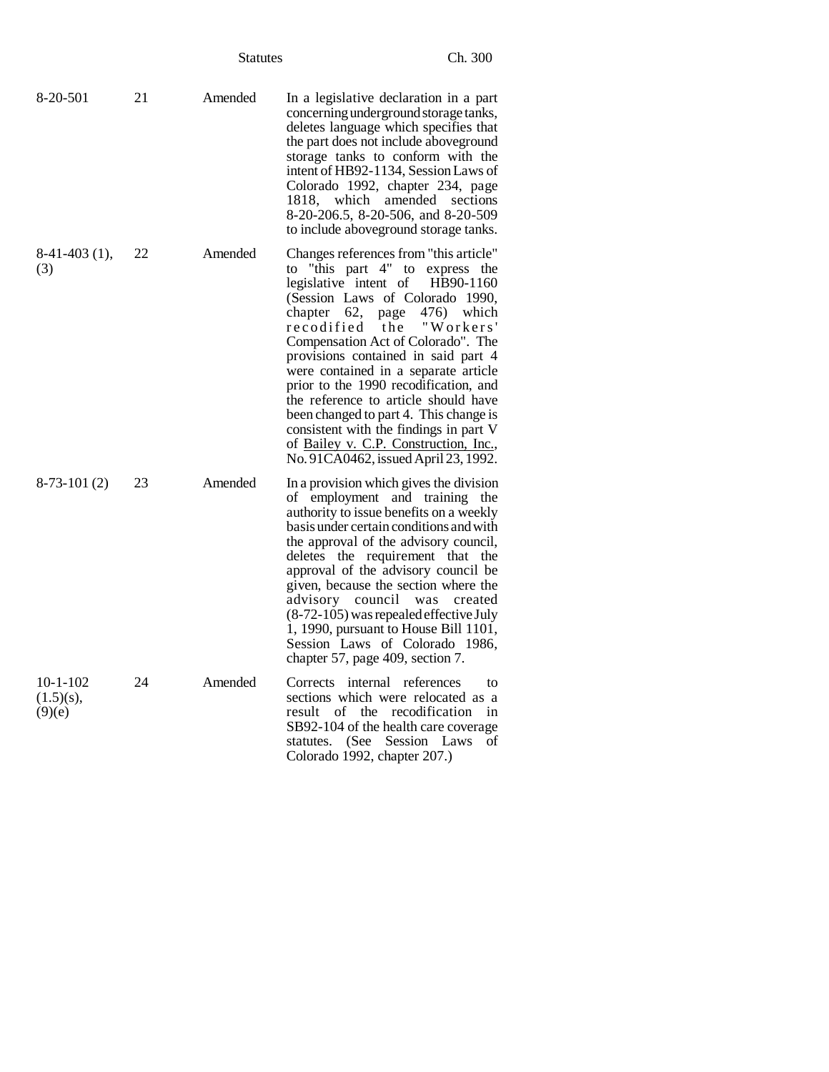| | | | |
|---|---|---|---|
| 8-20-501 | 21 | Amended | In a legislative declaration in a part concerning underground storage tanks, deletes language which specifies that the part does not include aboveground storage tanks to conform with the intent of HB92-1134, Session Laws of Colorado 1992, chapter 234, page 1818, which amended sections 8-20-206.5, 8-20-506, and 8-20-509 to include aboveground storage tanks. |
| 8-41-403 (1), (3) | 22 | Amended | Changes references from "this article" to "this part 4" to express the legislative intent of HB90-1160 (Session Laws of Colorado 1990, chapter 62, page 476) which recodified the "Workers' Compensation Act of Colorado". The provisions contained in said part 4 were contained in a separate article prior to the 1990 recodification, and the reference to article should have been changed to part 4. This change is consistent with the findings in part V of Bailey v. C.P. Construction, Inc., No. 91CA0462, issued April 23, 1992. |
| 8-73-101 (2) | 23 | Amended | In a provision which gives the division of employment and training the authority to issue benefits on a weekly basis under certain conditions and with the approval of the advisory council, deletes the requirement that the approval of the advisory council be given, because the section where the advisory council was created (8-72-105) was repealed effective July 1, 1990, pursuant to House Bill 1101, Session Laws of Colorado 1986, chapter 57, page 409, section 7. |
| 10-1-102 (1.5)(s), (9)(e) | 24 | Amended | Corrects internal references to sections which were relocated as a result of the recodification in SB92-104 of the health care coverage statutes. (See Session Laws of Colorado 1992, chapter 207.) |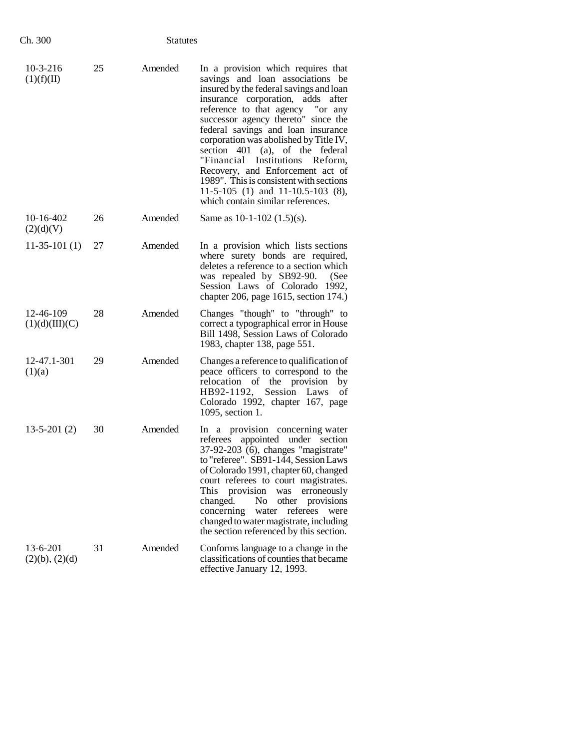| | | | |
|---|---|---|---|
| 10-3-216 (1)(f)(II) | 25 | Amended | In a provision which requires that savings and loan associations be insured by the federal savings and loan insurance corporation, adds after reference to that agency "or any successor agency thereto" since the federal savings and loan insurance corporation was abolished by Title IV, section 401 (a), of the federal "Financial Institutions Reform, Recovery, and Enforcement act of 1989". This is consistent with sections 11-5-105 (1) and 11-10.5-103 (8), which contain similar references. |
| 10-16-402 (2)(d)(V) | 26 | Amended | Same as 10-1-102 (1.5)(s). |
| 11-35-101 (1) | 27 | Amended | In a provision which lists sections where surety bonds are required, deletes a reference to a section which was repealed by SB92-90. (See Session Laws of Colorado 1992, chapter 206, page 1615, section 174.) |
| 12-46-109 (1)(d)(III)(C) | 28 | Amended | Changes "though" to "through" to correct a typographical error in House Bill 1498, Session Laws of Colorado 1983, chapter 138, page 551. |
| 12-47.1-301 (1)(a) | 29 | Amended | Changes a reference to qualification of peace officers to correspond to the relocation of the provision by HB92-1192, Session Laws of Colorado 1992, chapter 167, page 1095, section 1. |
| 13-5-201 (2) | 30 | Amended | In a provision concerning water referees appointed under section 37-92-203 (6), changes "magistrate" to "referee". SB91-144, Session Laws of Colorado 1991, chapter 60, changed court referees to court magistrates. This provision was erroneously changed. No other provisions concerning water referees were changed to water magistrate, including the section referenced by this section. |
| 13-6-201 (2)(b), (2)(d) | 31 | Amended | Conforms language to a change in the classifications of counties that became effective January 12, 1993. |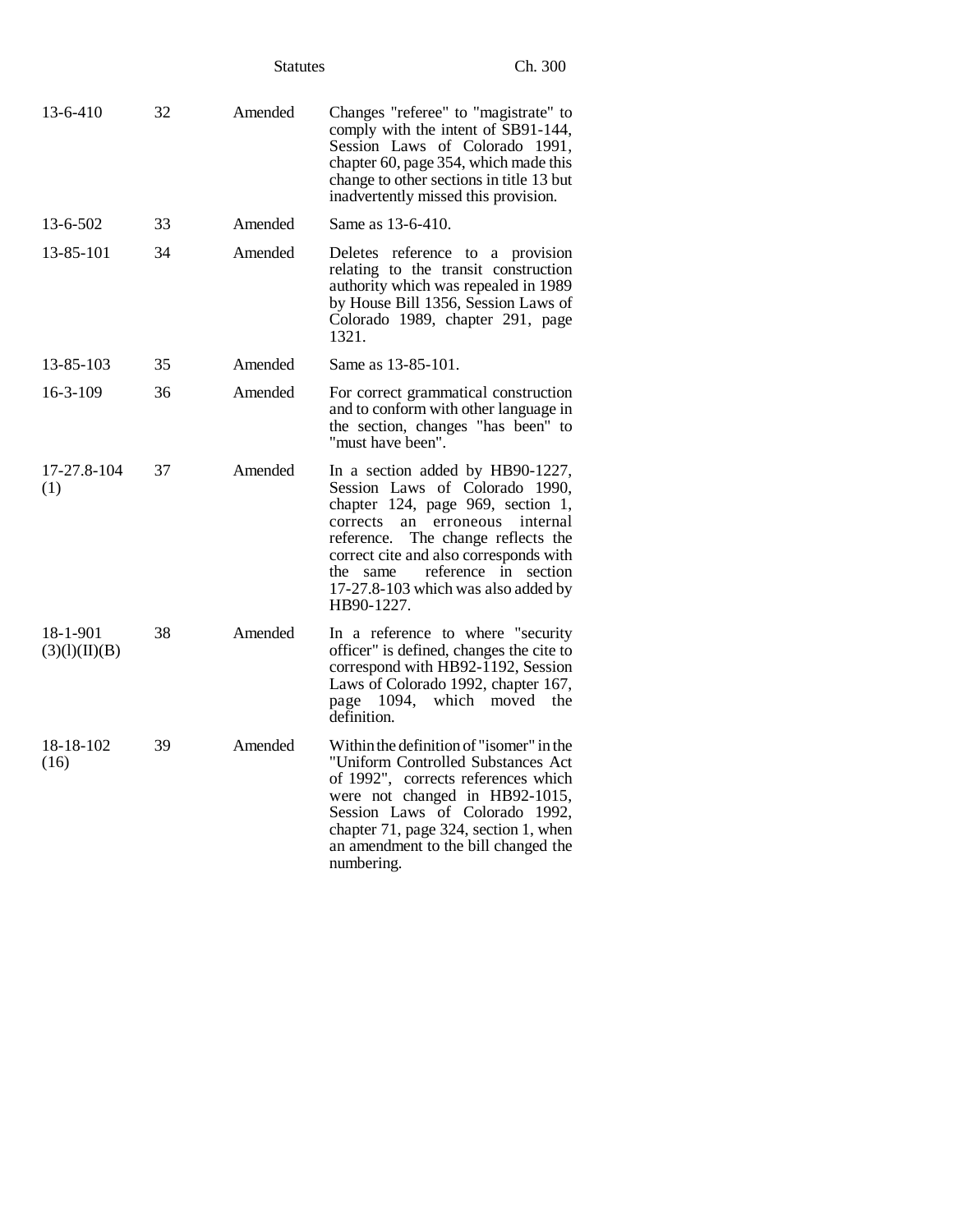| | | | |
|---|---|---|---|
| 13-6-410 | 32 | Amended | Changes "referee" to "magistrate" to comply with the intent of SB91-144, Session Laws of Colorado 1991, chapter 60, page 354, which made this change to other sections in title 13 but inadvertently missed this provision. |
| 13-6-502 | 33 | Amended | Same as 13-6-410. |
| 13-85-101 | 34 | Amended | Deletes reference to a provision relating to the transit construction authority which was repealed in 1989 by House Bill 1356, Session Laws of Colorado 1989, chapter 291, page 1321. |
| 13-85-103 | 35 | Amended | Same as 13-85-101. |
| 16-3-109 | 36 | Amended | For correct grammatical construction and to conform with other language in the section, changes "has been" to "must have been". |
| 17-27.8-104 (1) | 37 | Amended | In a section added by HB90-1227, Session Laws of Colorado 1990, chapter 124, page 969, section 1, corrects an erroneous internal reference. The change reflects the correct cite and also corresponds with the same reference in section 17-27.8-103 which was also added by HB90-1227. |
| 18-1-901 (3)(l)(II)(B) | 38 | Amended | In a reference to where "security officer" is defined, changes the cite to correspond with HB92-1192, Session Laws of Colorado 1992, chapter 167, page 1094, which moved the definition. |
| 18-18-102 (16) | 39 | Amended | Within the definition of "isomer" in the "Uniform Controlled Substances Act of 1992", corrects references which were not changed in HB92-1015, Session Laws of Colorado 1992, chapter 71, page 324, section 1, when an amendment to the bill changed the numbering. |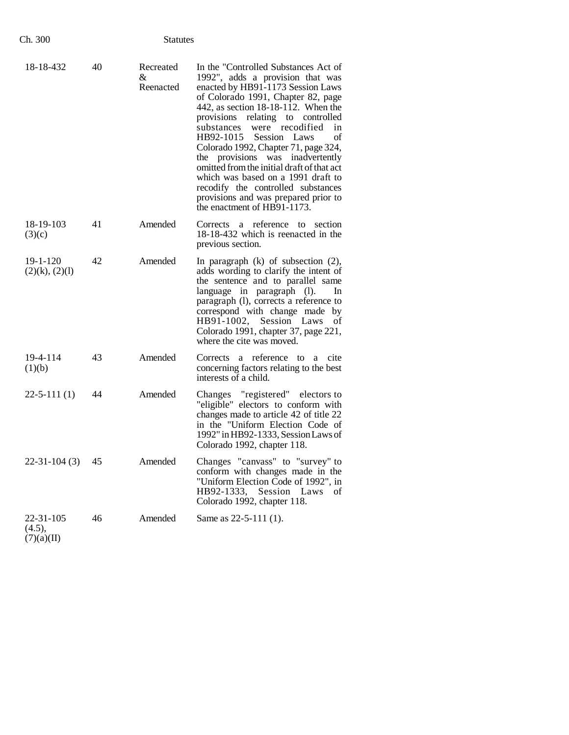| | | | |
|---|---|---|---|
| 18-18-432 | 40 | Recreated & Reenacted | In the "Controlled Substances Act of 1992", adds a provision that was enacted by HB91-1173 Session Laws of Colorado 1991, Chapter 82, page 442, as section 18-18-112. When the provisions relating to controlled substances were recodified in HB92-1015 Session Laws of Colorado 1992, Chapter 71, page 324, the provisions was inadvertently omitted from the initial draft of that act which was based on a 1991 draft to recodify the controlled substances provisions and was prepared prior to the enactment of HB91-1173. |
| 18-19-103 (3)(c) | 41 | Amended | Corrects a reference to section 18-18-432 which is reenacted in the previous section. |
| 19-1-120 (2)(k), (2)(l) | 42 | Amended | In paragraph (k) of subsection (2), adds wording to clarify the intent of the sentence and to parallel same language in paragraph (l). In paragraph (l), corrects a reference to correspond with change made by HB91-1002, Session Laws of Colorado 1991, chapter 37, page 221, where the cite was moved. |
| 19-4-114 (1)(b) | 43 | Amended | Corrects a reference to a cite concerning factors relating to the best interests of a child. |
| 22-5-111 (1) | 44 | Amended | Changes "registered" electors to "eligible" electors to conform with changes made to article 42 of title 22 in the "Uniform Election Code of 1992" in HB92-1333, Session Laws of Colorado 1992, chapter 118. |
| 22-31-104 (3) | 45 | Amended | Changes "canvass" to "survey" to conform with changes made in the "Uniform Election Code of 1992", in HB92-1333, Session Laws of Colorado 1992, chapter 118. |
| 22-31-105 (4.5), (7)(a)(II) | 46 | Amended | Same as 22-5-111 (1). |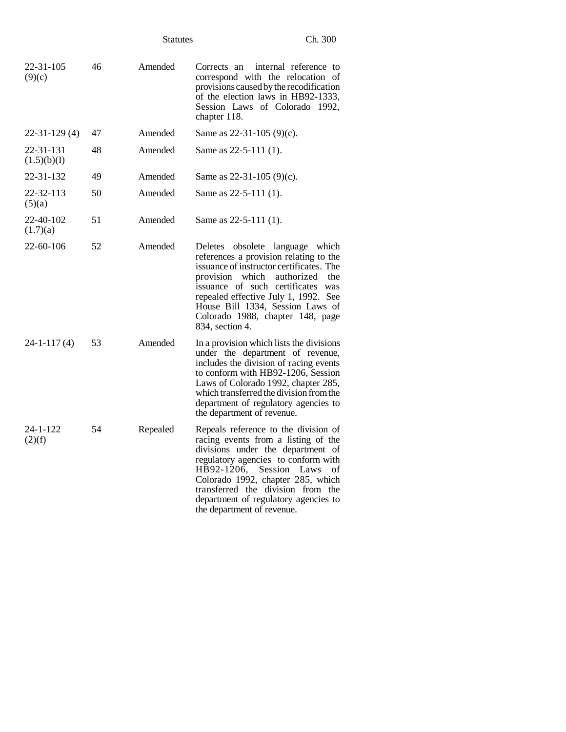| | | | |
|---|---|---|---|
| 22-31-105 (9)(c) | 46 | Amended | Corrects an internal reference to correspond with the relocation of provisions caused by the recodification of the election laws in HB92-1333, Session Laws of Colorado 1992, chapter 118. |
| 22-31-129 (4) | 47 | Amended | Same as 22-31-105 (9)(c). |
| 22-31-131 (1.5)(b)(I) | 48 | Amended | Same as 22-5-111 (1). |
| 22-31-132 | 49 | Amended | Same as 22-31-105 (9)(c). |
| 22-32-113 (5)(a) | 50 | Amended | Same as 22-5-111 (1). |
| 22-40-102 (1.7)(a) | 51 | Amended | Same as 22-5-111 (1). |
| 22-60-106 | 52 | Amended | Deletes obsolete language which references a provision relating to the issuance of instructor certificates. The provision which authorized the issuance of such certificates was repealed effective July 1, 1992. See House Bill 1334, Session Laws of Colorado 1988, chapter 148, page 834, section 4. |
| 24-1-117 (4) | 53 | Amended | In a provision which lists the divisions under the department of revenue, includes the division of racing events to conform with HB92-1206, Session Laws of Colorado 1992, chapter 285, which transferred the division from the department of regulatory agencies to the department of revenue. |
| 24-1-122 (2)(f) | 54 | Repealed | Repeals reference to the division of racing events from a listing of the divisions under the department of regulatory agencies to conform with HB92-1206, Session Laws of Colorado 1992, chapter 285, which transferred the division from the department of regulatory agencies to the department of revenue. |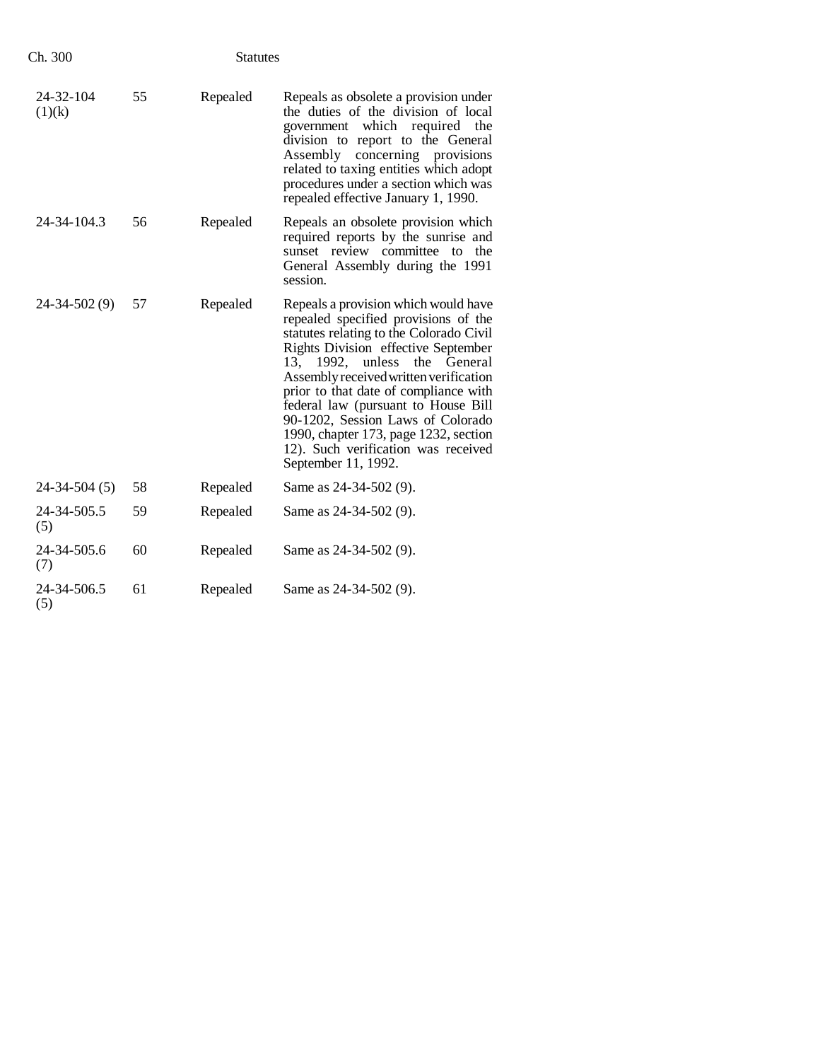| | | | |
|---|---|---|---|
| 24-32-104 (1)(k) | 55 | Repealed | Repeals as obsolete a provision under the duties of the division of local government which required the division to report to the General Assembly concerning provisions related to taxing entities which adopt procedures under a section which was repealed effective January 1, 1990. |
| 24-34-104.3 | 56 | Repealed | Repeals an obsolete provision which required reports by the sunrise and sunset review committee to the General Assembly during the 1991 session. |
| 24-34-502 (9) | 57 | Repealed | Repeals a provision which would have repealed specified provisions of the statutes relating to the Colorado Civil Rights Division effective September 13, 1992, unless the General Assembly received written verification prior to that date of compliance with federal law (pursuant to House Bill 90-1202, Session Laws of Colorado 1990, chapter 173, page 1232, section 12). Such verification was received September 11, 1992. |
| 24-34-504 (5) | 58 | Repealed | Same as 24-34-502 (9). |
| 24-34-505.5 (5) | 59 | Repealed | Same as 24-34-502 (9). |
| 24-34-505.6 (7) | 60 | Repealed | Same as 24-34-502 (9). |
| 24-34-506.5 (5) | 61 | Repealed | Same as 24-34-502 (9). |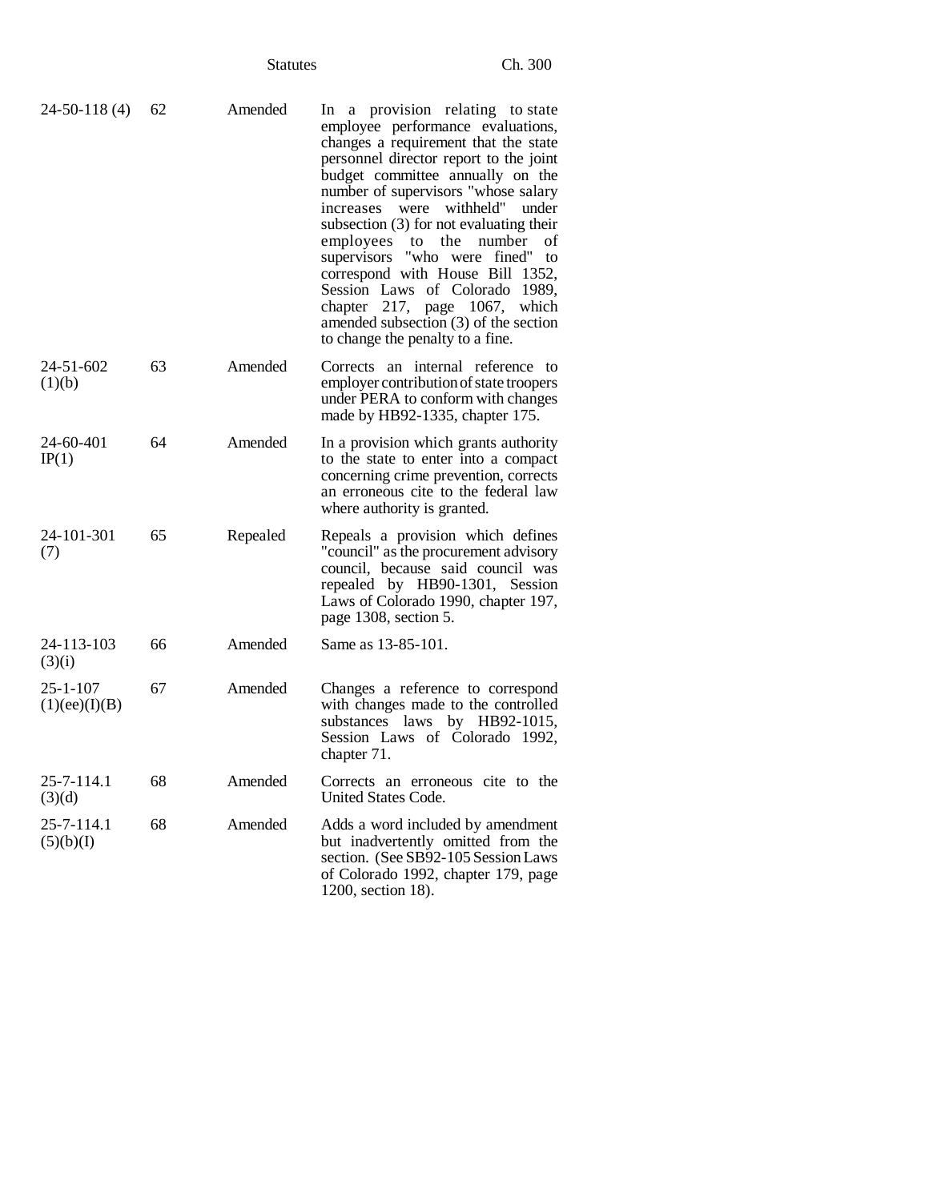| | | | |
|---|---|---|---|
| 24-50-118 (4) | 62 | Amended | In a provision relating to state employee performance evaluations, changes a requirement that the state personnel director report to the joint budget committee annually on the number of supervisors "whose salary increases were withheld" under subsection (3) for not evaluating their employees to the number of supervisors "who were fined" to correspond with House Bill 1352, Session Laws of Colorado 1989, chapter 217, page 1067, which amended subsection (3) of the section to change the penalty to a fine. |
| 24-51-602 (1)(b) | 63 | Amended | Corrects an internal reference to employer contribution of state troopers under PERA to conform with changes made by HB92-1335, chapter 175. |
| 24-60-401 IP(1) | 64 | Amended | In a provision which grants authority to the state to enter into a compact concerning crime prevention, corrects an erroneous cite to the federal law where authority is granted. |
| 24-101-301 (7) | 65 | Repealed | Repeals a provision which defines "council" as the procurement advisory council, because said council was repealed by HB90-1301, Session Laws of Colorado 1990, chapter 197, page 1308, section 5. |
| 24-113-103 (3)(i) | 66 | Amended | Same as 13-85-101. |
| 25-1-107 (1)(ee)(I)(B) | 67 | Amended | Changes a reference to correspond with changes made to the controlled substances laws by HB92-1015, Session Laws of Colorado 1992, chapter 71. |
| 25-7-114.1 (3)(d) | 68 | Amended | Corrects an erroneous cite to the United States Code. |
| 25-7-114.1 (5)(b)(I) | 68 | Amended | Adds a word included by amendment but inadvertently omitted from the section. (See SB92-105 Session Laws of Colorado 1992, chapter 179, page 1200, section 18). |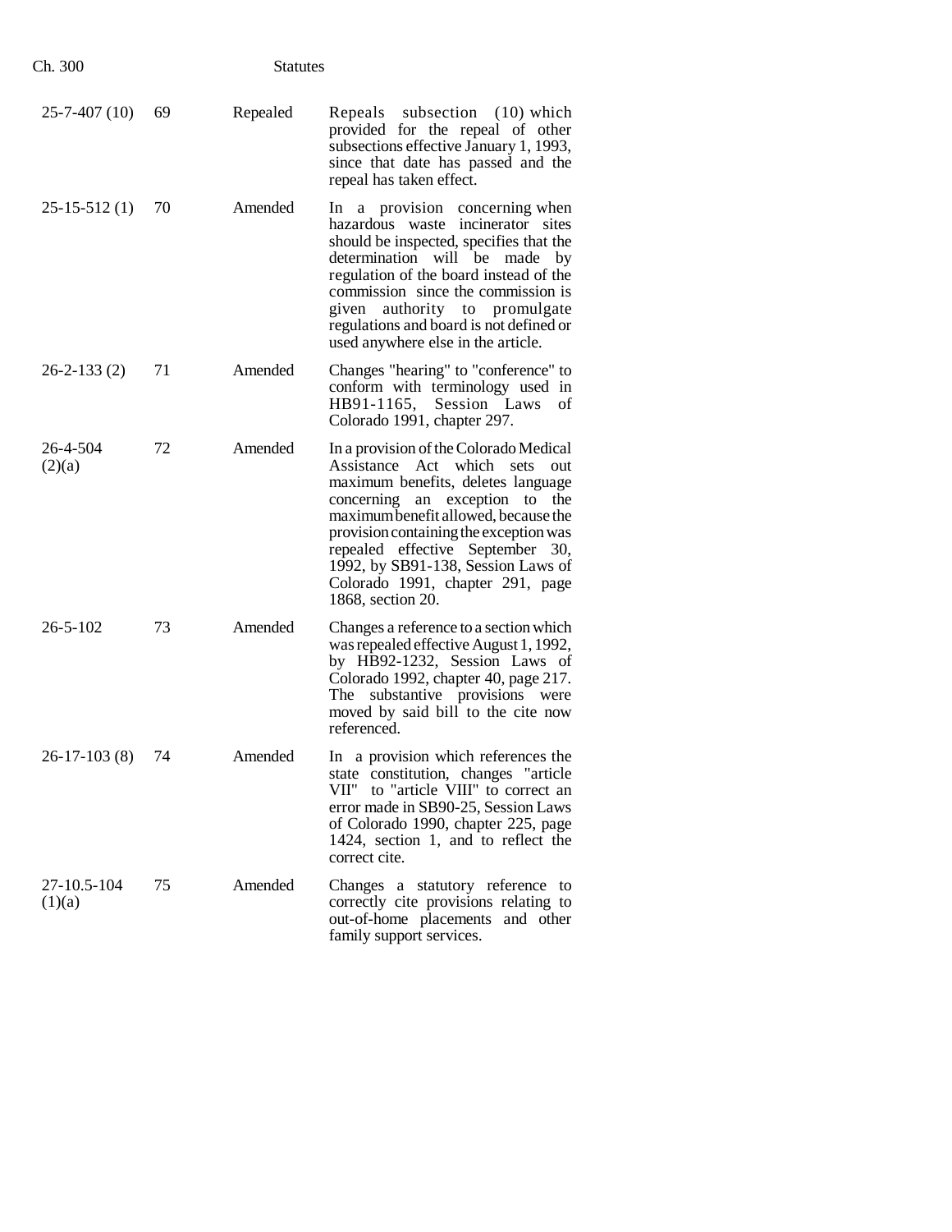| | | | |
|---|---|---|---|
| 25-7-407 (10) | 69 | Repealed | Repeals subsection (10) which provided for the repeal of other subsections effective January 1, 1993, since that date has passed and the repeal has taken effect. |
| 25-15-512 (1) | 70 | Amended | In a provision concerning when hazardous waste incinerator sites should be inspected, specifies that the determination will be made by regulation of the board instead of the commission since the commission is given authority to promulgate regulations and board is not defined or used anywhere else in the article. |
| 26-2-133 (2) | 71 | Amended | Changes "hearing" to "conference" to conform with terminology used in HB91-1165, Session Laws of Colorado 1991, chapter 297. |
| 26-4-504 (2)(a) | 72 | Amended | In a provision of the Colorado Medical Assistance Act which sets out maximum benefits, deletes language concerning an exception to the maximum benefit allowed, because the provision containing the exception was repealed effective September 30, 1992, by SB91-138, Session Laws of Colorado 1991, chapter 291, page 1868, section 20. |
| 26-5-102 | 73 | Amended | Changes a reference to a section which was repealed effective August 1, 1992, by HB92-1232, Session Laws of Colorado 1992, chapter 40, page 217. The substantive provisions were moved by said bill to the cite now referenced. |
| 26-17-103 (8) | 74 | Amended | In a provision which references the state constitution, changes "article VII" to "article VIII" to correct an error made in SB90-25, Session Laws of Colorado 1990, chapter 225, page 1424, section 1, and to reflect the correct cite. |
| 27-10.5-104 (1)(a) | 75 | Amended | Changes a statutory reference to correctly cite provisions relating to out-of-home placements and other family support services. |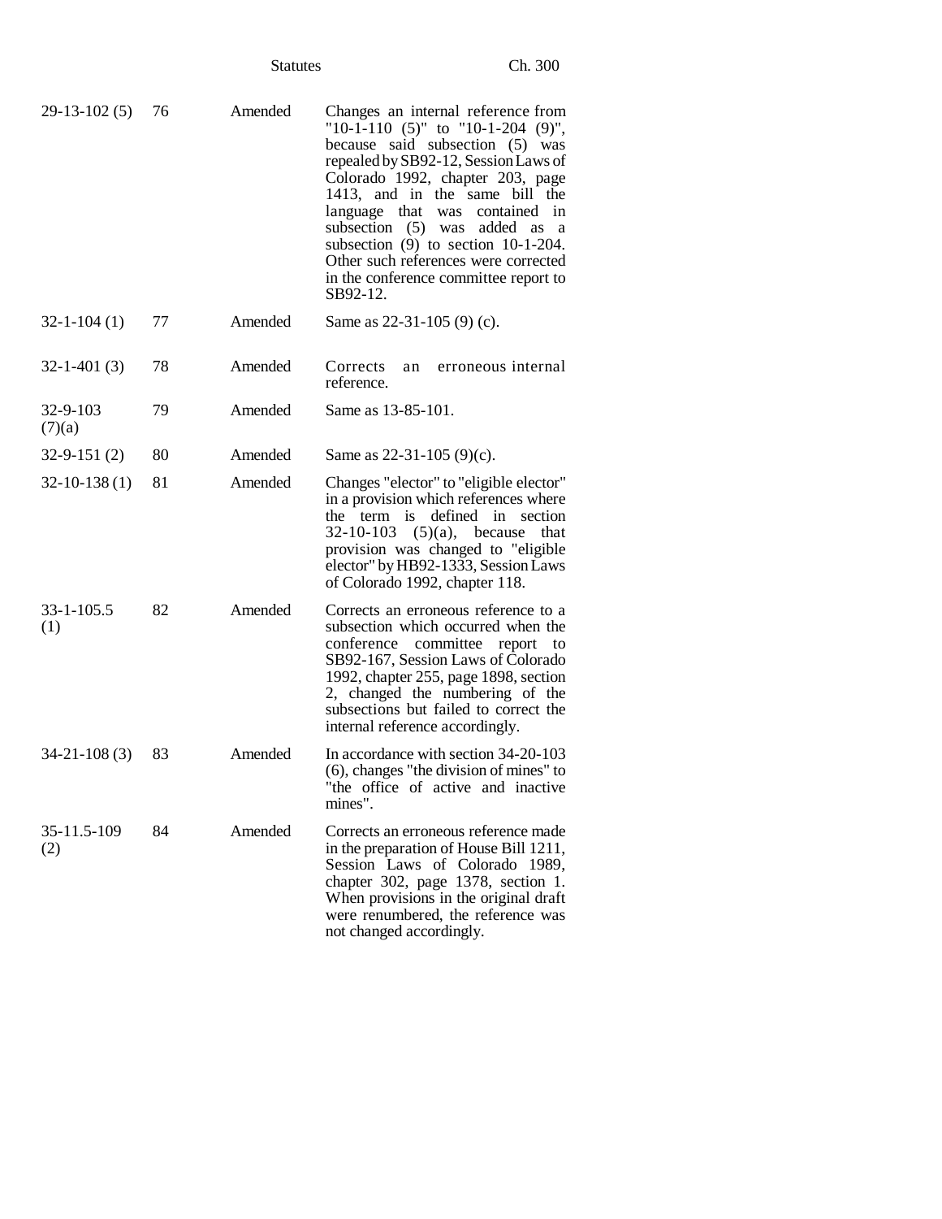| | | | |
|---|---|---|---|
| 29-13-102 (5) | 76 | Amended | Changes an internal reference from "10-1-110 (5)" to "10-1-204 (9)", because said subsection (5) was repealed by SB92-12, Session Laws of Colorado 1992, chapter 203, page 1413, and in the same bill the language that was contained in subsection (5) was added as a subsection (9) to section 10-1-204. Other such references were corrected in the conference committee report to SB92-12. |
| 32-1-104 (1) | 77 | Amended | Same as 22-31-105 (9) (c). |
| 32-1-401 (3) | 78 | Amended | Corrects an erroneous internal reference. |
| 32-9-103 (7)(a) | 79 | Amended | Same as 13-85-101. |
| 32-9-151 (2) | 80 | Amended | Same as 22-31-105 (9)(c). |
| 32-10-138 (1) | 81 | Amended | Changes "elector" to "eligible elector" in a provision which references where the term is defined in section 32-10-103 (5)(a), because that provision was changed to "eligible elector" by HB92-1333, Session Laws of Colorado 1992, chapter 118. |
| 33-1-105.5 (1) | 82 | Amended | Corrects an erroneous reference to a subsection which occurred when the conference committee report to SB92-167, Session Laws of Colorado 1992, chapter 255, page 1898, section 2, changed the numbering of the subsections but failed to correct the internal reference accordingly. |
| 34-21-108 (3) | 83 | Amended | In accordance with section 34-20-103 (6), changes "the division of mines" to "the office of active and inactive mines". |
| 35-11.5-109 (2) | 84 | Amended | Corrects an erroneous reference made in the preparation of House Bill 1211, Session Laws of Colorado 1989, chapter 302, page 1378, section 1. When provisions in the original draft were renumbered, the reference was not changed accordingly. |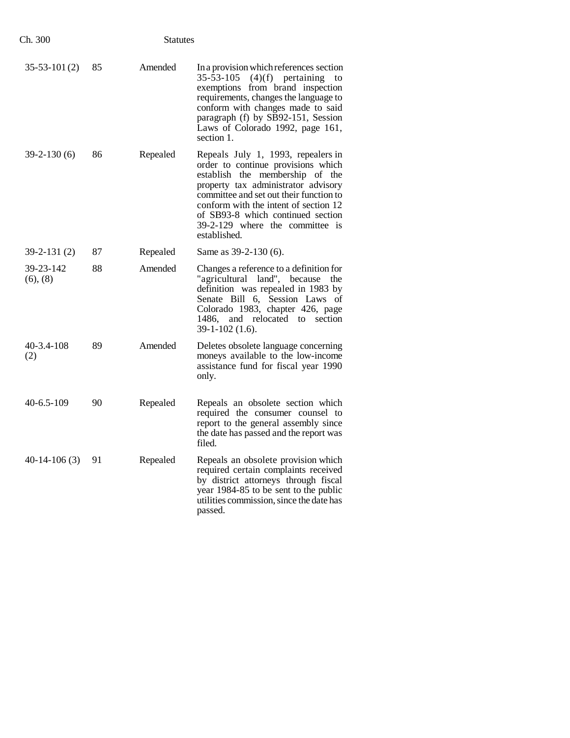| | | | |
|---|---|---|---|
| 35-53-101 (2) | 85 | Amended | In a provision which references section 35-53-105 (4)(f) pertaining to exemptions from brand inspection requirements, changes the language to conform with changes made to said paragraph (f) by SB92-151, Session Laws of Colorado 1992, page 161, section 1. |
| 39-2-130 (6) | 86 | Repealed | Repeals July 1, 1993, repealers in order to continue provisions which establish the membership of the property tax administrator advisory committee and set out their function to conform with the intent of section 12 of SB93-8 which continued section 39-2-129 where the committee is established. |
| 39-2-131 (2) | 87 | Repealed | Same as 39-2-130 (6). |
| 39-23-142 (6), (8) | 88 | Amended | Changes a reference to a definition for "agricultural land", because the definition was repealed in 1983 by Senate Bill 6, Session Laws of Colorado 1983, chapter 426, page 1486, and relocated to section 39-1-102 (1.6). |
| 40-3.4-108 (2) | 89 | Amended | Deletes obsolete language concerning moneys available to the low-income assistance fund for fiscal year 1990 only. |
| 40-6.5-109 | 90 | Repealed | Repeals an obsolete section which required the consumer counsel to report to the general assembly since the date has passed and the report was filed. |
| 40-14-106 (3) | 91 | Repealed | Repeals an obsolete provision which required certain complaints received by district attorneys through fiscal year 1984-85 to be sent to the public utilities commission, since the date has passed. |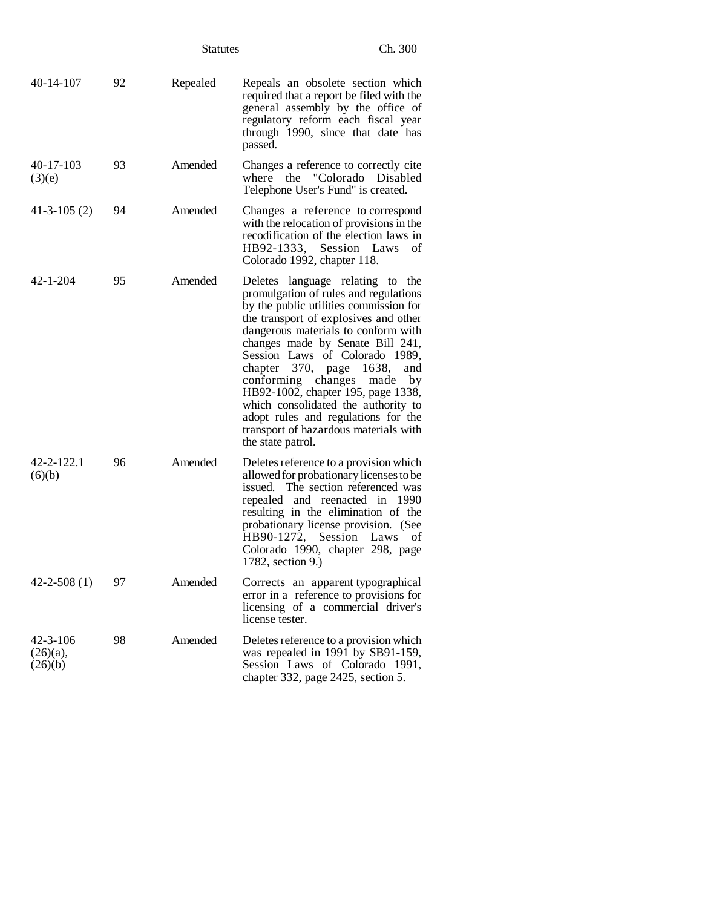| | | | |
|---|---|---|---|
| 40-14-107 | 92 | Repealed | Repeals an obsolete section which required that a report be filed with the general assembly by the office of regulatory reform each fiscal year through 1990, since that date has passed. |
| 40-17-103 (3)(e) | 93 | Amended | Changes a reference to correctly cite where the "Colorado Disabled Telephone User's Fund" is created. |
| 41-3-105 (2) | 94 | Amended | Changes a reference to correspond with the relocation of provisions in the recodification of the election laws in HB92-1333, Session Laws of Colorado 1992, chapter 118. |
| 42-1-204 | 95 | Amended | Deletes language relating to the promulgation of rules and regulations by the public utilities commission for the transport of explosives and other dangerous materials to conform with changes made by Senate Bill 241, Session Laws of Colorado 1989, chapter 370, page 1638, and conforming changes made by HB92-1002, chapter 195, page 1338, which consolidated the authority to adopt rules and regulations for the transport of hazardous materials with the state patrol. |
| 42-2-122.1 (6)(b) | 96 | Amended | Deletes reference to a provision which allowed for probationary licenses to be issued. The section referenced was repealed and reenacted in 1990 resulting in the elimination of the probationary license provision. (See HB90-1272, Session Laws of Colorado 1990, chapter 298, page 1782, section 9.) |
| 42-2-508 (1) | 97 | Amended | Corrects an apparent typographical error in a reference to provisions for licensing of a commercial driver's license tester. |
| 42-3-106 (26)(a), (26)(b) | 98 | Amended | Deletes reference to a provision which was repealed in 1991 by SB91-159, Session Laws of Colorado 1991, chapter 332, page 2425, section 5. |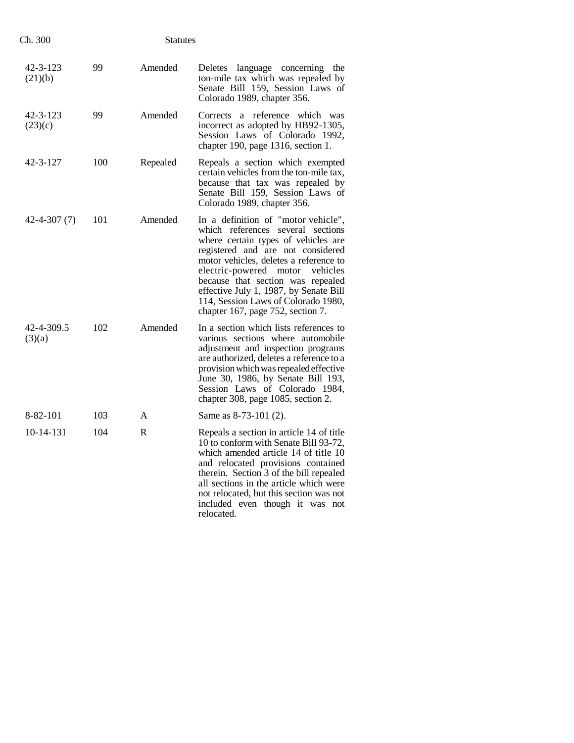| | | | |
|---|---|---|---|
| 42-3-123 (21)(b) | 99 | Amended | Deletes language concerning the ton-mile tax which was repealed by Senate Bill 159, Session Laws of Colorado 1989, chapter 356. |
| 42-3-123 (23)(c) | 99 | Amended | Corrects a reference which was incorrect as adopted by HB92-1305, Session Laws of Colorado 1992, chapter 190, page 1316, section 1. |
| 42-3-127 | 100 | Repealed | Repeals a section which exempted certain vehicles from the ton-mile tax, because that tax was repealed by Senate Bill 159, Session Laws of Colorado 1989, chapter 356. |
| 42-4-307 (7) | 101 | Amended | In a definition of "motor vehicle", which references several sections where certain types of vehicles are registered and are not considered motor vehicles, deletes a reference to electric-powered motor vehicles because that section was repealed effective July 1, 1987, by Senate Bill 114, Session Laws of Colorado 1980, chapter 167, page 752, section 7. |
| 42-4-309.5 (3)(a) | 102 | Amended | In a section which lists references to various sections where automobile adjustment and inspection programs are authorized, deletes a reference to a provision which was repealed effective June 30, 1986, by Senate Bill 193, Session Laws of Colorado 1984, chapter 308, page 1085, section 2. |
| 8-82-101 | 103 | A | Same as 8-73-101 (2). |
| 10-14-131 | 104 | R | Repeals a section in article 14 of title 10 to conform with Senate Bill 93-72, which amended article 14 of title 10 and relocated provisions contained therein. Section 3 of the bill repealed all sections in the article which were not relocated, but this section was not included even though it was not relocated. |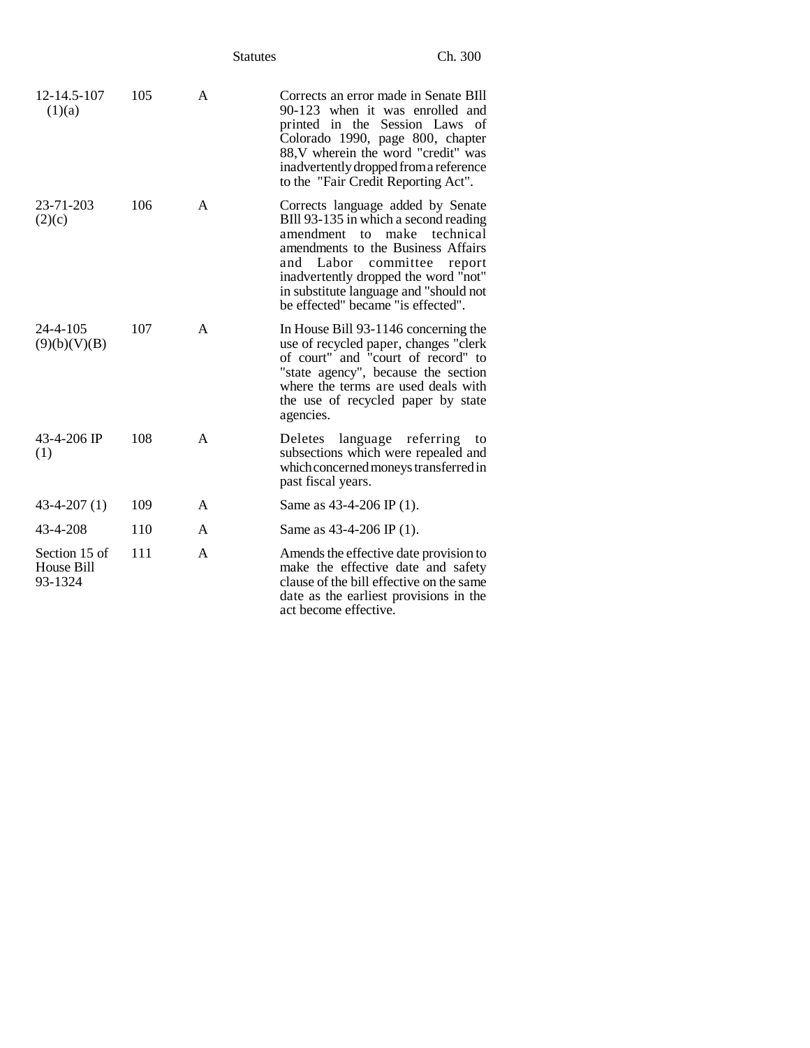| | | | |
|---|---|---|---|
| 12-14.5-107 (1)(a) | 105 | A | Corrects an error made in Senate BIll 90-123 when it was enrolled and printed in the Session Laws of Colorado 1990, page 800, chapter 88,V wherein the word "credit" was inadvertently dropped from a reference to the "Fair Credit Reporting Act". |
| 23-71-203 (2)(c) | 106 | A | Corrects language added by Senate BIll 93-135 in which a second reading amendment to make technical amendments to the Business Affairs and Labor committee report inadvertently dropped the word "not" in substitute language and "should not be effected" became "is effected". |
| 24-4-105 (9)(b)(V)(B) | 107 | A | In House Bill 93-1146 concerning the use of recycled paper, changes "clerk of court" and "court of record" to "state agency", because the section where the terms are used deals with the use of recycled paper by state agencies. |
| 43-4-206 IP (1) | 108 | A | Deletes language referring to subsections which were repealed and which concerned moneys transferred in past fiscal years. |
| 43-4-207 (1) | 109 | A | Same as 43-4-206 IP (1). |
| 43-4-208 | 110 | A | Same as 43-4-206 IP (1). |
| Section 15 of House Bill 93-1324 | 111 | A | Amends the effective date provision to make the effective date and safety clause of the bill effective on the same date as the earliest provisions in the act become effective. |